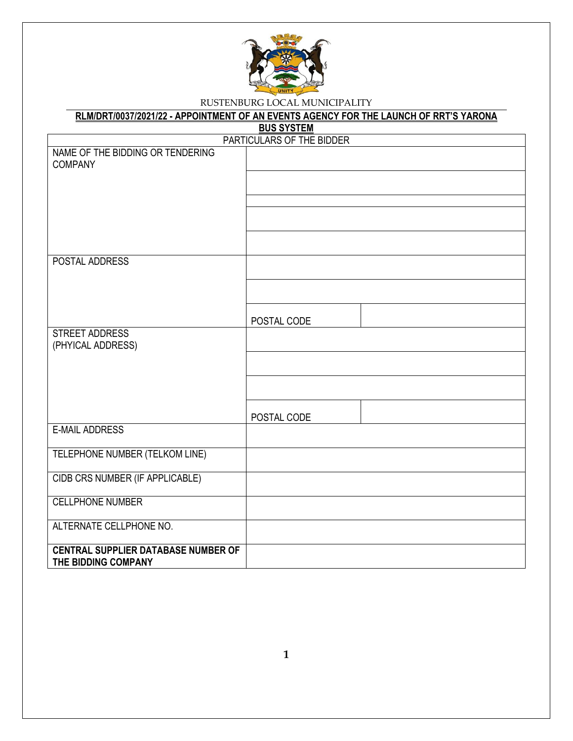RUSTENBURG LOCAL MUNICIPALITY

**RLM/DRT/0037/2021/22 - APPOINTMENT OF AN EVENTS AGENCY FOR THE LAUNCH OF RRT'S YARONA BUS SYSTEM**

| PARTICULARS OF THE BIDDER | | |
|---|---|---|
| NAME OF THE BIDDING OR TENDERING COMPANY | | |
| | | |
| | | |
| | | |
| | | |
| POSTAL ADDRESS | | |
| | | |
| | POSTAL CODE | |
| STREET ADDRESS (PHYICAL ADDRESS) | | |
| | | |
| | | |
| | POSTAL CODE | |
| E-MAIL ADDRESS | | |
| TELEPHONE NUMBER (TELKOM LINE) | | |
| CIDB CRS NUMBER (IF APPLICABLE) | | |
| CELLPHONE NUMBER | | |
| ALTERNATE CELLPHONE NO. | | |
| **CENTRAL SUPPLIER DATABASE NUMBER OF THE BIDDING COMPANY** | | |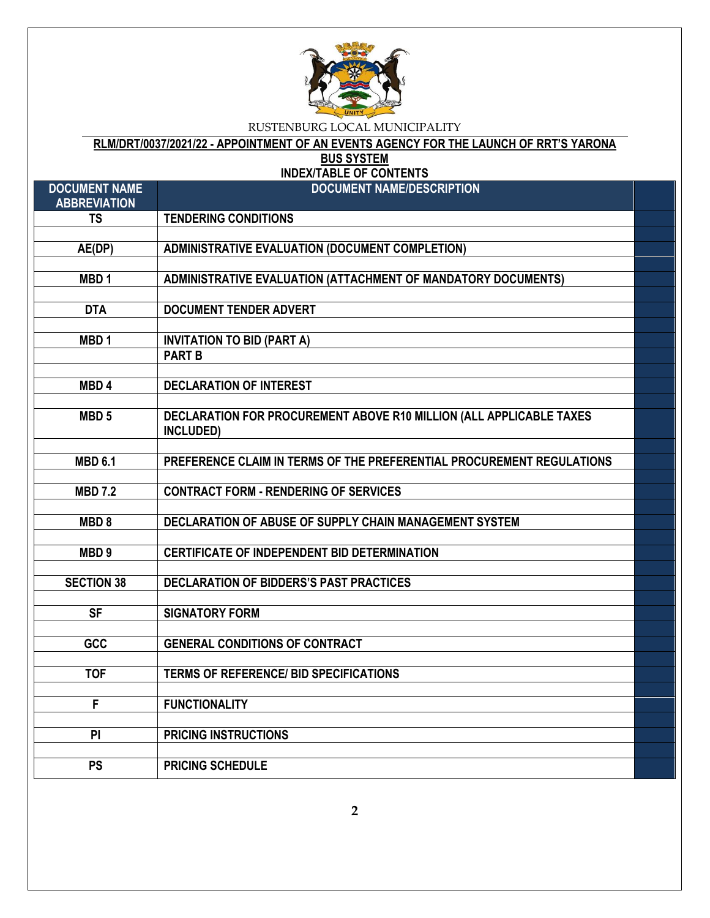RUSTENBURG LOCAL MUNICIPALITY

**RLM/DRT/0037/2021/22 - APPOINTMENT OF AN EVENTS AGENCY FOR THE LAUNCH OF RRT'S YARONA BUS SYSTEM**

**INDEX/TABLE OF CONTENTS**

| DOCUMENT NAME ABBREVIATION | DOCUMENT NAME/DESCRIPTION | |
|---|---|---|
| TS | TENDERING CONDITIONS | |
| | | |
| AE(DP) | ADMINISTRATIVE EVALUATION (DOCUMENT COMPLETION) | |
| | | |
| MBD 1 | ADMINISTRATIVE EVALUATION (ATTACHMENT OF MANDATORY DOCUMENTS) | |
| | | |
| DTA | DOCUMENT TENDER ADVERT | |
| | | |
| MBD 1 | INVITATION TO BID (PART A) | |
| | PART B | |
| | | |
| MBD 4 | DECLARATION OF INTEREST | |
| | | |
| MBD 5 | DECLARATION FOR PROCUREMENT ABOVE R10 MILLION (ALL APPLICABLE TAXES INCLUDED) | |
| | | |
| MBD 6.1 | PREFERENCE CLAIM IN TERMS OF THE PREFERENTIAL PROCUREMENT REGULATIONS | |
| | | |
| MBD 7.2 | CONTRACT FORM - RENDERING OF SERVICES | |
| | | |
| MBD 8 | DECLARATION OF ABUSE OF SUPPLY CHAIN MANAGEMENT SYSTEM | |
| | | |
| MBD 9 | CERTIFICATE OF INDEPENDENT BID DETERMINATION | |
| | | |
| SECTION 38 | DECLARATION OF BIDDERS'S PAST PRACTICES | |
| | | |
| SF | SIGNATORY FORM | |
| | | |
| GCC | GENERAL CONDITIONS OF CONTRACT | |
| | | |
| TOF | TERMS OF REFERENCE/ BID SPECIFICATIONS | |
| | | |
| F | FUNCTIONALITY | |
| | | |
| PI | PRICING INSTRUCTIONS | |
| | | |
| PS | PRICING SCHEDULE | |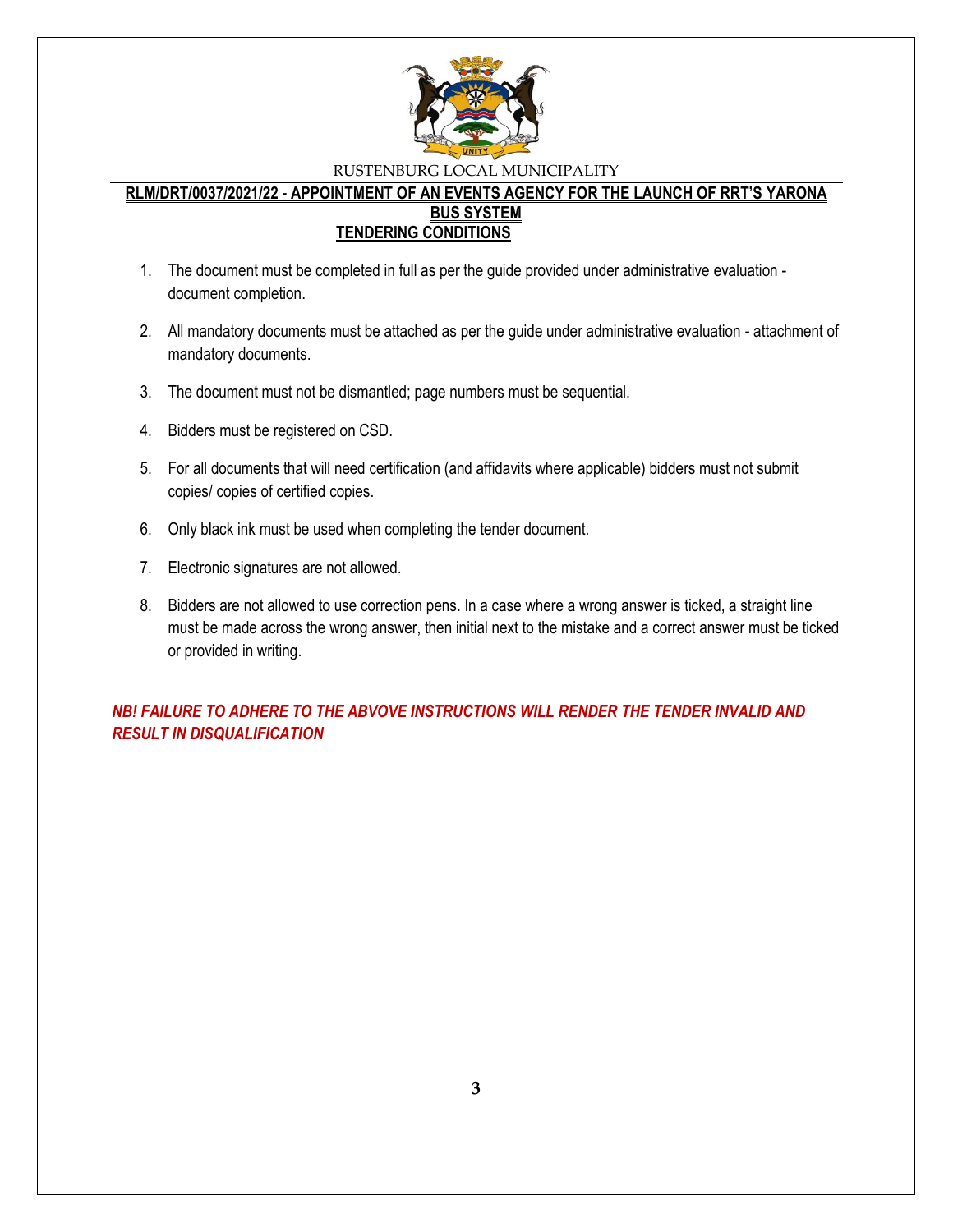RUSTENBURG LOCAL MUNICIPALITY

**RLM/DRT/0037/2021/22 - APPOINTMENT OF AN EVENTS AGENCY FOR THE LAUNCH OF RRT'S YARONA BUS SYSTEM**

**TENDERING CONDITIONS**

1. The document must be completed in full as per the guide provided under administrative evaluation - document completion.
2. All mandatory documents must be attached as per the guide under administrative evaluation - attachment of mandatory documents.
3. The document must not be dismantled; page numbers must be sequential.
4. Bidders must be registered on CSD.
5. For all documents that will need certification (and affidavits where applicable) bidders must not submit copies/ copies of certified copies.
6. Only black ink must be used when completing the tender document.
7. Electronic signatures are not allowed.
8. Bidders are not allowed to use correction pens. In a case where a wrong answer is ticked, a straight line must be made across the wrong answer, then initial next to the mistake and a correct answer must be ticked or provided in writing.

***NB! FAILURE TO ADHERE TO THE ABVOVE INSTRUCTIONS WILL RENDER THE TENDER INVALID AND RESULT IN DISQUALIFICATION***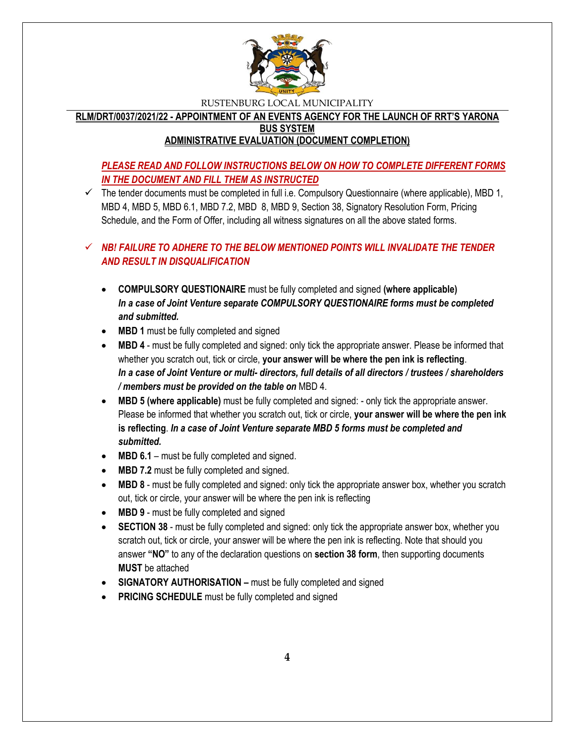RUSTENBURG LOCAL MUNICIPALITY

**RLM/DRT/0037/2021/22 - APPOINTMENT OF AN EVENTS AGENCY FOR THE LAUNCH OF RRT'S YARONA BUS SYSTEM**

**ADMINISTRATIVE EVALUATION (DOCUMENT COMPLETION)**

***PLEASE READ AND FOLLOW INSTRUCTIONS BELOW ON HOW TO COMPLETE DIFFERENT FORMS IN THE DOCUMENT AND FILL THEM AS INSTRUCTED***

- ✓ The tender documents must be completed in full i.e. Compulsory Questionnaire (where applicable), MBD 1, MBD 4, MBD 5, MBD 6.1, MBD 7.2, MBD 8, MBD 9, Section 38, Signatory Resolution Form, Pricing Schedule, and the Form of Offer, including all witness signatures on all the above stated forms.

- ✓ ***NB! FAILURE TO ADHERE TO THE BELOW MENTIONED POINTS WILL INVALIDATE THE TENDER AND RESULT IN DISQUALIFICATION***

  - **COMPULSORY QUESTIONAIRE** must be fully completed and signed **(where applicable)** ***In a case of Joint Venture separate COMPULSORY QUESTIONAIRE forms must be completed and submitted.***
  - **MBD 1** must be fully completed and signed
  - **MBD 4** - must be fully completed and signed: only tick the appropriate answer. Please be informed that whether you scratch out, tick or circle, **your answer will be where the pen ink is reflecting**. ***In a case of Joint Venture or multi- directors, full details of all directors / trustees / shareholders / members must be provided on the table on*** MBD 4.
  - **MBD 5 (where applicable)** must be fully completed and signed: - only tick the appropriate answer. Please be informed that whether you scratch out, tick or circle, **your answer will be where the pen ink is reflecting**. ***In a case of Joint Venture separate MBD 5 forms must be completed and submitted.***
  - **MBD 6.1** – must be fully completed and signed.
  - **MBD 7.2** must be fully completed and signed.
  - **MBD 8** - must be fully completed and signed: only tick the appropriate answer box, whether you scratch out, tick or circle, your answer will be where the pen ink is reflecting
  - **MBD 9** - must be fully completed and signed
  - **SECTION 38** - must be fully completed and signed: only tick the appropriate answer box, whether you scratch out, tick or circle, your answer will be where the pen ink is reflecting. Note that should you answer **"NO"** to any of the declaration questions on **section 38 form**, then supporting documents **MUST** be attached
  - **SIGNATORY AUTHORISATION –** must be fully completed and signed
  - **PRICING SCHEDULE** must be fully completed and signed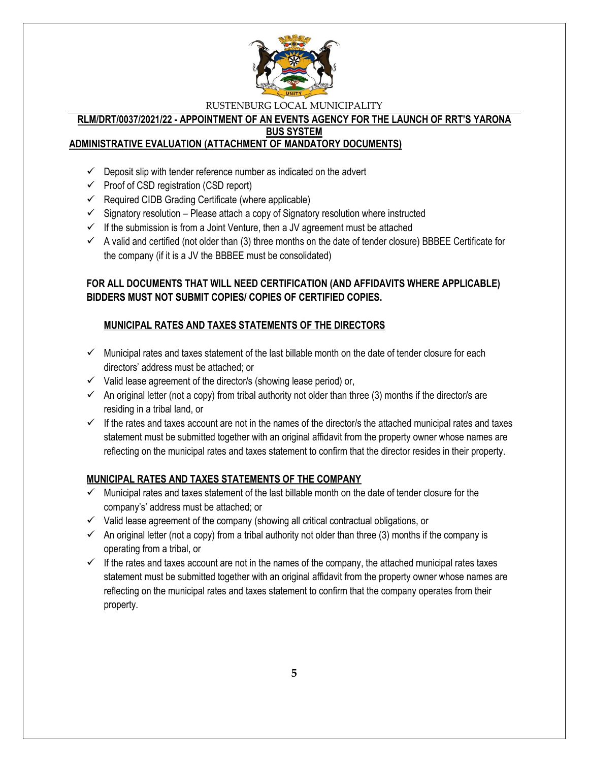RUSTENBURG LOCAL MUNICIPALITY

**RLM/DRT/0037/2021/22 - APPOINTMENT OF AN EVENTS AGENCY FOR THE LAUNCH OF RRT'S YARONA BUS SYSTEM**

**ADMINISTRATIVE EVALUATION (ATTACHMENT OF MANDATORY DOCUMENTS)**

- ✓ Deposit slip with tender reference number as indicated on the advert
- ✓ Proof of CSD registration (CSD report)
- ✓ Required CIDB Grading Certificate (where applicable)
- ✓ Signatory resolution – Please attach a copy of Signatory resolution where instructed
- ✓ If the submission is from a Joint Venture, then a JV agreement must be attached
- ✓ A valid and certified (not older than (3) three months on the date of tender closure) BBBEE Certificate for the company (if it is a JV the BBBEE must be consolidated)

**FOR ALL DOCUMENTS THAT WILL NEED CERTIFICATION (AND AFFIDAVITS WHERE APPLICABLE) BIDDERS MUST NOT SUBMIT COPIES/ COPIES OF CERTIFIED COPIES.**

**MUNICIPAL RATES AND TAXES STATEMENTS OF THE DIRECTORS**

- ✓ Municipal rates and taxes statement of the last billable month on the date of tender closure for each directors' address must be attached; or
- ✓ Valid lease agreement of the director/s (showing lease period) or,
- ✓ An original letter (not a copy) from tribal authority not older than three (3) months if the director/s are residing in a tribal land, or
- ✓ If the rates and taxes account are not in the names of the director/s the attached municipal rates and taxes statement must be submitted together with an original affidavit from the property owner whose names are reflecting on the municipal rates and taxes statement to confirm that the director resides in their property.

**MUNICIPAL RATES AND TAXES STATEMENTS OF THE COMPANY**

- ✓ Municipal rates and taxes statement of the last billable month on the date of tender closure for the company's' address must be attached; or
- ✓ Valid lease agreement of the company (showing all critical contractual obligations, or
- ✓ An original letter (not a copy) from a tribal authority not older than three (3) months if the company is operating from a tribal, or
- ✓ If the rates and taxes account are not in the names of the company, the attached municipal rates taxes statement must be submitted together with an original affidavit from the property owner whose names are reflecting on the municipal rates and taxes statement to confirm that the company operates from their property.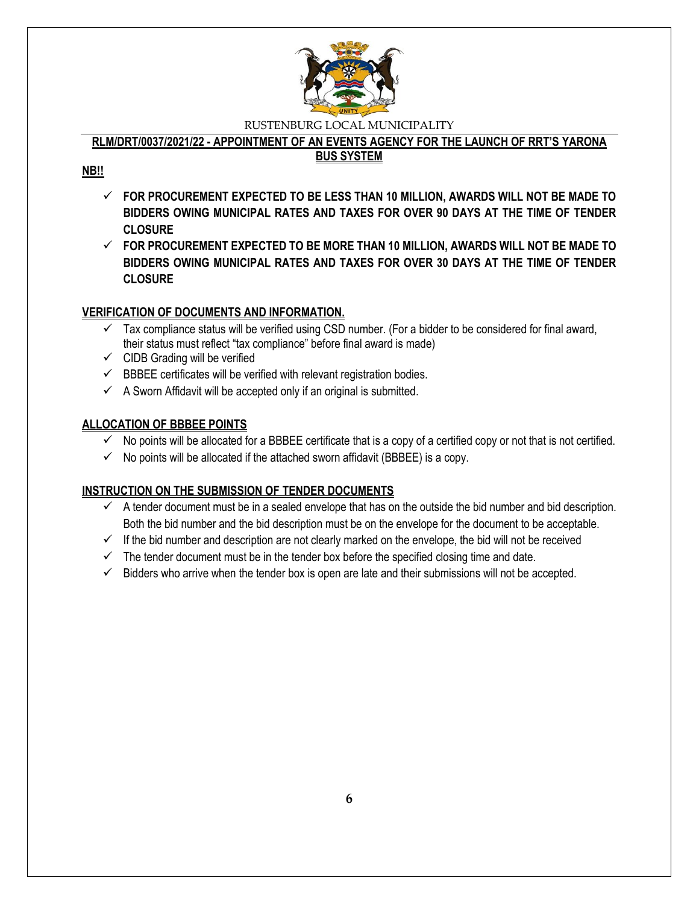RUSTENBURG LOCAL MUNICIPALITY

**RLM/DRT/0037/2021/22 - APPOINTMENT OF AN EVENTS AGENCY FOR THE LAUNCH OF RRT'S YARONA BUS SYSTEM**

**NB!!**

- ✓ **FOR PROCUREMENT EXPECTED TO BE LESS THAN 10 MILLION, AWARDS WILL NOT BE MADE TO BIDDERS OWING MUNICIPAL RATES AND TAXES FOR OVER 90 DAYS AT THE TIME OF TENDER CLOSURE**
- ✓ **FOR PROCUREMENT EXPECTED TO BE MORE THAN 10 MILLION, AWARDS WILL NOT BE MADE TO BIDDERS OWING MUNICIPAL RATES AND TAXES FOR OVER 30 DAYS AT THE TIME OF TENDER CLOSURE**

**VERIFICATION OF DOCUMENTS AND INFORMATION.**

- ✓ Tax compliance status will be verified using CSD number. (For a bidder to be considered for final award, their status must reflect "tax compliance" before final award is made)
- ✓ CIDB Grading will be verified
- ✓ BBBEE certificates will be verified with relevant registration bodies.
- ✓ A Sworn Affidavit will be accepted only if an original is submitted.

**ALLOCATION OF BBBEE POINTS**

- ✓ No points will be allocated for a BBBEE certificate that is a copy of a certified copy or not that is not certified.
- ✓ No points will be allocated if the attached sworn affidavit (BBBEE) is a copy.

**INSTRUCTION ON THE SUBMISSION OF TENDER DOCUMENTS**

- ✓ A tender document must be in a sealed envelope that has on the outside the bid number and bid description. Both the bid number and the bid description must be on the envelope for the document to be acceptable.
- ✓ If the bid number and description are not clearly marked on the envelope, the bid will not be received
- ✓ The tender document must be in the tender box before the specified closing time and date.
- ✓ Bidders who arrive when the tender box is open are late and their submissions will not be accepted.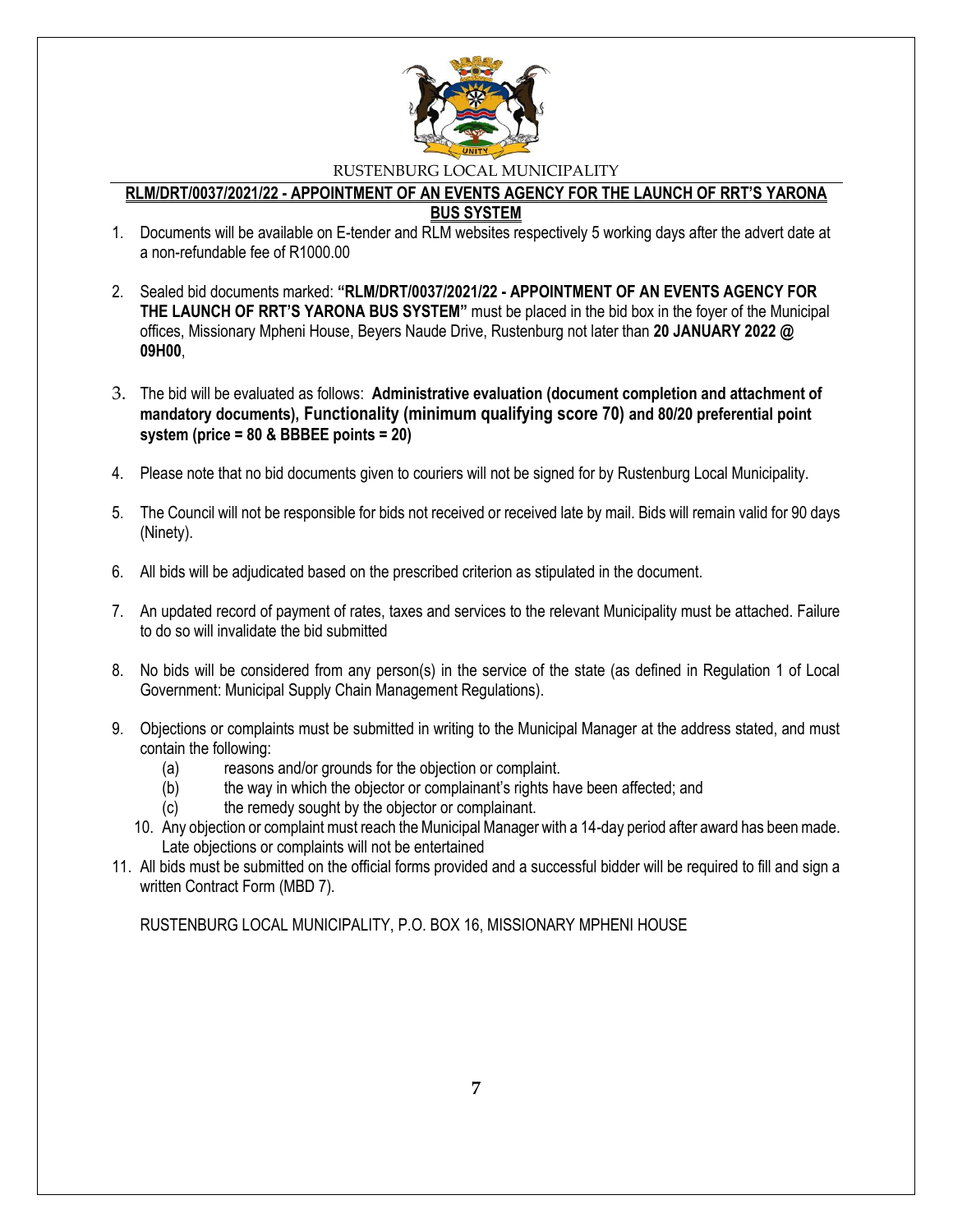RUSTENBURG LOCAL MUNICIPALITY

## RLM/DRT/0037/2021/22 - APPOINTMENT OF AN EVENTS AGENCY FOR THE LAUNCH OF RRT'S YARONA BUS SYSTEM

1. Documents will be available on E-tender and RLM websites respectively 5 working days after the advert date at a non-refundable fee of R1000.00
2. Sealed bid documents marked: **"RLM/DRT/0037/2021/22 - APPOINTMENT OF AN EVENTS AGENCY FOR THE LAUNCH OF RRT'S YARONA BUS SYSTEM"** must be placed in the bid box in the foyer of the Municipal offices, Missionary Mpheni House, Beyers Naude Drive, Rustenburg not later than **20 JANUARY 2022 @ 09H00**,
3. The bid will be evaluated as follows: **Administrative evaluation (document completion and attachment of mandatory documents), Functionality (minimum qualifying score 70) and 80/20 preferential point system (price = 80 & BBBEE points = 20)**
4. Please note that no bid documents given to couriers will not be signed for by Rustenburg Local Municipality.
5. The Council will not be responsible for bids not received or received late by mail. Bids will remain valid for 90 days (Ninety).
6. All bids will be adjudicated based on the prescribed criterion as stipulated in the document.
7. An updated record of payment of rates, taxes and services to the relevant Municipality must be attached. Failure to do so will invalidate the bid submitted
8. No bids will be considered from any person(s) in the service of the state (as defined in Regulation 1 of Local Government: Municipal Supply Chain Management Regulations).
9. Objections or complaints must be submitted in writing to the Municipal Manager at the address stated, and must contain the following:
   - (a) reasons and/or grounds for the objection or complaint.
   - (b) the way in which the objector or complainant's rights have been affected; and
   - (c) the remedy sought by the objector or complainant.
10. Any objection or complaint must reach the Municipal Manager with a 14-day period after award has been made. Late objections or complaints will not be entertained
11. All bids must be submitted on the official forms provided and a successful bidder will be required to fill and sign a written Contract Form (MBD 7).

RUSTENBURG LOCAL MUNICIPALITY, P.O. BOX 16, MISSIONARY MPHENI HOUSE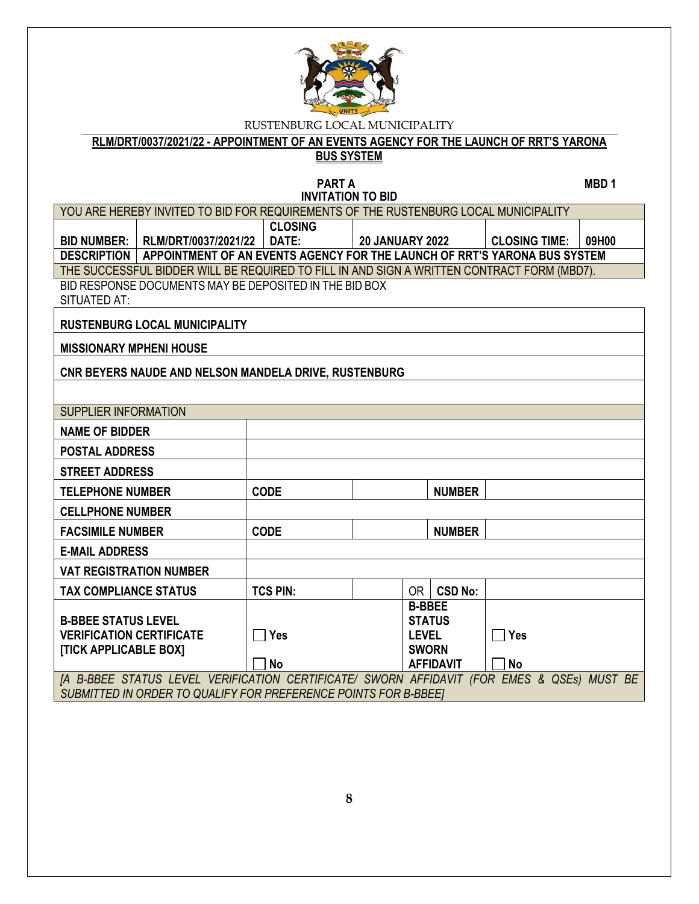RUSTENBURG LOCAL MUNICIPALITY

**RLM/DRT/0037/2021/22 - APPOINTMENT OF AN EVENTS AGENCY FOR THE LAUNCH OF RRT'S YARONA BUS SYSTEM**

**PART A** **MBD 1**

**INVITATION TO BID**

| YOU ARE HEREBY INVITED TO BID FOR REQUIREMENTS OF THE RUSTENBURG LOCAL MUNICIPALITY | | | | | |
|---|---|---|---|---|---|
| **BID NUMBER:** | **RLM/DRT/0037/2021/22** | **CLOSING DATE:** | **20 JANUARY 2022** | **CLOSING TIME:** | **09H00** |
| **DESCRIPTION** | **APPOINTMENT OF AN EVENTS AGENCY FOR THE LAUNCH OF RRT'S YARONA BUS SYSTEM** | | | | |
| THE SUCCESSFUL BIDDER WILL BE REQUIRED TO FILL IN AND SIGN A WRITTEN CONTRACT FORM (MBD7). | | | | | |

BID RESPONSE DOCUMENTS MAY BE DEPOSITED IN THE BID BOX SITUATED AT:

| |
|---|
| **RUSTENBURG LOCAL MUNICIPALITY** |
| **MISSIONARY MPHENI HOUSE** |
| **CNR BEYERS NAUDE AND NELSON MANDELA DRIVE, RUSTENBURG** |
| |

| SUPPLIER INFORMATION | | | | | |
|---|---|---|---|---|---|
| **NAME OF BIDDER** | | | | | |
| **POSTAL ADDRESS** | | | | | |
| **STREET ADDRESS** | | | | | |
| **TELEPHONE NUMBER** | **CODE** | | | **NUMBER** | |
| **CELLPHONE NUMBER** | | | | | |
| **FACSIMILE NUMBER** | **CODE** | | | **NUMBER** | |
| **E-MAIL ADDRESS** | | | | | |
| **VAT REGISTRATION NUMBER** | | | | | |
| **TAX COMPLIANCE STATUS** | **TCS PIN:** | | OR | **CSD No:** | |
| **B-BBEE STATUS LEVEL VERIFICATION CERTIFICATE [TICK APPLICABLE BOX]** | ☐ **Yes** ☐ **No** | | **B-BBEE STATUS LEVEL SWORN AFFIDAVIT** | | ☐ **Yes** ☐ **No** |
| *[A B-BBEE STATUS LEVEL VERIFICATION CERTIFICATE/ SWORN AFFIDAVIT (FOR EMES & QSEs) MUST BE SUBMITTED IN ORDER TO QUALIFY FOR PREFERENCE POINTS FOR B-BBEE]* | | | | | |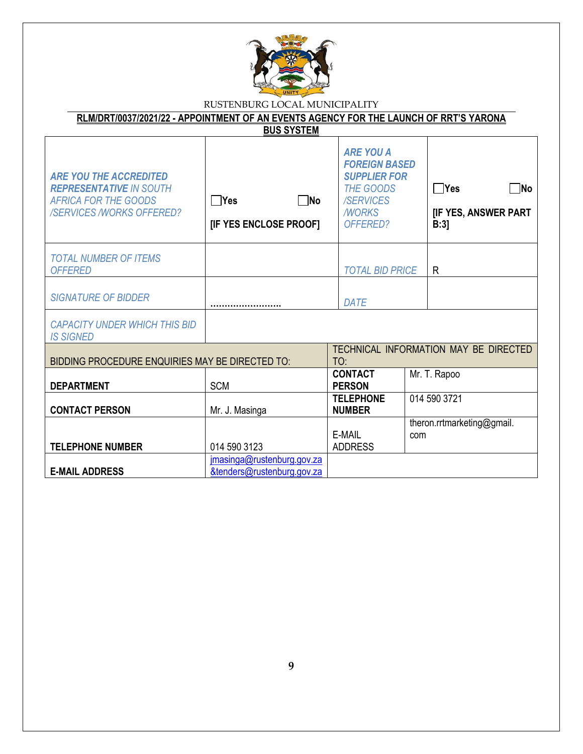RUSTENBURG LOCAL MUNICIPALITY

**RLM/DRT/0037/2021/22 - APPOINTMENT OF AN EVENTS AGENCY FOR THE LAUNCH OF RRT'S YARONA BUS SYSTEM**

| | | | |
|---|---|---|---|
| ***ARE YOU THE ACCREDITED REPRESENTATIVE** IN SOUTH AFRICA FOR THE GOODS /SERVICES /WORKS OFFERED?* | ☐**Yes** ☐**No** **[IF YES ENCLOSE PROOF]** | ***ARE YOU A FOREIGN BASED SUPPLIER FOR** THE GOODS /SERVICES /WORKS OFFERED?* | ☐**Yes** ☐**No** **[IF YES, ANSWER PART B:3]** |
| *TOTAL NUMBER OF ITEMS OFFERED* | | *TOTAL BID PRICE* | R |
| *SIGNATURE OF BIDDER* | …………………… | *DATE* | |
| *CAPACITY UNDER WHICH THIS BID IS SIGNED* | | | |

| BIDDING PROCEDURE ENQUIRIES MAY BE DIRECTED TO: | | TECHNICAL INFORMATION MAY BE DIRECTED TO: | |
|---|---|---|---|
| **DEPARTMENT** | SCM | **CONTACT PERSON** | Mr. T. Rapoo |
| **CONTACT PERSON** | Mr. J. Masinga | **TELEPHONE NUMBER** | 014 590 3721 |
| **TELEPHONE NUMBER** | 014 590 3123 | E-MAIL ADDRESS | theron.rrtmarketing@gmail.com |
| **E-MAIL ADDRESS** | jmasinga@rustenburg.gov.za &tenders@rustenburg.gov.za | | |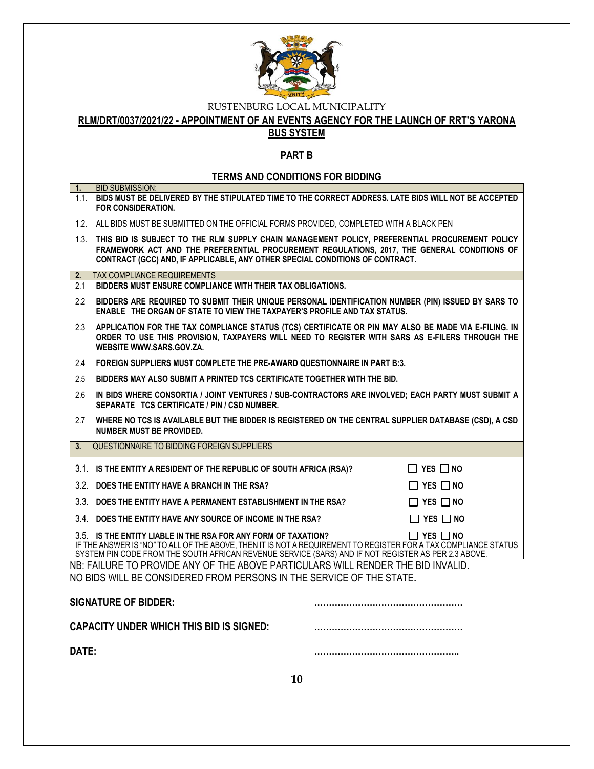RUSTENBURG LOCAL MUNICIPALITY

**RLM/DRT/0037/2021/22 - APPOINTMENT OF AN EVENTS AGENCY FOR THE LAUNCH OF RRT'S YARONA BUS SYSTEM**

## PART B

### TERMS AND CONDITIONS FOR BIDDING

**1. BID SUBMISSION:**

1.1. **BIDS MUST BE DELIVERED BY THE STIPULATED TIME TO THE CORRECT ADDRESS. LATE BIDS WILL NOT BE ACCEPTED FOR CONSIDERATION.**

1.2. ALL BIDS MUST BE SUBMITTED ON THE OFFICIAL FORMS PROVIDED, COMPLETED WITH A BLACK PEN

1.3. **THIS BID IS SUBJECT TO THE RLM SUPPLY CHAIN MANAGEMENT POLICY, PREFERENTIAL PROCUREMENT POLICY FRAMEWORK ACT AND THE PREFERENTIAL PROCUREMENT REGULATIONS, 2017, THE GENERAL CONDITIONS OF CONTRACT (GCC) AND, IF APPLICABLE, ANY OTHER SPECIAL CONDITIONS OF CONTRACT.**

**2. TAX COMPLIANCE REQUIREMENTS**

2.1 **BIDDERS MUST ENSURE COMPLIANCE WITH THEIR TAX OBLIGATIONS.**

2.2 **BIDDERS ARE REQUIRED TO SUBMIT THEIR UNIQUE PERSONAL IDENTIFICATION NUMBER (PIN) ISSUED BY SARS TO ENABLE THE ORGAN OF STATE TO VIEW THE TAXPAYER'S PROFILE AND TAX STATUS.**

2.3 **APPLICATION FOR THE TAX COMPLIANCE STATUS (TCS) CERTIFICATE OR PIN MAY ALSO BE MADE VIA E-FILING. IN ORDER TO USE THIS PROVISION, TAXPAYERS WILL NEED TO REGISTER WITH SARS AS E-FILERS THROUGH THE WEBSITE WWW.SARS.GOV.ZA.**

2.4 **FOREIGN SUPPLIERS MUST COMPLETE THE PRE-AWARD QUESTIONNAIRE IN PART B:3.**

2.5 **BIDDERS MAY ALSO SUBMIT A PRINTED TCS CERTIFICATE TOGETHER WITH THE BID.**

2.6 **IN BIDS WHERE CONSORTIA / JOINT VENTURES / SUB-CONTRACTORS ARE INVOLVED; EACH PARTY MUST SUBMIT A SEPARATE TCS CERTIFICATE / PIN / CSD NUMBER.**

2.7 **WHERE NO TCS IS AVAILABLE BUT THE BIDDER IS REGISTERED ON THE CENTRAL SUPPLIER DATABASE (CSD), A CSD NUMBER MUST BE PROVIDED.**

**3. QUESTIONNAIRE TO BIDDING FOREIGN SUPPLIERS**

3.1. **IS THE ENTITY A RESIDENT OF THE REPUBLIC OF SOUTH AFRICA (RSA)?** ☐ YES ☐ NO

3.2. **DOES THE ENTITY HAVE A BRANCH IN THE RSA?** ☐ YES ☐ NO

3.3. **DOES THE ENTITY HAVE A PERMANENT ESTABLISHMENT IN THE RSA?** ☐ YES ☐ NO

3.4. **DOES THE ENTITY HAVE ANY SOURCE OF INCOME IN THE RSA?** ☐ YES ☐ NO

3.5. **IS THE ENTITY LIABLE IN THE RSA FOR ANY FORM OF TAXATION?** ☐ YES ☐ NO

IF THE ANSWER IS "NO" TO ALL OF THE ABOVE, THEN IT IS NOT A REQUIREMENT TO REGISTER FOR A TAX COMPLIANCE STATUS SYSTEM PIN CODE FROM THE SOUTH AFRICAN REVENUE SERVICE (SARS) AND IF NOT REGISTER AS PER 2.3 ABOVE.

NB: FAILURE TO PROVIDE ANY OF THE ABOVE PARTICULARS WILL RENDER THE BID INVALID.
NO BIDS WILL BE CONSIDERED FROM PERSONS IN THE SERVICE OF THE STATE.

**SIGNATURE OF BIDDER:** ……………………………………………

**CAPACITY UNDER WHICH THIS BID IS SIGNED:** ……………………………………………

**DATE:** ……………………………………………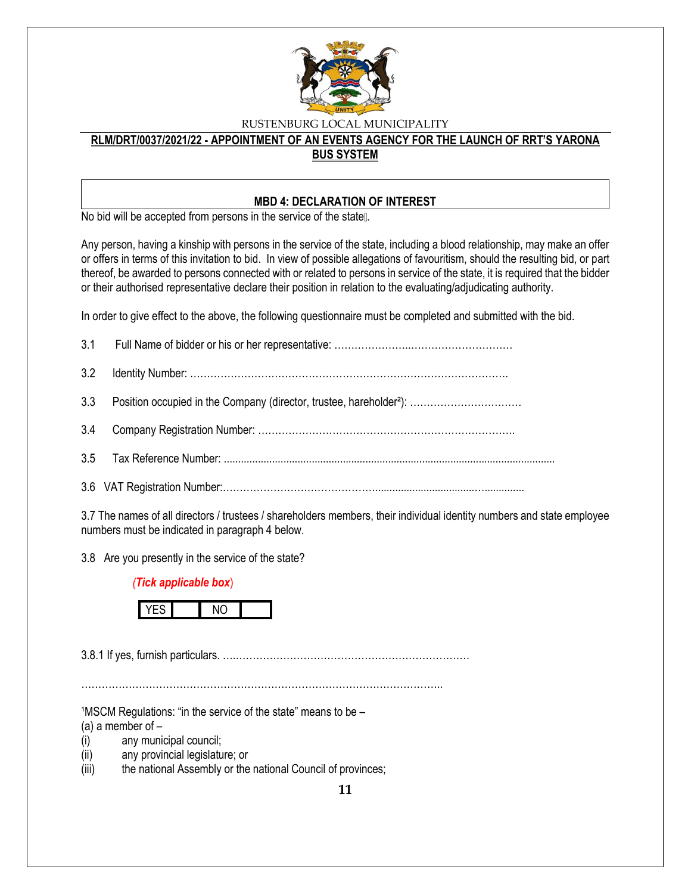RUSTENBURG LOCAL MUNICIPALITY

**RLM/DRT/0037/2021/22 - APPOINTMENT OF AN EVENTS AGENCY FOR THE LAUNCH OF RRT'S YARONA BUS SYSTEM**

## MBD 4: DECLARATION OF INTEREST

No bid will be accepted from persons in the service of the state[1].

Any person, having a kinship with persons in the service of the state, including a blood relationship, may make an offer or offers in terms of this invitation to bid. In view of possible allegations of favouritism, should the resulting bid, or part thereof, be awarded to persons connected with or related to persons in service of the state, it is required that the bidder or their authorised representative declare their position in relation to the evaluating/adjudicating authority.

In order to give effect to the above, the following questionnaire must be completed and submitted with the bid.

3.1 Full Name of bidder or his or her representative: ……………….……………………………

3.2 Identity Number: ………………………………………………………………………………….

3.3 Position occupied in the Company (director, trustee, hareholder[2]): ……………………………

3.4 Company Registration Number: ………………………………………………………………….

3.5 Tax Reference Number: ......................................................................................................................

3.6 VAT Registration Number:……………………………………..................................…..............

3.7 The names of all directors / trustees / shareholders members, their individual identity numbers and state employee numbers must be indicated in paragraph 4 below.

3.8 Are you presently in the service of the state?

*(**Tick applicable box**)*

| YES | | NO | |
|---|---|---|---|

3.8.1 If yes, furnish particulars. ….…………………………………………………………

……………………………………………………………………………………………..

[1]MSCM Regulations: "in the service of the state" means to be –
(a) a member of –
(i) any municipal council;
(ii) any provincial legislature; or
(iii) the national Assembly or the national Council of provinces;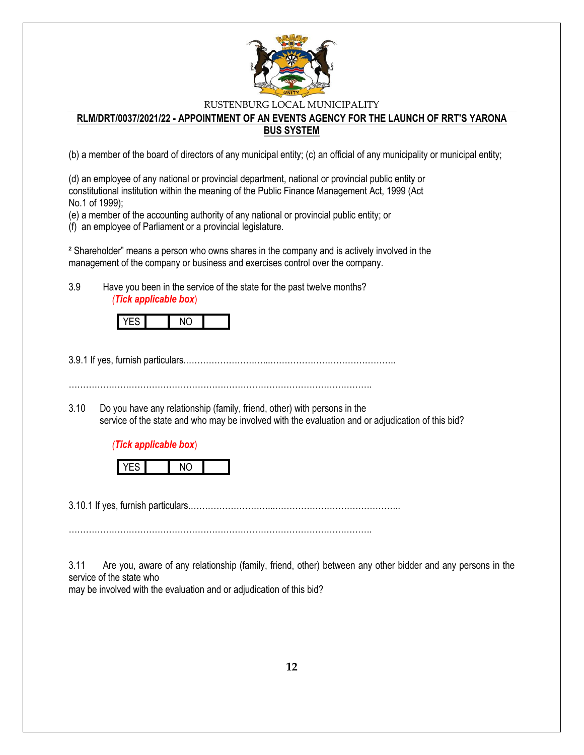(b) a member of the board of directors of any municipal entity; (c) an official of any municipality or municipal entity;

(d) an employee of any national or provincial department, national or provincial public entity or constitutional institution within the meaning of the Public Finance Management Act, 1999 (Act No.1 of 1999);
(e) a member of the accounting authority of any national or provincial public entity; or
(f) an employee of Parliament or a provincial legislature.

² Shareholder" means a person who owns shares in the company and is actively involved in the management of the company or business and exercises control over the company.

3.9 Have you been in the service of the state for the past twelve months?
*(**Tick applicable box**)*

| YES | | NO | |
|---|---|---|---|

3.9.1 If yes, furnish particulars.………………………...…………………………………….

………………………………………………………………………………………….

3.10 Do you have any relationship (family, friend, other) with persons in the service of the state and who may be involved with the evaluation and or adjudication of this bid?

*(**Tick applicable box**)*

| YES | | NO | |
|---|---|---|---|

3.10.1 If yes, furnish particulars.………………………...……………………………………..

………………………………………………………………………………………….

3.11 Are you, aware of any relationship (family, friend, other) between any other bidder and any persons in the service of the state who may be involved with the evaluation and or adjudication of this bid?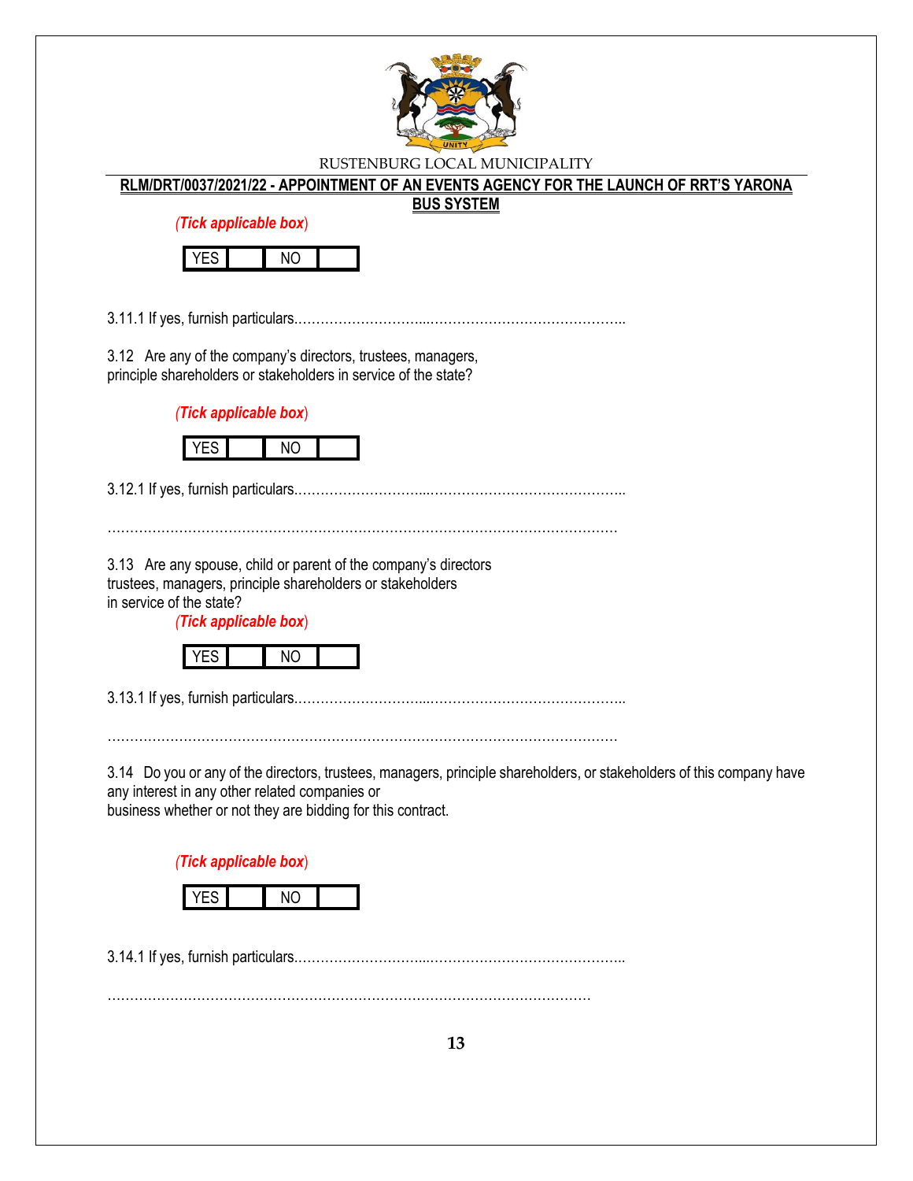*(Tick applicable box)*

| YES | | NO | |
|---|---|---|---|

3.11.1 If yes, furnish particulars.…………………….....……………………………………..

3.12 Are any of the company's directors, trustees, managers, principle shareholders or stakeholders in service of the state?

*(Tick applicable box)*

| YES | | NO | |
|---|---|---|---|

3.12.1 If yes, furnish particulars.…………………….....……………………………………..

…………………………………………………………………………………………………

3.13 Are any spouse, child or parent of the company's directors trustees, managers, principle shareholders or stakeholders in service of the state?

*(Tick applicable box)*

| YES | | NO | |
|---|---|---|---|

3.13.1 If yes, furnish particulars.…………………….....……………………………………..

…………………………………………………………………………………………………

3.14 Do you or any of the directors, trustees, managers, principle shareholders, or stakeholders of this company have any interest in any other related companies or business whether or not they are bidding for this contract.

*(Tick applicable box)*

| YES | | NO | |
|---|---|---|---|

3.14.1 If yes, furnish particulars.…………………….....……………………………………..

……………………………………………………………………………………………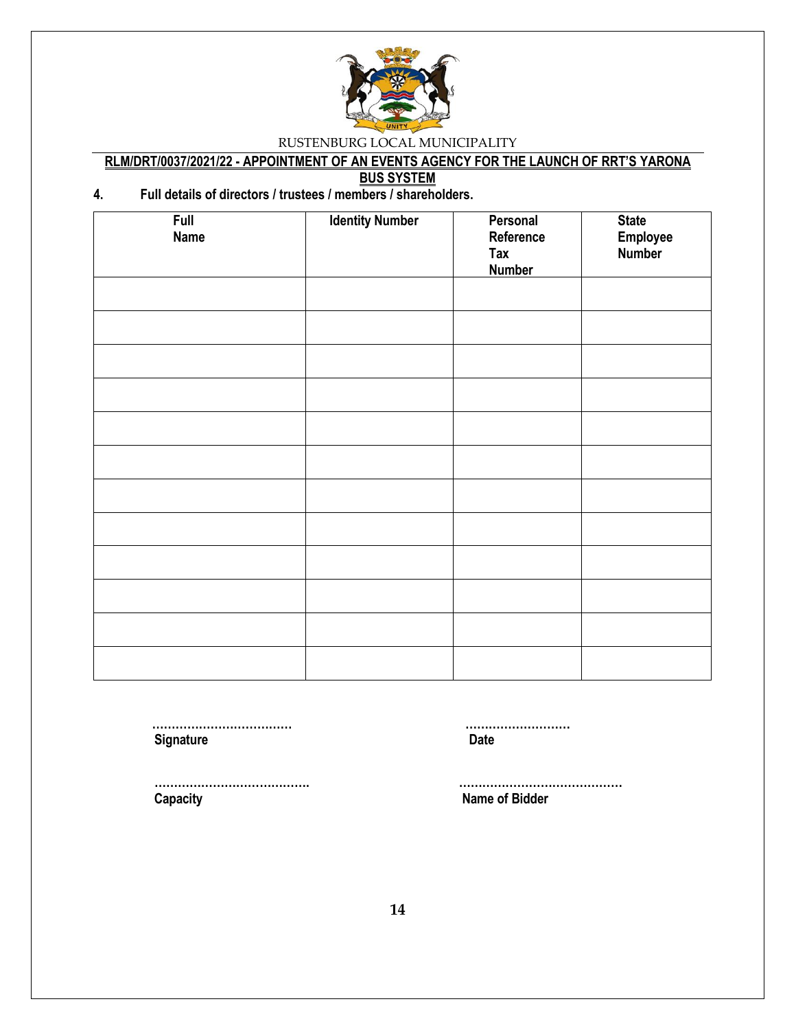RUSTENBURG LOCAL MUNICIPALITY

**RLM/DRT/0037/2021/22 - APPOINTMENT OF AN EVENTS AGENCY FOR THE LAUNCH OF RRT'S YARONA BUS SYSTEM**

**4. Full details of directors / trustees / members / shareholders.**

| Full Name | Identity Number | Personal Reference Tax Number | State Employee Number |
|---|---|---|---|
| | | | |
| | | | |
| | | | |
| | | | |
| | | | |
| | | | |
| | | | |
| | | | |
| | | | |
| | | | |
| | | | |
| | | | |

……………………………… **Signature**

……………………… **Date**

………………………………… **Capacity**

…………………………………… **Name of Bidder**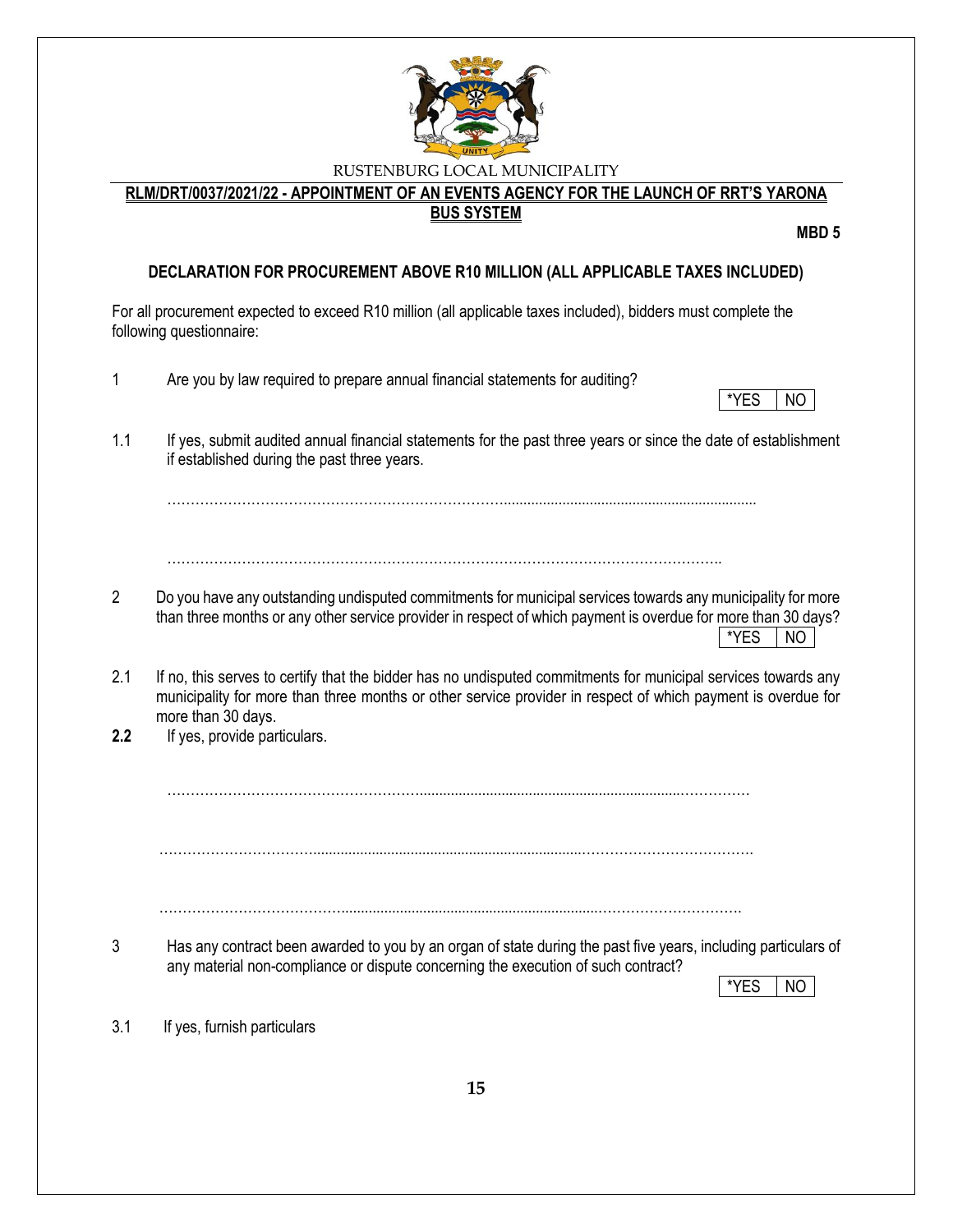RUSTENBURG LOCAL MUNICIPALITY

**RLM/DRT/0037/2021/22 - APPOINTMENT OF AN EVENTS AGENCY FOR THE LAUNCH OF RRT'S YARONA BUS SYSTEM**

**MBD 5**

## DECLARATION FOR PROCUREMENT ABOVE R10 MILLION (ALL APPLICABLE TAXES INCLUDED)

For all procurement expected to exceed R10 million (all applicable taxes included), bidders must complete the following questionnaire:

1 Are you by law required to prepare annual financial statements for auditing?

| *YES | NO |
|---|---|

1.1 If yes, submit audited annual financial statements for the past three years or since the date of establishment if established during the past three years.

……………………………………………………………………………………………………………………

……………………………………………………………………………………………………………………

2 Do you have any outstanding undisputed commitments for municipal services towards any municipality for more than three months or any other service provider in respect of which payment is overdue for more than 30 days?

| *YES | NO |
|---|---|

2.1 If no, this serves to certify that the bidder has no undisputed commitments for municipal services towards any municipality for more than three months or other service provider in respect of which payment is overdue for more than 30 days.

**2.2** If yes, provide particulars.

……………………………………………………………………………………………………………………

……………………………………………………………………………………………………………………

……………………………………………………………………………………………………………………

3 Has any contract been awarded to you by an organ of state during the past five years, including particulars of any material non-compliance or dispute concerning the execution of such contract?

| *YES | NO |
|---|---|

3.1 If yes, furnish particulars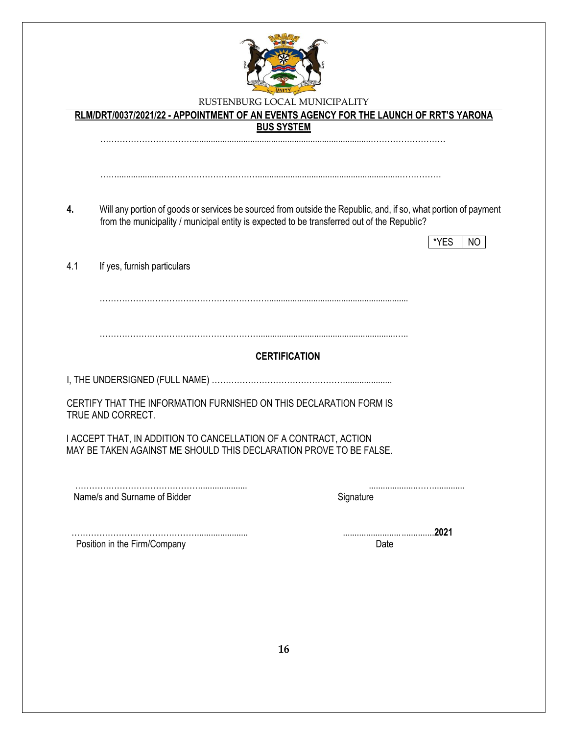……………………………………………………………………………………………………

……………………………………………………………………………………………………

**4.** Will any portion of goods or services be sourced from outside the Republic, and, if so, what portion of payment from the municipality / municipal entity is expected to be transferred out of the Republic?

| *YES | NO |
|---|---|

4.1 If yes, furnish particulars

……………………………………………………………………………………

……………………………………………………………………………………

**CERTIFICATION**

I, THE UNDERSIGNED (FULL NAME) ……………………………………………………

CERTIFY THAT THE INFORMATION FURNISHED ON THIS DECLARATION FORM IS TRUE AND CORRECT.

I ACCEPT THAT, IN ADDITION TO CANCELLATION OF A CONTRACT, ACTION MAY BE TAKEN AGAINST ME SHOULD THIS DECLARATION PROVE TO BE FALSE.

……………………………………………………… ………………………………
Name/s and Surname of Bidder Signature

……………………………………………………… ……………………………**2021**
Position in the Firm/Company Date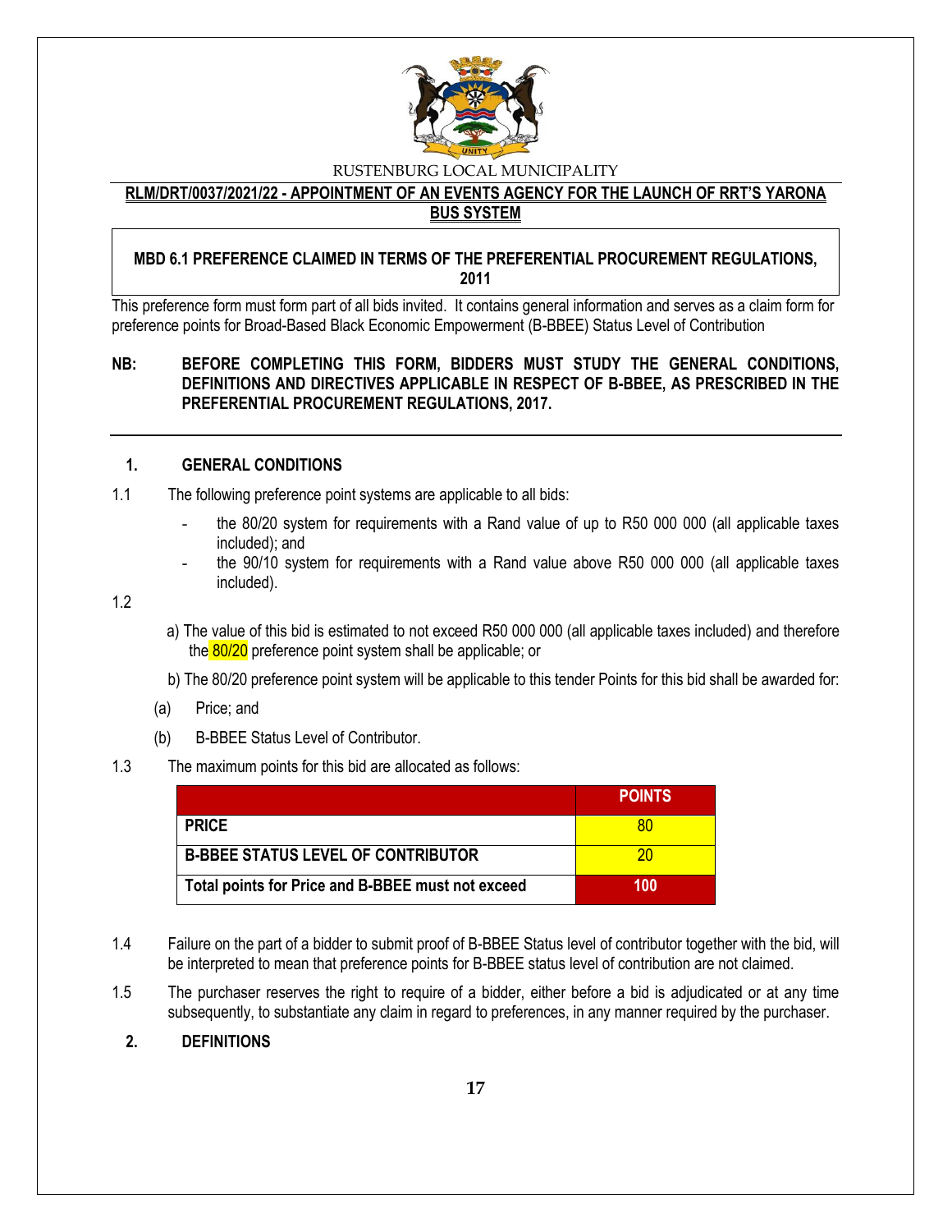RUSTENBURG LOCAL MUNICIPALITY

**RLM/DRT/0037/2021/22 - APPOINTMENT OF AN EVENTS AGENCY FOR THE LAUNCH OF RRT'S YARONA BUS SYSTEM**

## MBD 6.1 PREFERENCE CLAIMED IN TERMS OF THE PREFERENTIAL PROCUREMENT REGULATIONS, 2011

This preference form must form part of all bids invited. It contains general information and serves as a claim form for preference points for Broad-Based Black Economic Empowerment (B-BBEE) Status Level of Contribution

**NB: BEFORE COMPLETING THIS FORM, BIDDERS MUST STUDY THE GENERAL CONDITIONS, DEFINITIONS AND DIRECTIVES APPLICABLE IN RESPECT OF B-BBEE, AS PRESCRIBED IN THE PREFERENTIAL PROCUREMENT REGULATIONS, 2017.**

### 1. GENERAL CONDITIONS

1.1 The following preference point systems are applicable to all bids:

- the 80/20 system for requirements with a Rand value of up to R50 000 000 (all applicable taxes included); and
- the 90/10 system for requirements with a Rand value above R50 000 000 (all applicable taxes included).

1.2

a) The value of this bid is estimated to not exceed R50 000 000 (all applicable taxes included) and therefore the 80/20 preference point system shall be applicable; or

b) The 80/20 preference point system will be applicable to this tender Points for this bid shall be awarded for:

(a) Price; and

(b) B-BBEE Status Level of Contributor.

1.3 The maximum points for this bid are allocated as follows:

| | POINTS |
|---|---|
| **PRICE** | 80 |
| **B-BBEE STATUS LEVEL OF CONTRIBUTOR** | 20 |
| **Total points for Price and B-BBEE must not exceed** | **100** |

1.4 Failure on the part of a bidder to submit proof of B-BBEE Status level of contributor together with the bid, will be interpreted to mean that preference points for B-BBEE status level of contribution are not claimed.

1.5 The purchaser reserves the right to require of a bidder, either before a bid is adjudicated or at any time subsequently, to substantiate any claim in regard to preferences, in any manner required by the purchaser.

### 2. DEFINITIONS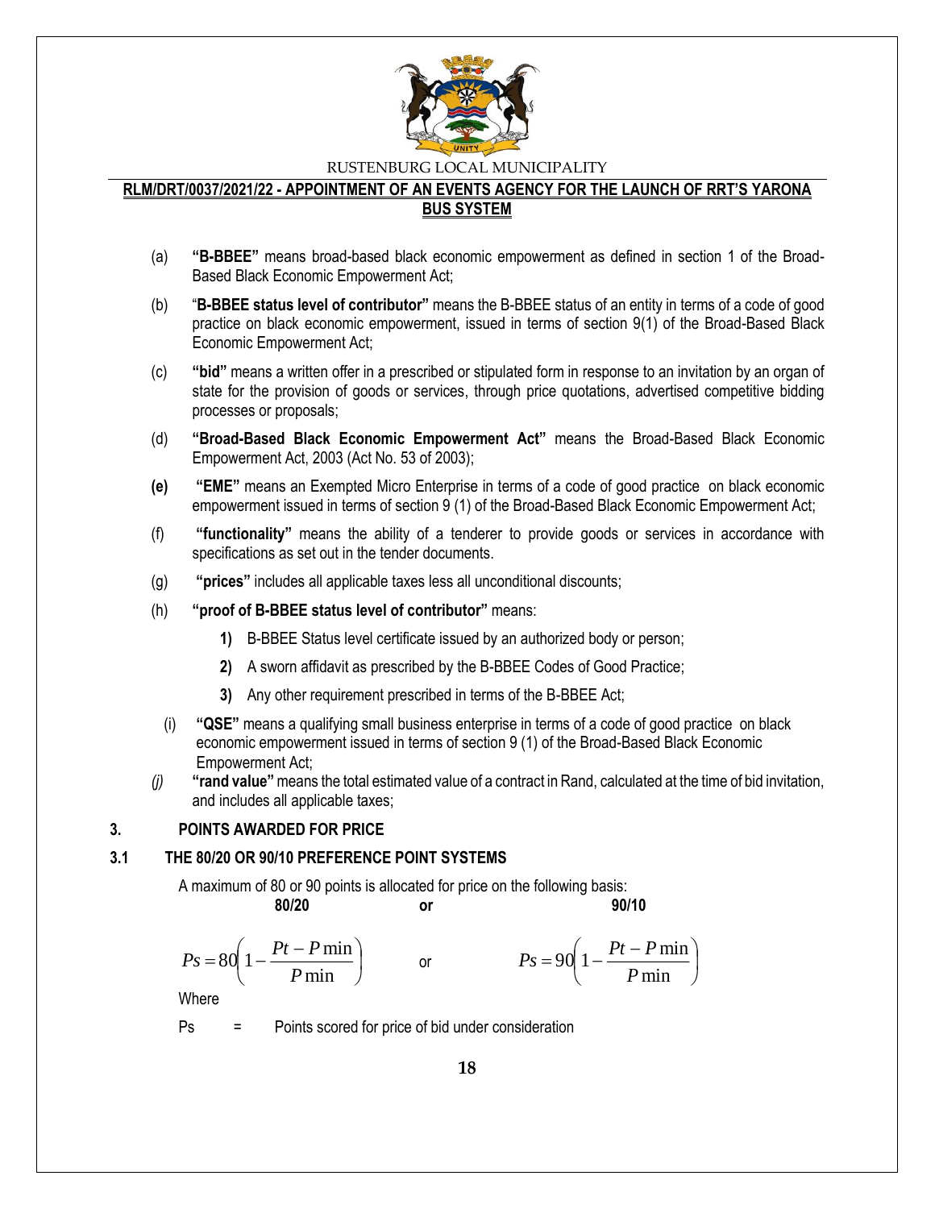(a) **"B-BBEE"** means broad-based black economic empowerment as defined in section 1 of the Broad-Based Black Economic Empowerment Act;

(b) "**B-BBEE status level of contributor"** means the B-BBEE status of an entity in terms of a code of good practice on black economic empowerment, issued in terms of section 9(1) of the Broad-Based Black Economic Empowerment Act;

(c) **"bid"** means a written offer in a prescribed or stipulated form in response to an invitation by an organ of state for the provision of goods or services, through price quotations, advertised competitive bidding processes or proposals;

(d) **"Broad-Based Black Economic Empowerment Act"** means the Broad-Based Black Economic Empowerment Act, 2003 (Act No. 53 of 2003);

**(e)** **"EME"** means an Exempted Micro Enterprise in terms of a code of good practice on black economic empowerment issued in terms of section 9 (1) of the Broad-Based Black Economic Empowerment Act;

(f) **"functionality"** means the ability of a tenderer to provide goods or services in accordance with specifications as set out in the tender documents.

(g) **"prices"** includes all applicable taxes less all unconditional discounts;

(h) **"proof of B-BBEE status level of contributor"** means:

**1)** B-BBEE Status level certificate issued by an authorized body or person;

**2)** A sworn affidavit as prescribed by the B-BBEE Codes of Good Practice;

**3)** Any other requirement prescribed in terms of the B-BBEE Act;

(i) **"QSE"** means a qualifying small business enterprise in terms of a code of good practice on black economic empowerment issued in terms of section 9 (1) of the Broad-Based Black Economic Empowerment Act;

*(j)* **"rand value"** means the total estimated value of a contract in Rand, calculated at the time of bid invitation, and includes all applicable taxes;

## 3. POINTS AWARDED FOR PRICE

### 3.1 THE 80/20 OR 90/10 PREFERENCE POINT SYSTEMS

A maximum of 80 or 90 points is allocated for price on the following basis:

**80/20** **or** **90/10**

$$Ps = 80\left(1 - \frac{Pt - P\min}{P\min}\right) \quad \text{or} \quad Ps = 90\left(1 - \frac{Pt - P\min}{P\min}\right)$$

Where

Ps = Points scored for price of bid under consideration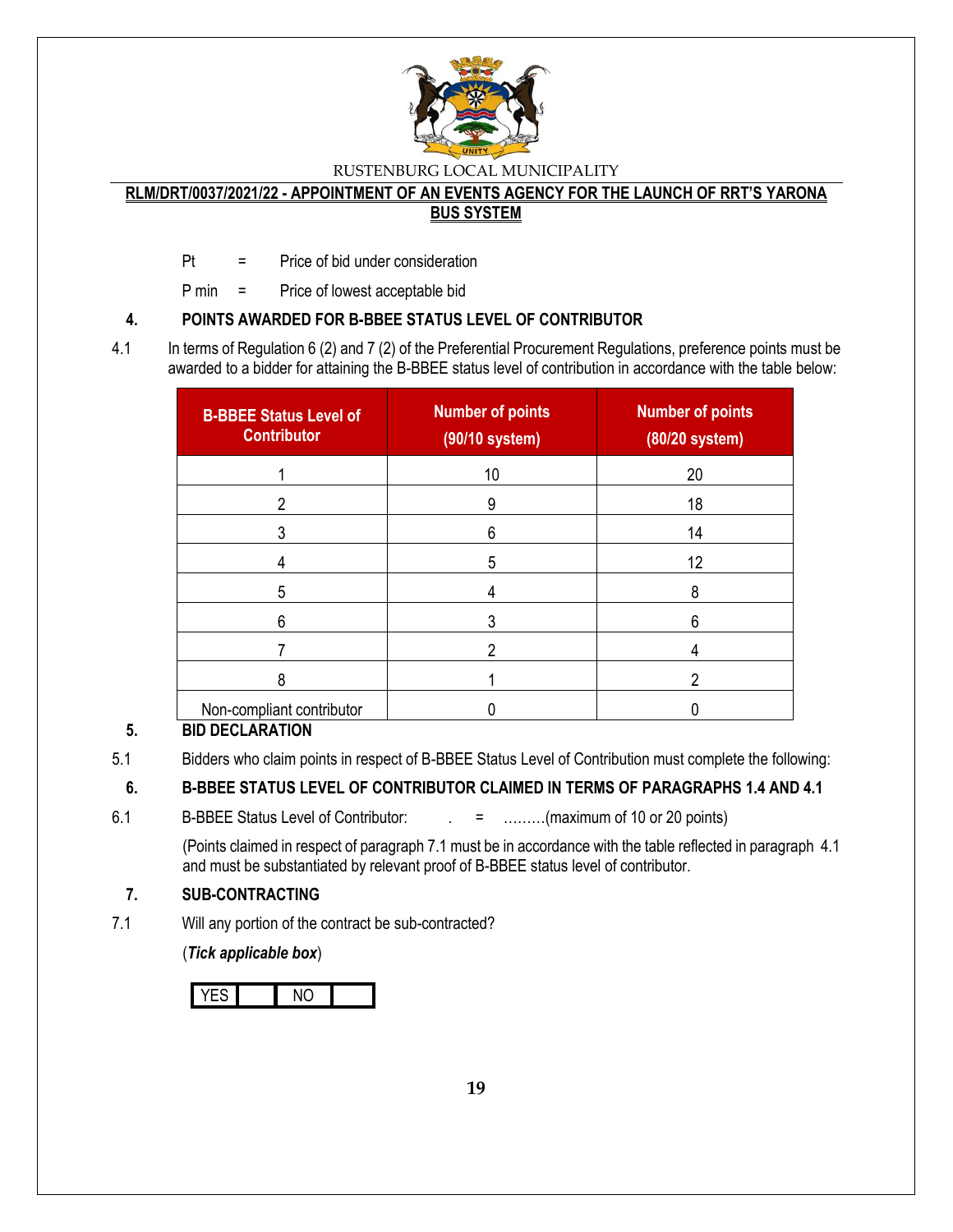Pt = Price of bid under consideration

P min = Price of lowest acceptable bid

## 4. POINTS AWARDED FOR B-BBEE STATUS LEVEL OF CONTRIBUTOR

4.1 In terms of Regulation 6 (2) and 7 (2) of the Preferential Procurement Regulations, preference points must be awarded to a bidder for attaining the B-BBEE status level of contribution in accordance with the table below:

| B-BBEE Status Level of Contributor | Number of points (90/10 system) | Number of points (80/20 system) |
|---|---|---|
| 1 | 10 | 20 |
| 2 | 9 | 18 |
| 3 | 6 | 14 |
| 4 | 5 | 12 |
| 5 | 4 | 8 |
| 6 | 3 | 6 |
| 7 | 2 | 4 |
| 8 | 1 | 2 |
| Non-compliant contributor | 0 | 0 |

## 5. BID DECLARATION

5.1 Bidders who claim points in respect of B-BBEE Status Level of Contribution must complete the following:

## 6. B-BBEE STATUS LEVEL OF CONTRIBUTOR CLAIMED IN TERMS OF PARAGRAPHS 1.4 AND 4.1

6.1 B-BBEE Status Level of Contributor: . = ………(maximum of 10 or 20 points)

(Points claimed in respect of paragraph 7.1 must be in accordance with the table reflected in paragraph 4.1 and must be substantiated by relevant proof of B-BBEE status level of contributor.

## 7. SUB-CONTRACTING

7.1 Will any portion of the contract be sub-contracted?

(***Tick applicable box***)

| YES | | NO | |
|---|---|---|---|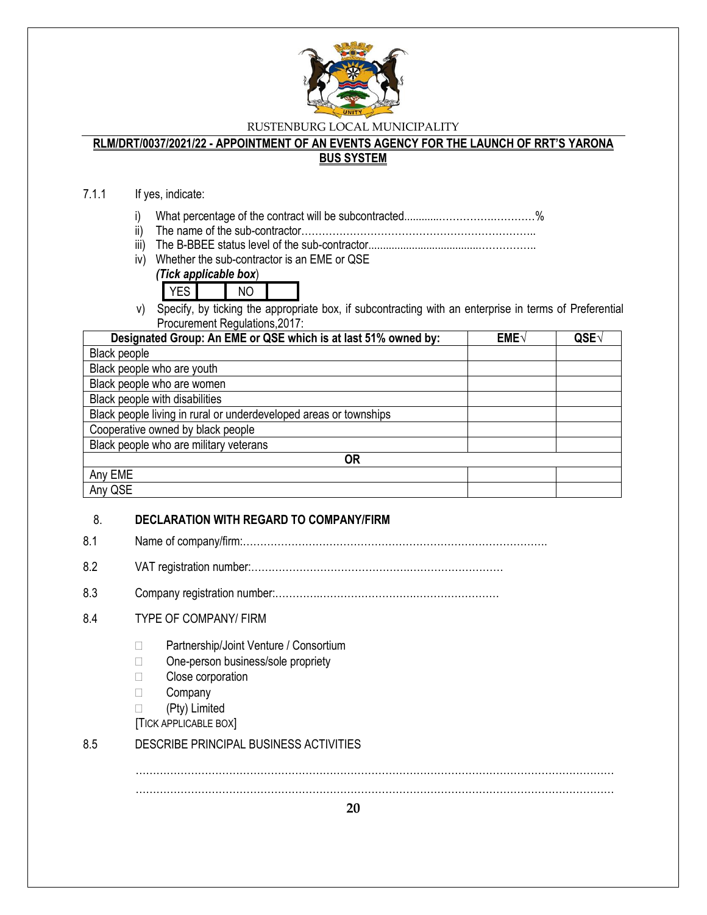7.1.1 If yes, indicate:

i) What percentage of the contract will be subcontracted............…………….…………%
ii) The name of the sub-contractor…………………………………………………………..
iii) The B-BBEE status level of the sub-contractor......................................……………..
iv) Whether the sub-contractor is an EME or QSE

*(Tick applicable box)*

| YES | | NO | |
|---|---|---|---|

v) Specify, by ticking the appropriate box, if subcontracting with an enterprise in terms of Preferential Procurement Regulations,2017:

| Designated Group: An EME or QSE which is at last 51% owned by: | EME√ | QSE√ |
|---|---|---|
| Black people | | |
| Black people who are youth | | |
| Black people who are women | | |
| Black people with disabilities | | |
| Black people living in rural or underdeveloped areas or townships | | |
| Cooperative owned by black people | | |
| Black people who are military veterans | | |
| **OR** | | |
| Any EME | | |
| Any QSE | | |

## 8. DECLARATION WITH REGARD TO COMPANY/FIRM

8.1 Name of company/firm:…………………………………………………………………………….

8.2 VAT registration number:……………………………………….………………………

8.3 Company registration number:…………….……………………….…………………

8.4 TYPE OF COMPANY/ FIRM

- ☐ Partnership/Joint Venture / Consortium
- ☐ One-person business/sole propriety
- ☐ Close corporation
- ☐ Company
- ☐ (Pty) Limited

[TICK APPLICABLE BOX]

8.5 DESCRIBE PRINCIPAL BUSINESS ACTIVITIES

……………………………………………………………………………………………………………………

……………………………………………………………………………………………………………………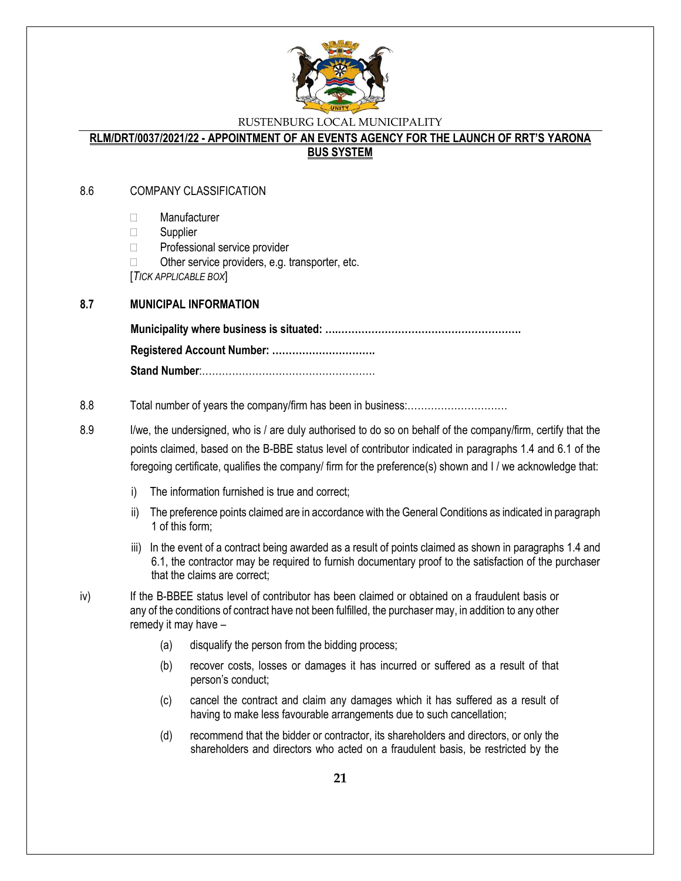8.6 COMPANY CLASSIFICATION

- ☐ Manufacturer
- ☐ Supplier
- ☐ Professional service provider
- ☐ Other service providers, e.g. transporter, etc.

[*TICK APPLICABLE BOX*]

**8.7 MUNICIPAL INFORMATION**

**Municipality where business is situated: ….………………………………………………**

**Registered Account Number: ………………………….**

**Stand Number**:……………………………………………

8.8 Total number of years the company/firm has been in business:…………………………

8.9 I/we, the undersigned, who is / are duly authorised to do so on behalf of the company/firm, certify that the points claimed, based on the B-BBE status level of contributor indicated in paragraphs 1.4 and 6.1 of the foregoing certificate, qualifies the company/ firm for the preference(s) shown and I / we acknowledge that:

i) The information furnished is true and correct;

ii) The preference points claimed are in accordance with the General Conditions as indicated in paragraph 1 of this form;

iii) In the event of a contract being awarded as a result of points claimed as shown in paragraphs 1.4 and 6.1, the contractor may be required to furnish documentary proof to the satisfaction of the purchaser that the claims are correct;

iv) If the B-BBEE status level of contributor has been claimed or obtained on a fraudulent basis or any of the conditions of contract have not been fulfilled, the purchaser may, in addition to any other remedy it may have –

(a) disqualify the person from the bidding process;

(b) recover costs, losses or damages it has incurred or suffered as a result of that person's conduct;

(c) cancel the contract and claim any damages which it has suffered as a result of having to make less favourable arrangements due to such cancellation;

(d) recommend that the bidder or contractor, its shareholders and directors, or only the shareholders and directors who acted on a fraudulent basis, be restricted by the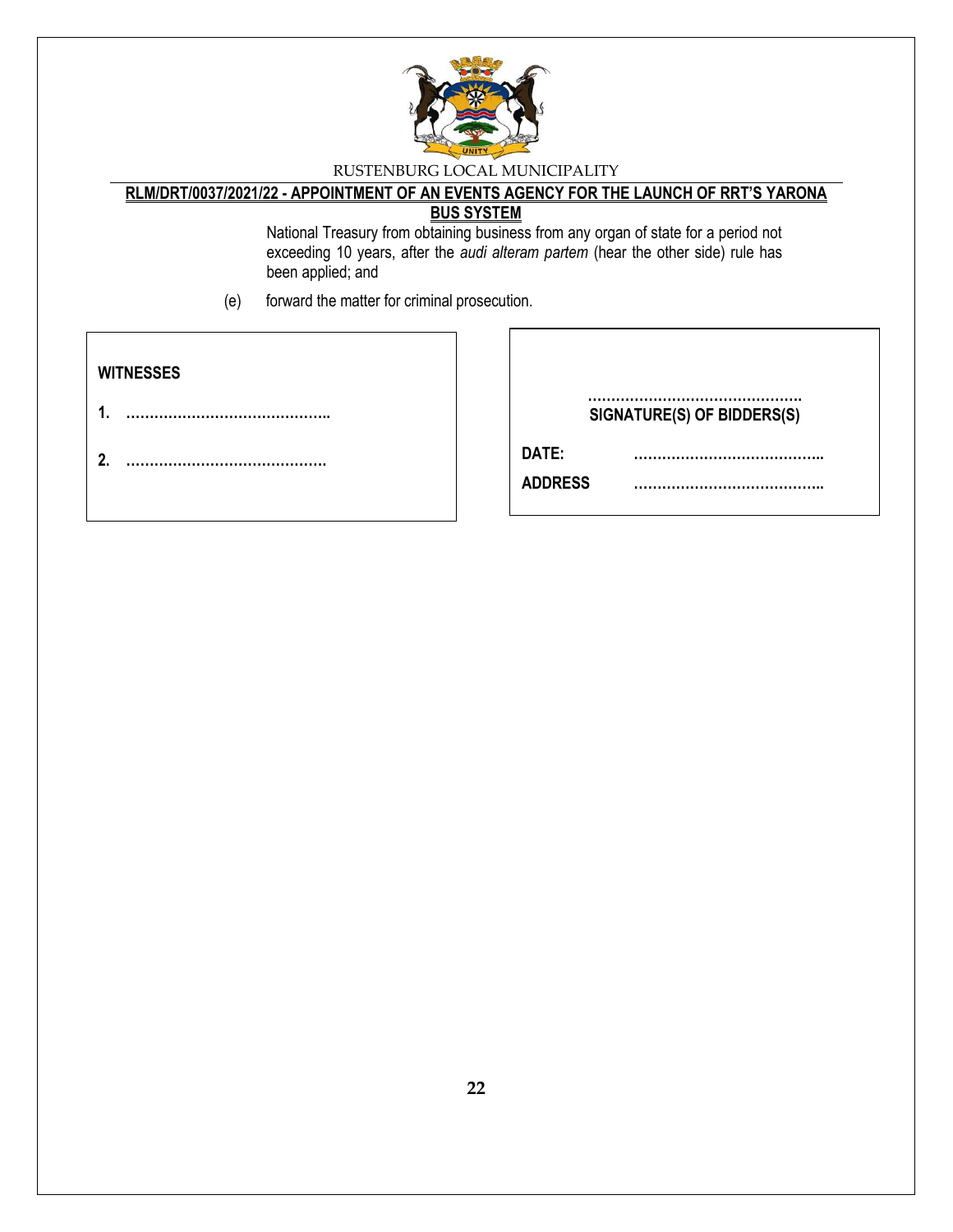National Treasury from obtaining business from any organ of state for a period not exceeding 10 years, after the *audi alteram partem* (hear the other side) rule has been applied; and

(e) forward the matter for criminal prosecution.

| **WITNESSES** | |
|---|---|
| **1.** ……………………………………. | ………………………………………. **SIGNATURE(S) OF BIDDERS(S)** |
| **2.** ……………………………………. | **DATE:** ………………………………….. |
| | **ADDRESS** ………………………………….. |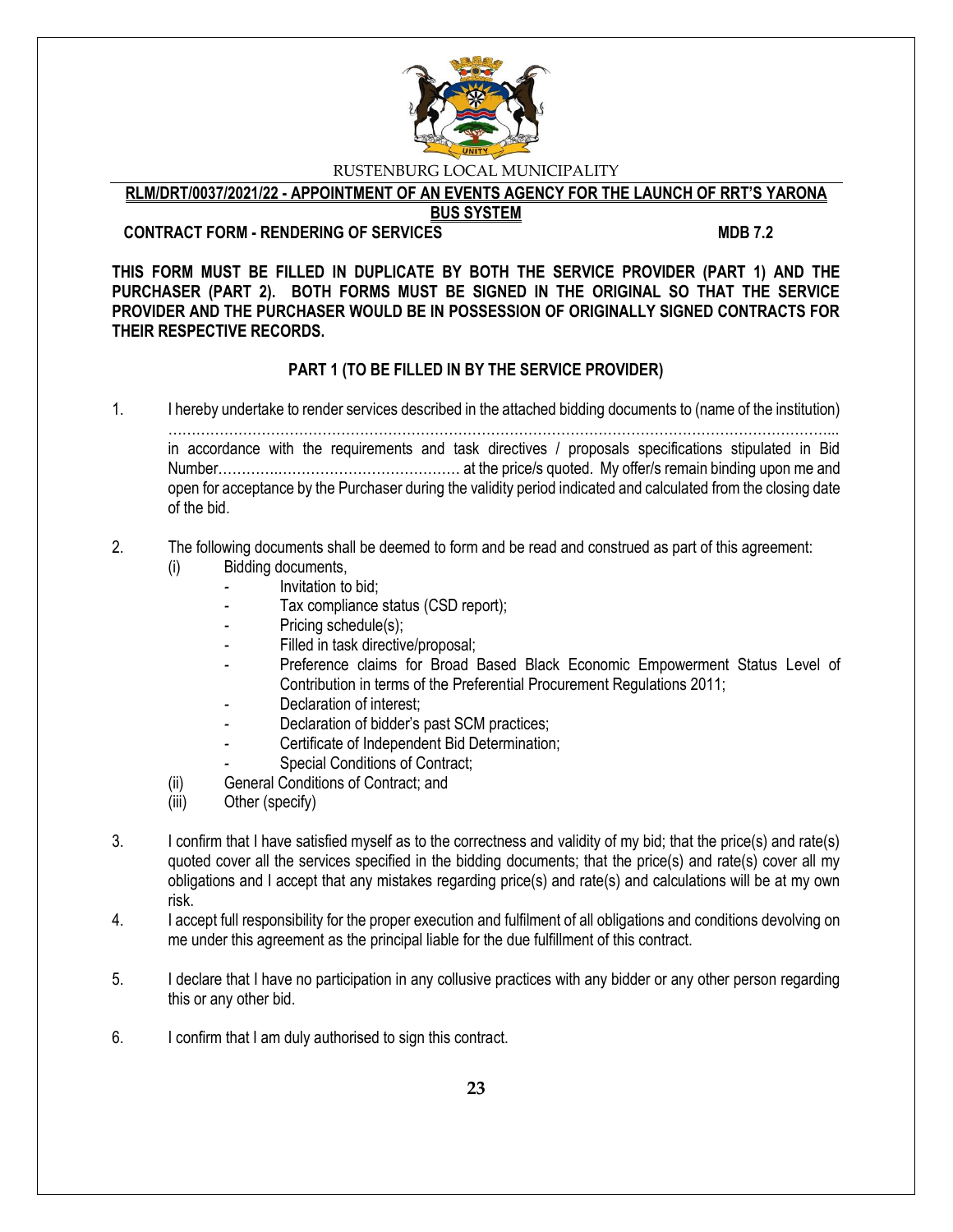RUSTENBURG LOCAL MUNICIPALITY

**RLM/DRT/0037/2021/22 - APPOINTMENT OF AN EVENTS AGENCY FOR THE LAUNCH OF RRT'S YARONA BUS SYSTEM**

**CONTRACT FORM - RENDERING OF SERVICES** **MDB 7.2**

**THIS FORM MUST BE FILLED IN DUPLICATE BY BOTH THE SERVICE PROVIDER (PART 1) AND THE PURCHASER (PART 2). BOTH FORMS MUST BE SIGNED IN THE ORIGINAL SO THAT THE SERVICE PROVIDER AND THE PURCHASER WOULD BE IN POSSESSION OF ORIGINALLY SIGNED CONTRACTS FOR THEIR RESPECTIVE RECORDS.**

**PART 1 (TO BE FILLED IN BY THE SERVICE PROVIDER)**

1. I hereby undertake to render services described in the attached bidding documents to (name of the institution) ……………………………………………………………………………………………………………………... in accordance with the requirements and task directives / proposals specifications stipulated in Bid Number………….……………………………… at the price/s quoted. My offer/s remain binding upon me and open for acceptance by the Purchaser during the validity period indicated and calculated from the closing date of the bid.

2. The following documents shall be deemed to form and be read and construed as part of this agreement:
   (i) Bidding documents,
   - Invitation to bid;
   - Tax compliance status (CSD report);
   - Pricing schedule(s);
   - Filled in task directive/proposal;
   - Preference claims for Broad Based Black Economic Empowerment Status Level of Contribution in terms of the Preferential Procurement Regulations 2011;
   - Declaration of interest;
   - Declaration of bidder's past SCM practices;
   - Certificate of Independent Bid Determination;
   - Special Conditions of Contract;

   (ii) General Conditions of Contract; and
   (iii) Other (specify)

3. I confirm that I have satisfied myself as to the correctness and validity of my bid; that the price(s) and rate(s) quoted cover all the services specified in the bidding documents; that the price(s) and rate(s) cover all my obligations and I accept that any mistakes regarding price(s) and rate(s) and calculations will be at my own risk.

4. I accept full responsibility for the proper execution and fulfilment of all obligations and conditions devolving on me under this agreement as the principal liable for the due fulfillment of this contract.

5. I declare that I have no participation in any collusive practices with any bidder or any other person regarding this or any other bid.

6. I confirm that I am duly authorised to sign this contract.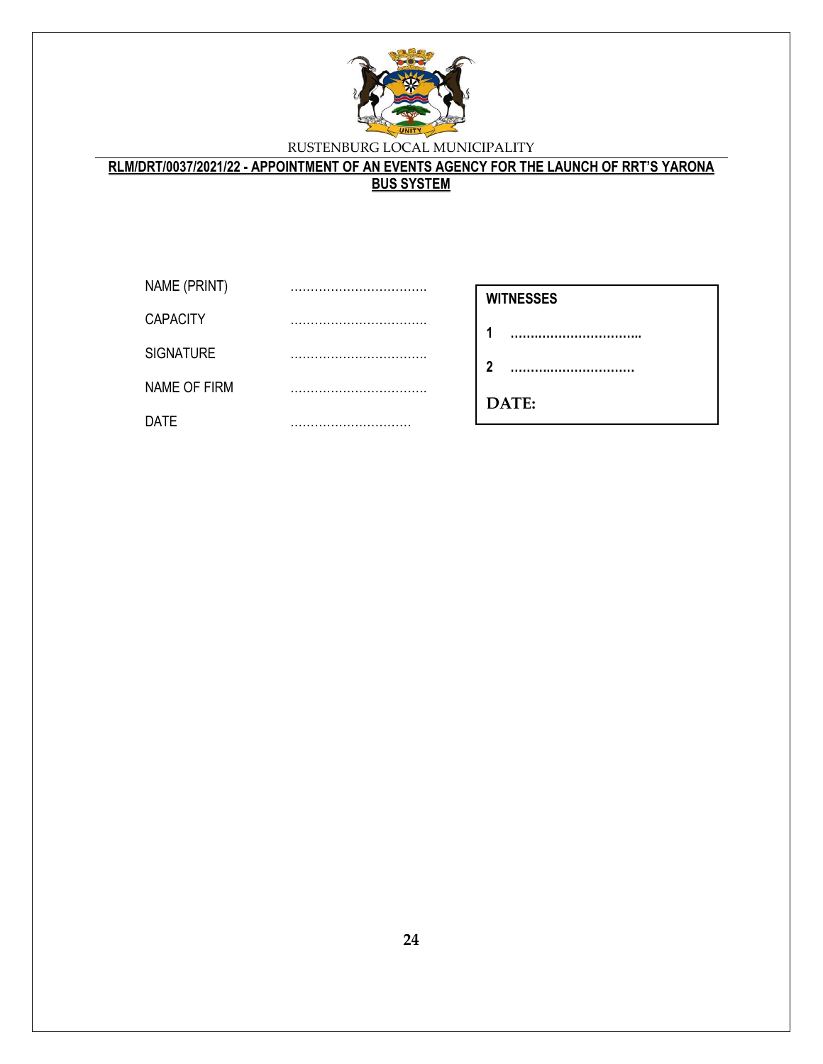RUSTENBURG LOCAL MUNICIPALITY

**RLM/DRT/0037/2021/22 - APPOINTMENT OF AN EVENTS AGENCY FOR THE LAUNCH OF RRT'S YARONA BUS SYSTEM**

NAME (PRINT) ……………………………

CAPACITY ……………………………

SIGNATURE ……………………………

NAME OF FIRM ……………………………

DATE …………………………

**WITNESSES**

**1** ……………………………

**2** ……………………………

**DATE:**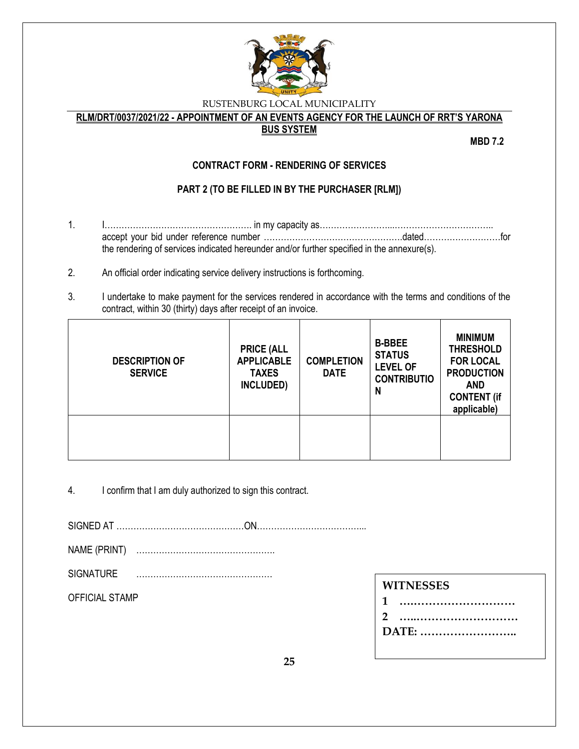RUSTENBURG LOCAL MUNICIPALITY

**RLM/DRT/0037/2021/22 - APPOINTMENT OF AN EVENTS AGENCY FOR THE LAUNCH OF RRT'S YARONA BUS SYSTEM**

**MBD 7.2**

**CONTRACT FORM - RENDERING OF SERVICES**

**PART 2 (TO BE FILLED IN BY THE PURCHASER [RLM])**

1. I……………………………………………. in my capacity as……………………...…………………………….. accept your bid under reference number ………………………………………….dated………………………for the rendering of services indicated hereunder and/or further specified in the annexure(s).

2. An official order indicating service delivery instructions is forthcoming.

3. I undertake to make payment for the services rendered in accordance with the terms and conditions of the contract, within 30 (thirty) days after receipt of an invoice.

| DESCRIPTION OF SERVICE | PRICE (ALL APPLICABLE TAXES INCLUDED) | COMPLETION DATE | B-BBEE STATUS LEVEL OF CONTRIBUTION | MINIMUM THRESHOLD FOR LOCAL PRODUCTION AND CONTENT (if applicable) |
|---|---|---|---|---|
| | | | | |

4. I confirm that I am duly authorized to sign this contract.

SIGNED AT ………………………………………ON………………………………...

NAME (PRINT) ………………………………………….

SIGNATURE …………………………………………

OFFICIAL STAMP

**WITNESSES**

**1 ….………………………**

**2 …..………………………**

**DATE: ……………………..**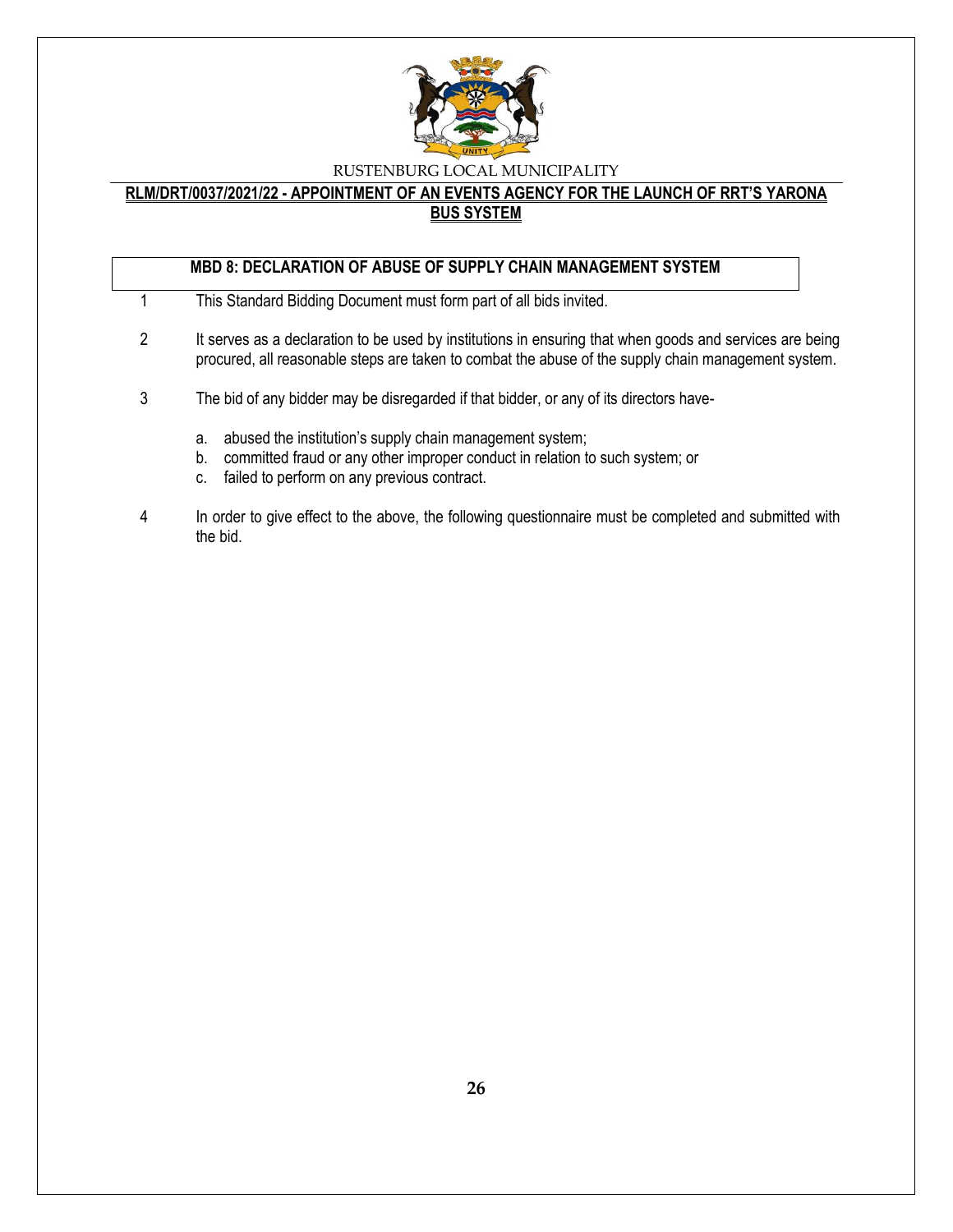**RLM/DRT/0037/2021/22 - APPOINTMENT OF AN EVENTS AGENCY FOR THE LAUNCH OF RRT'S YARONA BUS SYSTEM**

## MBD 8: DECLARATION OF ABUSE OF SUPPLY CHAIN MANAGEMENT SYSTEM

1. This Standard Bidding Document must form part of all bids invited.

2. It serves as a declaration to be used by institutions in ensuring that when goods and services are being procured, all reasonable steps are taken to combat the abuse of the supply chain management system.

3. The bid of any bidder may be disregarded if that bidder, or any of its directors have-

   a. abused the institution's supply chain management system;
   b. committed fraud or any other improper conduct in relation to such system; or
   c. failed to perform on any previous contract.

4. In order to give effect to the above, the following questionnaire must be completed and submitted with the bid.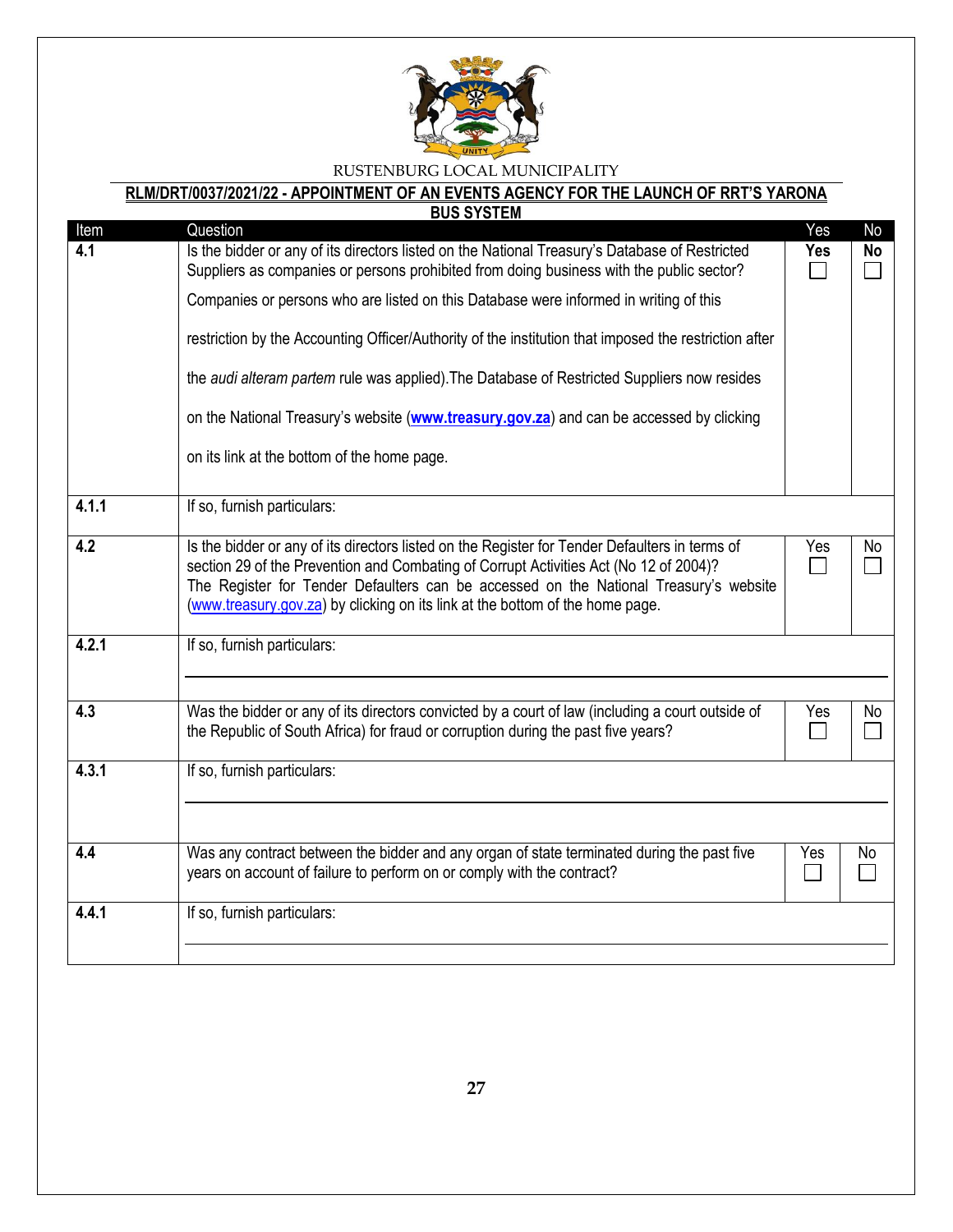RUSTENBURG LOCAL MUNICIPALITY

**RLM/DRT/0037/2021/22 - APPOINTMENT OF AN EVENTS AGENCY FOR THE LAUNCH OF RRT'S YARONA BUS SYSTEM**

| Item | Question | Yes | No |
|---|---|---|---|
| **4.1** | Is the bidder or any of its directors listed on the National Treasury's Database of Restricted Suppliers as companies or persons prohibited from doing business with the public sector?<br><br>Companies or persons who are listed on this Database were informed in writing of this restriction by the Accounting Officer/Authority of the institution that imposed the restriction after the *audi alteram partem* rule was applied).The Database of Restricted Suppliers now resides on the National Treasury's website (**www.treasury.gov.za**) and can be accessed by clicking on its link at the bottom of the home page. | **Yes** ☐ | **No** ☐ |
| **4.1.1** | If so, furnish particulars: | | |
| **4.2** | Is the bidder or any of its directors listed on the Register for Tender Defaulters in terms of section 29 of the Prevention and Combating of Corrupt Activities Act (No 12 of 2004)? The Register for Tender Defaulters can be accessed on the National Treasury's website (www.treasury.gov.za) by clicking on its link at the bottom of the home page. | Yes ☐ | No ☐ |
| **4.2.1** | If so, furnish particulars: | | |
| **4.3** | Was the bidder or any of its directors convicted by a court of law (including a court outside of the Republic of South Africa) for fraud or corruption during the past five years? | Yes ☐ | No ☐ |
| **4.3.1** | If so, furnish particulars: | | |
| **4.4** | Was any contract between the bidder and any organ of state terminated during the past five years on account of failure to perform on or comply with the contract? | Yes ☐ | No ☐ |
| **4.4.1** | If so, furnish particulars: | | |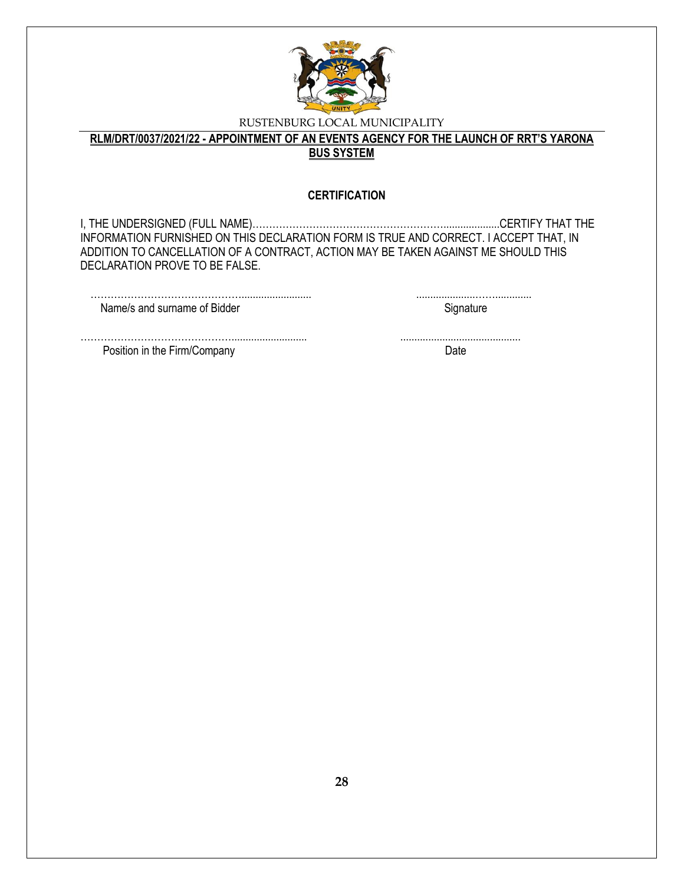RUSTENBURG LOCAL MUNICIPALITY

**RLM/DRT/0037/2021/22 - APPOINTMENT OF AN EVENTS AGENCY FOR THE LAUNCH OF RRT'S YARONA BUS SYSTEM**

**CERTIFICATION**

I, THE UNDERSIGNED (FULL NAME)………………………………………………….....................CERTIFY THAT THE INFORMATION FURNISHED ON THIS DECLARATION FORM IS TRUE AND CORRECT. I ACCEPT THAT, IN ADDITION TO CANCELLATION OF A CONTRACT, ACTION MAY BE TAKEN AGAINST ME SHOULD THIS DECLARATION PROVE TO BE FALSE.

………………………………………..........................  
Name/s and surname of Bidder

......................……..............  
Signature

………………………………………..........................  
Position in the Firm/Company

..........................................  
Date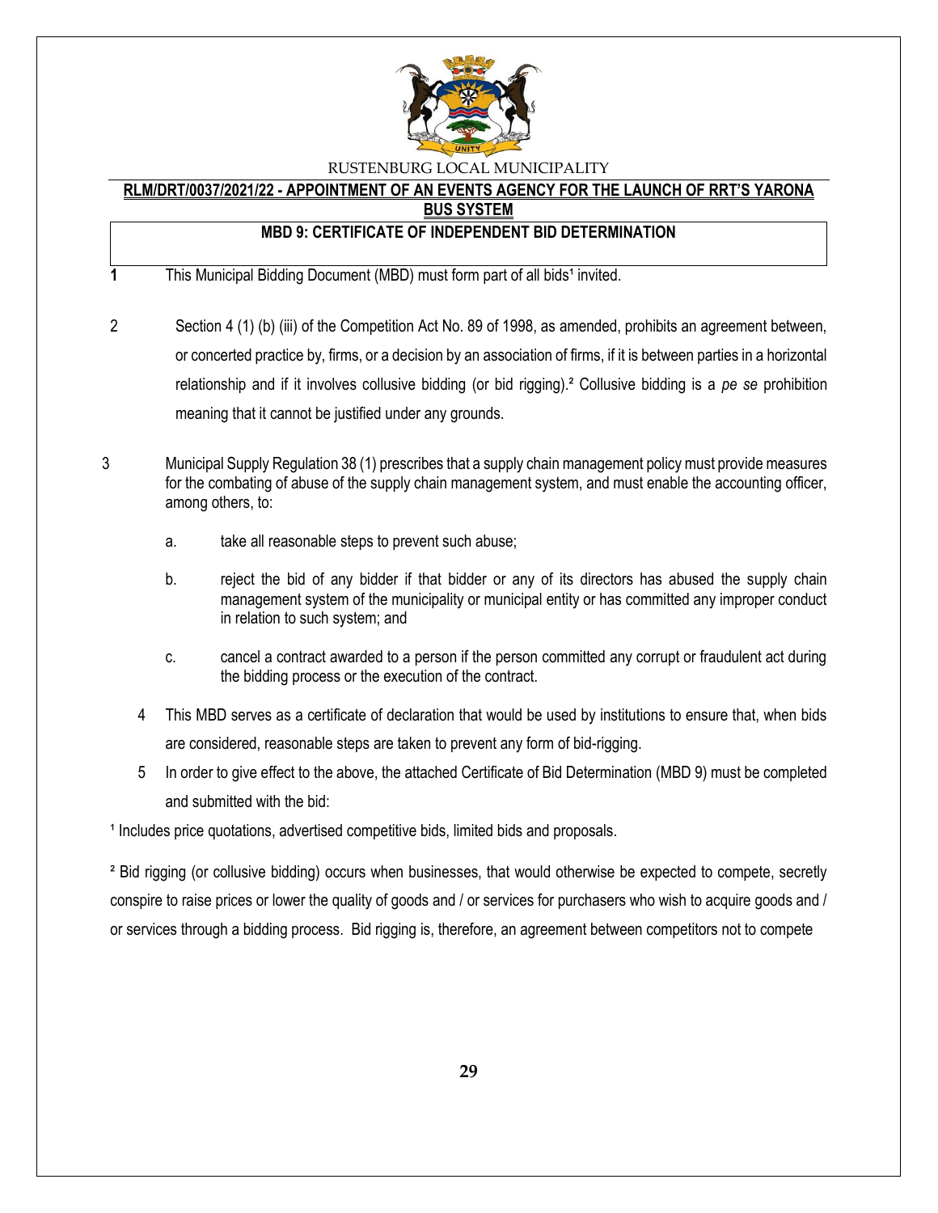RUSTENBURG LOCAL MUNICIPALITY

**RLM/DRT/0037/2021/22 - APPOINTMENT OF AN EVENTS AGENCY FOR THE LAUNCH OF RRT'S YARONA BUS SYSTEM**

## MBD 9: CERTIFICATE OF INDEPENDENT BID DETERMINATION

**1** This Municipal Bidding Document (MBD) must form part of all bids[1] invited.

2 Section 4 (1) (b) (iii) of the Competition Act No. 89 of 1998, as amended, prohibits an agreement between, or concerted practice by, firms, or a decision by an association of firms, if it is between parties in a horizontal relationship and if it involves collusive bidding (or bid rigging).[2] Collusive bidding is a *pe se* prohibition meaning that it cannot be justified under any grounds.

3 Municipal Supply Regulation 38 (1) prescribes that a supply chain management policy must provide measures for the combating of abuse of the supply chain management system, and must enable the accounting officer, among others, to:

a. take all reasonable steps to prevent such abuse;

b. reject the bid of any bidder if that bidder or any of its directors has abused the supply chain management system of the municipality or municipal entity or has committed any improper conduct in relation to such system; and

c. cancel a contract awarded to a person if the person committed any corrupt or fraudulent act during the bidding process or the execution of the contract.

4 This MBD serves as a certificate of declaration that would be used by institutions to ensure that, when bids are considered, reasonable steps are taken to prevent any form of bid-rigging.

5 In order to give effect to the above, the attached Certificate of Bid Determination (MBD 9) must be completed and submitted with the bid:

[1] Includes price quotations, advertised competitive bids, limited bids and proposals.

[2] Bid rigging (or collusive bidding) occurs when businesses, that would otherwise be expected to compete, secretly conspire to raise prices or lower the quality of goods and / or services for purchasers who wish to acquire goods and / or services through a bidding process. Bid rigging is, therefore, an agreement between competitors not to compete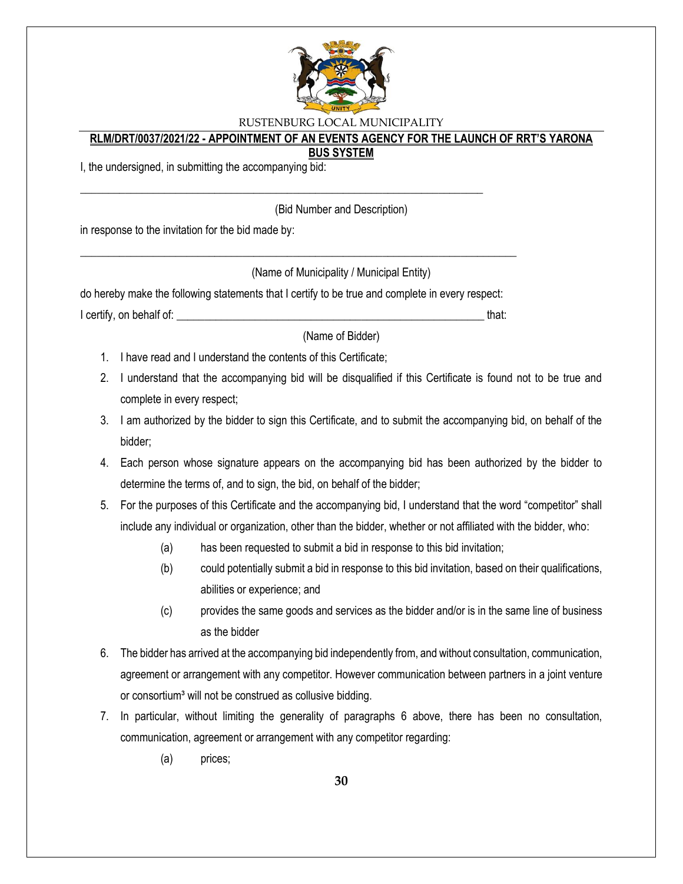RUSTENBURG LOCAL MUNICIPALITY

**RLM/DRT/0037/2021/22 - APPOINTMENT OF AN EVENTS AGENCY FOR THE LAUNCH OF RRT'S YARONA BUS SYSTEM**

I, the undersigned, in submitting the accompanying bid:

\_\_\_\_\_\_\_\_\_\_\_\_\_\_\_\_\_\_\_\_\_\_\_\_\_\_\_\_\_\_\_\_\_\_\_\_\_\_\_\_\_\_\_\_\_\_\_\_\_\_\_\_\_\_\_\_\_\_\_\_\_\_\_\_\_\_\_\_\_\_

(Bid Number and Description)

in response to the invitation for the bid made by:

\_\_\_\_\_\_\_\_\_\_\_\_\_\_\_\_\_\_\_\_\_\_\_\_\_\_\_\_\_\_\_\_\_\_\_\_\_\_\_\_\_\_\_\_\_\_\_\_\_\_\_\_\_\_\_\_\_\_\_\_\_\_\_\_\_\_\_\_\_\_\_\_\_\_\_\_\_

(Name of Municipality / Municipal Entity)

do hereby make the following statements that I certify to be true and complete in every respect:

I certify, on behalf of: \_\_\_\_\_\_\_\_\_\_\_\_\_\_\_\_\_\_\_\_\_\_\_\_\_\_\_\_\_\_\_\_\_\_\_\_\_\_\_\_\_\_\_\_\_\_\_\_\_\_\_\_\_\_ that:

(Name of Bidder)

1. I have read and I understand the contents of this Certificate;
2. I understand that the accompanying bid will be disqualified if this Certificate is found not to be true and complete in every respect;
3. I am authorized by the bidder to sign this Certificate, and to submit the accompanying bid, on behalf of the bidder;
4. Each person whose signature appears on the accompanying bid has been authorized by the bidder to determine the terms of, and to sign, the bid, on behalf of the bidder;
5. For the purposes of this Certificate and the accompanying bid, I understand that the word "competitor" shall include any individual or organization, other than the bidder, whether or not affiliated with the bidder, who:
   - (a) has been requested to submit a bid in response to this bid invitation;
   - (b) could potentially submit a bid in response to this bid invitation, based on their qualifications, abilities or experience; and
   - (c) provides the same goods and services as the bidder and/or is in the same line of business as the bidder
6. The bidder has arrived at the accompanying bid independently from, and without consultation, communication, agreement or arrangement with any competitor. However communication between partners in a joint venture or consortium[3] will not be construed as collusive bidding.
7. In particular, without limiting the generality of paragraphs 6 above, there has been no consultation, communication, agreement or arrangement with any competitor regarding:
   - (a) prices;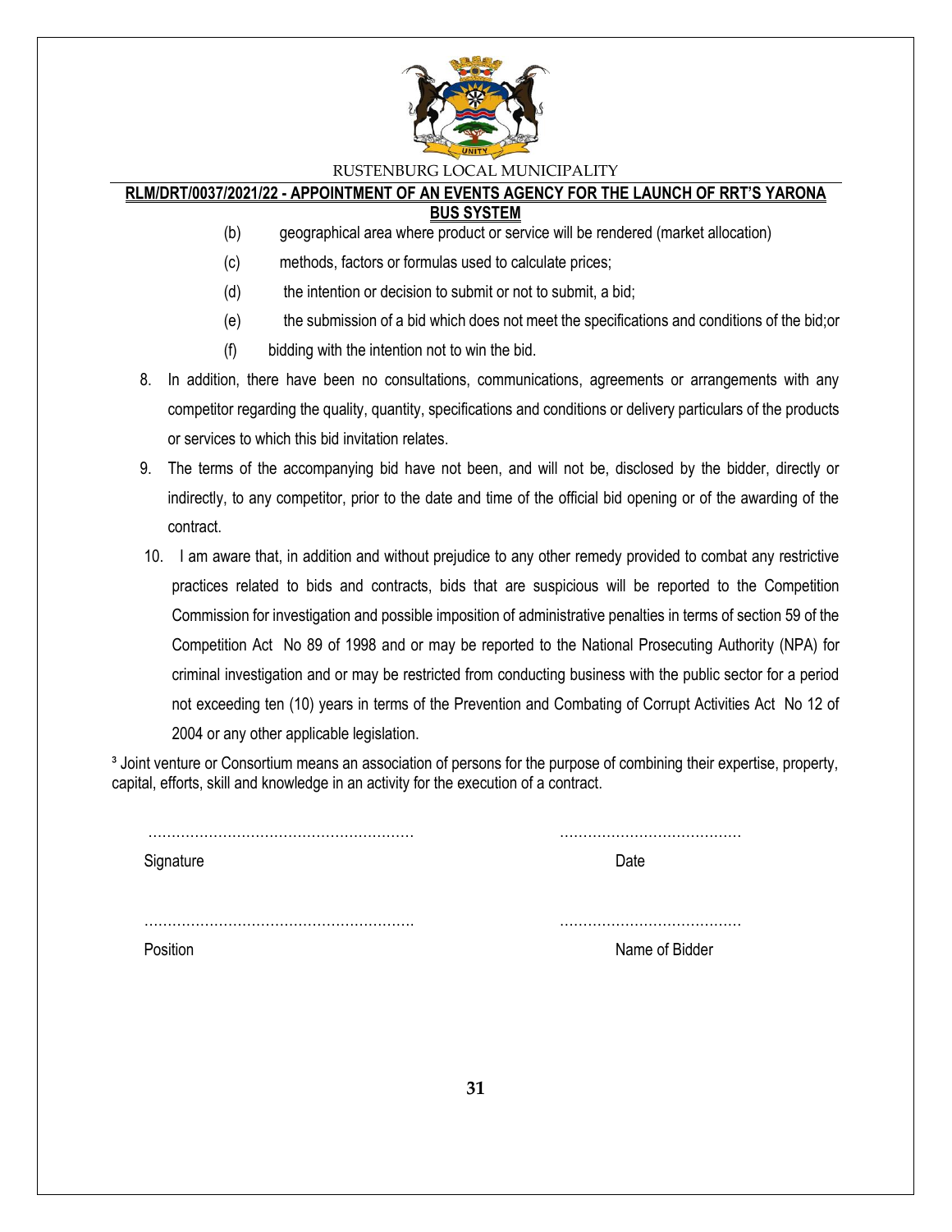(b) geographical area where product or service will be rendered (market allocation)

(c) methods, factors or formulas used to calculate prices;

(d) the intention or decision to submit or not to submit, a bid;

(e) the submission of a bid which does not meet the specifications and conditions of the bid;or

(f) bidding with the intention not to win the bid.

8. In addition, there have been no consultations, communications, agreements or arrangements with any competitor regarding the quality, quantity, specifications and conditions or delivery particulars of the products or services to which this bid invitation relates.

9. The terms of the accompanying bid have not been, and will not be, disclosed by the bidder, directly or indirectly, to any competitor, prior to the date and time of the official bid opening or of the awarding of the contract.

10. I am aware that, in addition and without prejudice to any other remedy provided to combat any restrictive practices related to bids and contracts, bids that are suspicious will be reported to the Competition Commission for investigation and possible imposition of administrative penalties in terms of section 59 of the Competition Act No 89 of 1998 and or may be reported to the National Prosecuting Authority (NPA) for criminal investigation and or may be restricted from conducting business with the public sector for a period not exceeding ten (10) years in terms of the Prevention and Combating of Corrupt Activities Act No 12 of 2004 or any other applicable legislation.

[3] Joint venture or Consortium means an association of persons for the purpose of combining their expertise, property, capital, efforts, skill and knowledge in an activity for the execution of a contract.

………………………………………………… ………………………………

Signature Date

………………………………………………… ………………………………

Position Name of Bidder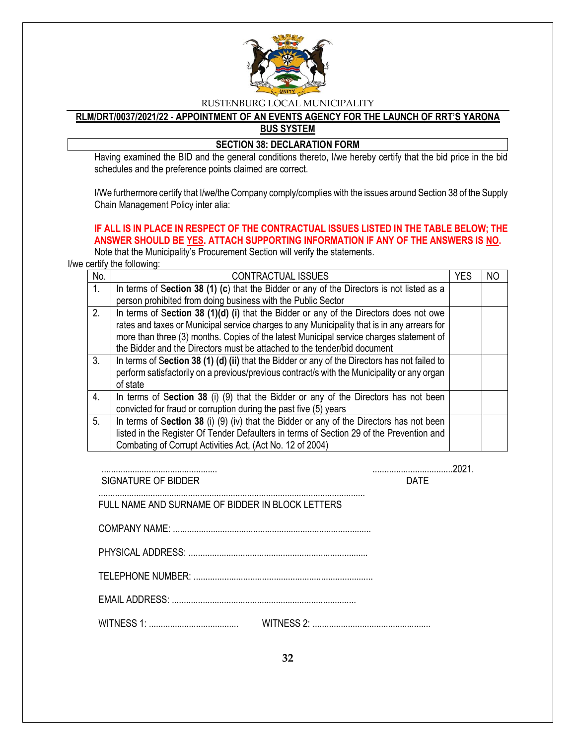RUSTENBURG LOCAL MUNICIPALITY

**RLM/DRT/0037/2021/22 - APPOINTMENT OF AN EVENTS AGENCY FOR THE LAUNCH OF RRT'S YARONA BUS SYSTEM**

**SECTION 38: DECLARATION FORM**

Having examined the BID and the general conditions thereto, I/we hereby certify that the bid price in the bid schedules and the preference points claimed are correct.

I/We furthermore certify that I/we/the Company comply/complies with the issues around Section 38 of the Supply Chain Management Policy inter alia:

**IF ALL IS IN PLACE IN RESPECT OF THE CONTRACTUAL ISSUES LISTED IN THE TABLE BELOW; THE ANSWER SHOULD BE YES. ATTACH SUPPORTING INFORMATION IF ANY OF THE ANSWERS IS NO.**

Note that the Municipality's Procurement Section will verify the statements.

I/we certify the following:

| No. | CONTRACTUAL ISSUES | YES | NO |
|---|---|---|---|
| 1. | In terms of **Section 38 (1) (c**) that the Bidder or any of the Directors is not listed as a person prohibited from doing business with the Public Sector | | |
| 2. | In terms of **Section 38 (1)(d) (i)** that the Bidder or any of the Directors does not owe rates and taxes or Municipal service charges to any Municipality that is in any arrears for more than three (3) months. Copies of the latest Municipal service charges statement of the Bidder and the Directors must be attached to the tender/bid document | | |
| 3. | In terms of **Section 38 (1) (d) (ii)** that the Bidder or any of the Directors has not failed to perform satisfactorily on a previous/previous contract/s with the Municipality or any organ of state | | |
| 4. | In terms of **Section 38** (i) (9) that the Bidder or any of the Directors has not been convicted for fraud or corruption during the past five (5) years | | |
| 5. | In terms of **Section 38** (i) (9) (iv) that the Bidder or any of the Directors has not been listed in the Register Of Tender Defaulters in terms of Section 29 of the Prevention and Combating of Corrupt Activities Act, (Act No. 12 of 2004) | | |

................................................. ..................................2021.

SIGNATURE OF BIDDER DATE

.................................................................................................................

FULL NAME AND SURNAME OF BIDDER IN BLOCK LETTERS

COMPANY NAME: ...................................................................................

PHYSICAL ADDRESS: ...........................................................................

TELEPHONE NUMBER: ...........................................................................

EMAIL ADDRESS: .............................................................................

WITNESS 1: ...................................... WITNESS 2: ..................................................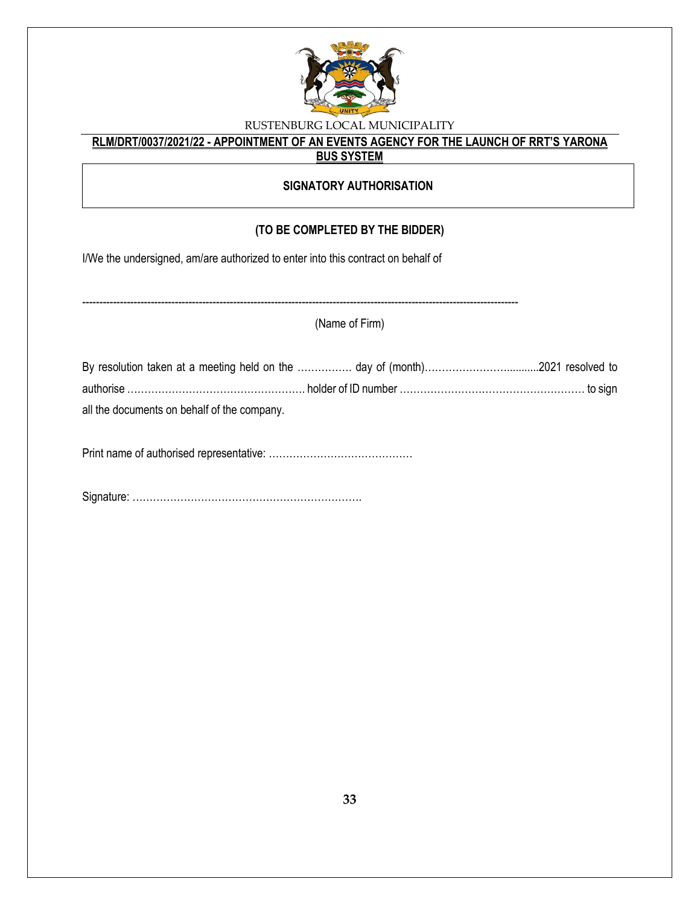RUSTENBURG LOCAL MUNICIPALITY

**RLM/DRT/0037/2021/22 - APPOINTMENT OF AN EVENTS AGENCY FOR THE LAUNCH OF RRT'S YARONA BUS SYSTEM**

## SIGNATORY AUTHORISATION

**(TO BE COMPLETED BY THE BIDDER)**

I/We the undersigned, am/are authorized to enter into this contract on behalf of

---------------------------------------------------------------------------------------------------------------------------

(Name of Firm)

By resolution taken at a meeting held on the ……………. day of (month)…………………….........2021 resolved to authorise ……………………………………………. holder of ID number ……………………………………………… to sign all the documents on behalf of the company.

Print name of authorised representative: ……………………………………

Signature: ………………………………………………………….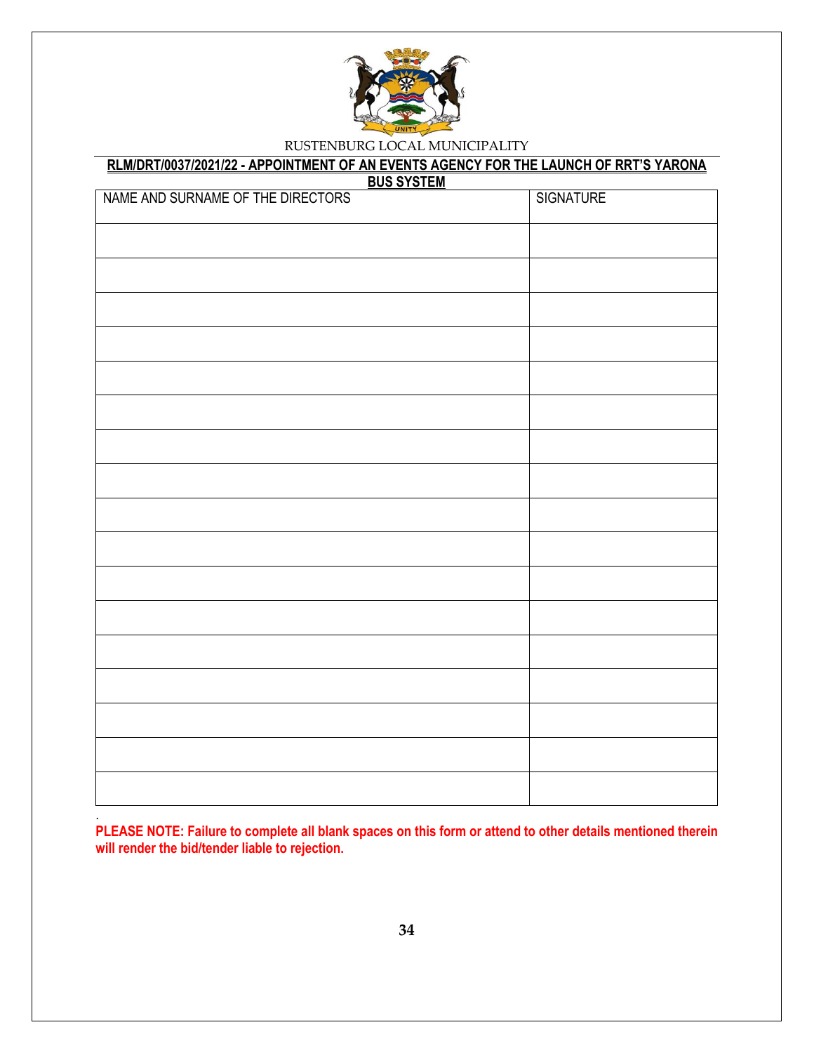RUSTENBURG LOCAL MUNICIPALITY

**RLM/DRT/0037/2021/22 - APPOINTMENT OF AN EVENTS AGENCY FOR THE LAUNCH OF RRT'S YARONA BUS SYSTEM**

| NAME AND SURNAME OF THE DIRECTORS | SIGNATURE |
|---|---|
| | |
| | |
| | |
| | |
| | |
| | |
| | |
| | |
| | |
| | |
| | |
| | |
| | |
| | |
| | |
| | |
| | |

.
**PLEASE NOTE: Failure to complete all blank spaces on this form or attend to other details mentioned therein will render the bid/tender liable to rejection.**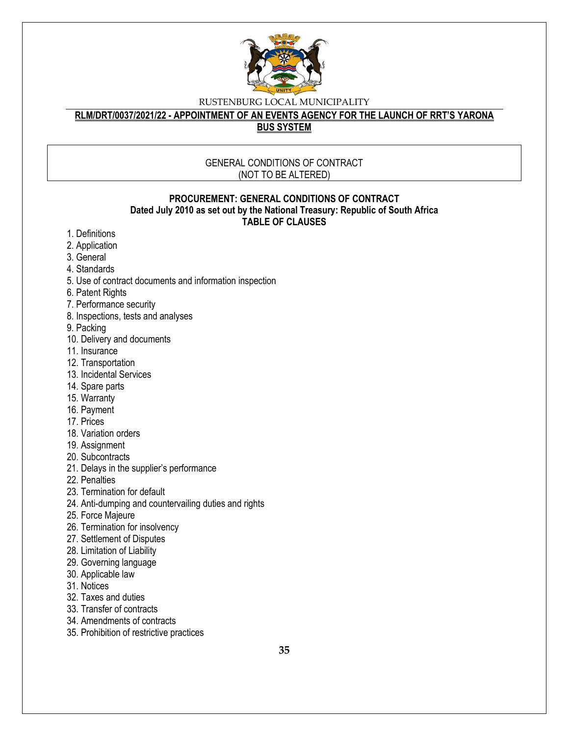GENERAL CONDITIONS OF CONTRACT
(NOT TO BE ALTERED)

**PROCUREMENT: GENERAL CONDITIONS OF CONTRACT**
**Dated July 2010 as set out by the National Treasury: Republic of South Africa**
**TABLE OF CLAUSES**

1. Definitions
2. Application
3. General
4. Standards
5. Use of contract documents and information inspection
6. Patent Rights
7. Performance security
8. Inspections, tests and analyses
9. Packing
10. Delivery and documents
11. Insurance
12. Transportation
13. Incidental Services
14. Spare parts
15. Warranty
16. Payment
17. Prices
18. Variation orders
19. Assignment
20. Subcontracts
21. Delays in the supplier's performance
22. Penalties
23. Termination for default
24. Anti-dumping and countervailing duties and rights
25. Force Majeure
26. Termination for insolvency
27. Settlement of Disputes
28. Limitation of Liability
29. Governing language
30. Applicable law
31. Notices
32. Taxes and duties
33. Transfer of contracts
34. Amendments of contracts
35. Prohibition of restrictive practices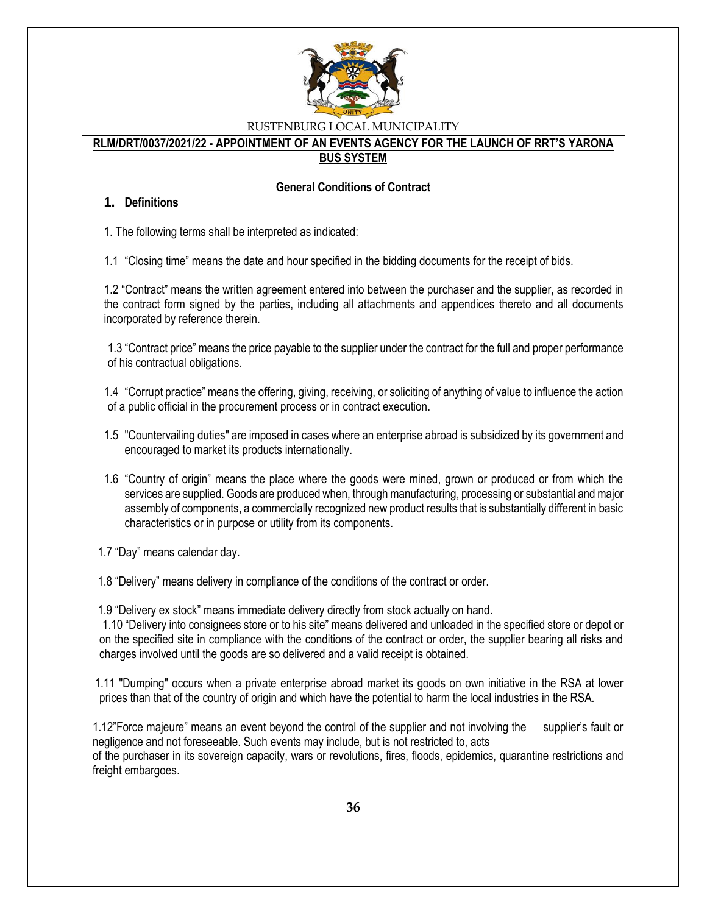RUSTENBURG LOCAL MUNICIPALITY

**RLM/DRT/0037/2021/22 - APPOINTMENT OF AN EVENTS AGENCY FOR THE LAUNCH OF RRT'S YARONA BUS SYSTEM**

**General Conditions of Contract**

## 1. Definitions

1. The following terms shall be interpreted as indicated:

1.1 "Closing time" means the date and hour specified in the bidding documents for the receipt of bids.

1.2 "Contract" means the written agreement entered into between the purchaser and the supplier, as recorded in the contract form signed by the parties, including all attachments and appendices thereto and all documents incorporated by reference therein.

1.3 "Contract price" means the price payable to the supplier under the contract for the full and proper performance of his contractual obligations.

1.4 "Corrupt practice" means the offering, giving, receiving, or soliciting of anything of value to influence the action of a public official in the procurement process or in contract execution.

1.5 "Countervailing duties" are imposed in cases where an enterprise abroad is subsidized by its government and encouraged to market its products internationally.

1.6 "Country of origin" means the place where the goods were mined, grown or produced or from which the services are supplied. Goods are produced when, through manufacturing, processing or substantial and major assembly of components, a commercially recognized new product results that is substantially different in basic characteristics or in purpose or utility from its components.

1.7 "Day" means calendar day.

1.8 "Delivery" means delivery in compliance of the conditions of the contract or order.

1.9 "Delivery ex stock" means immediate delivery directly from stock actually on hand.

1.10 "Delivery into consignees store or to his site" means delivered and unloaded in the specified store or depot or on the specified site in compliance with the conditions of the contract or order, the supplier bearing all risks and charges involved until the goods are so delivered and a valid receipt is obtained.

1.11 "Dumping" occurs when a private enterprise abroad market its goods on own initiative in the RSA at lower prices than that of the country of origin and which have the potential to harm the local industries in the RSA.

1.12"Force majeure" means an event beyond the control of the supplier and not involving the supplier's fault or negligence and not foreseeable. Such events may include, but is not restricted to, acts of the purchaser in its sovereign capacity, wars or revolutions, fires, floods, epidemics, quarantine restrictions and freight embargoes.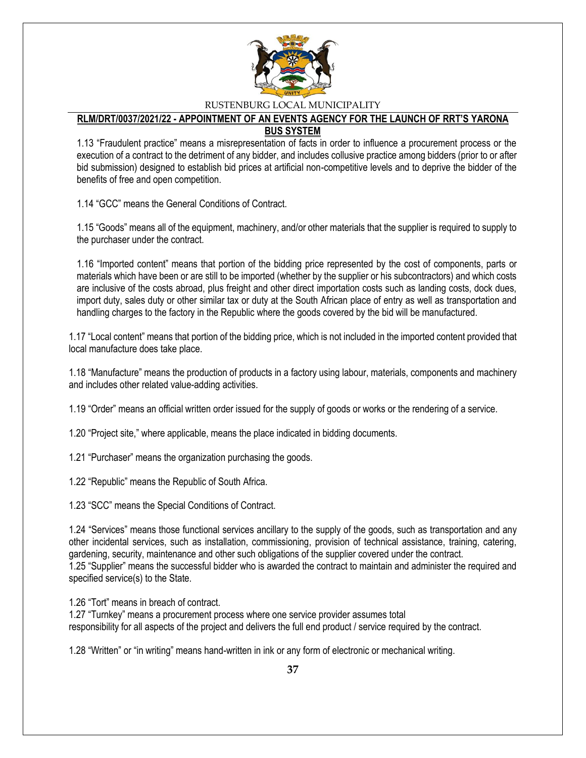1.13 “Fraudulent practice” means a misrepresentation of facts in order to influence a procurement process or the execution of a contract to the detriment of any bidder, and includes collusive practice among bidders (prior to or after bid submission) designed to establish bid prices at artificial non-competitive levels and to deprive the bidder of the benefits of free and open competition.

1.14 “GCC” means the General Conditions of Contract.

1.15 “Goods” means all of the equipment, machinery, and/or other materials that the supplier is required to supply to the purchaser under the contract.

1.16 “Imported content” means that portion of the bidding price represented by the cost of components, parts or materials which have been or are still to be imported (whether by the supplier or his subcontractors) and which costs are inclusive of the costs abroad, plus freight and other direct importation costs such as landing costs, dock dues, import duty, sales duty or other similar tax or duty at the South African place of entry as well as transportation and handling charges to the factory in the Republic where the goods covered by the bid will be manufactured.

1.17 “Local content” means that portion of the bidding price, which is not included in the imported content provided that local manufacture does take place.

1.18 “Manufacture” means the production of products in a factory using labour, materials, components and machinery and includes other related value-adding activities.

1.19 “Order” means an official written order issued for the supply of goods or works or the rendering of a service.

1.20 “Project site,” where applicable, means the place indicated in bidding documents.

1.21 “Purchaser” means the organization purchasing the goods.

1.22 “Republic” means the Republic of South Africa.

1.23 “SCC” means the Special Conditions of Contract.

1.24 “Services” means those functional services ancillary to the supply of the goods, such as transportation and any other incidental services, such as installation, commissioning, provision of technical assistance, training, catering, gardening, security, maintenance and other such obligations of the supplier covered under the contract.

1.25 “Supplier” means the successful bidder who is awarded the contract to maintain and administer the required and specified service(s) to the State.

1.26 “Tort” means in breach of contract.

1.27 “Turnkey” means a procurement process where one service provider assumes total responsibility for all aspects of the project and delivers the full end product / service required by the contract.

1.28 “Written” or “in writing” means hand-written in ink or any form of electronic or mechanical writing.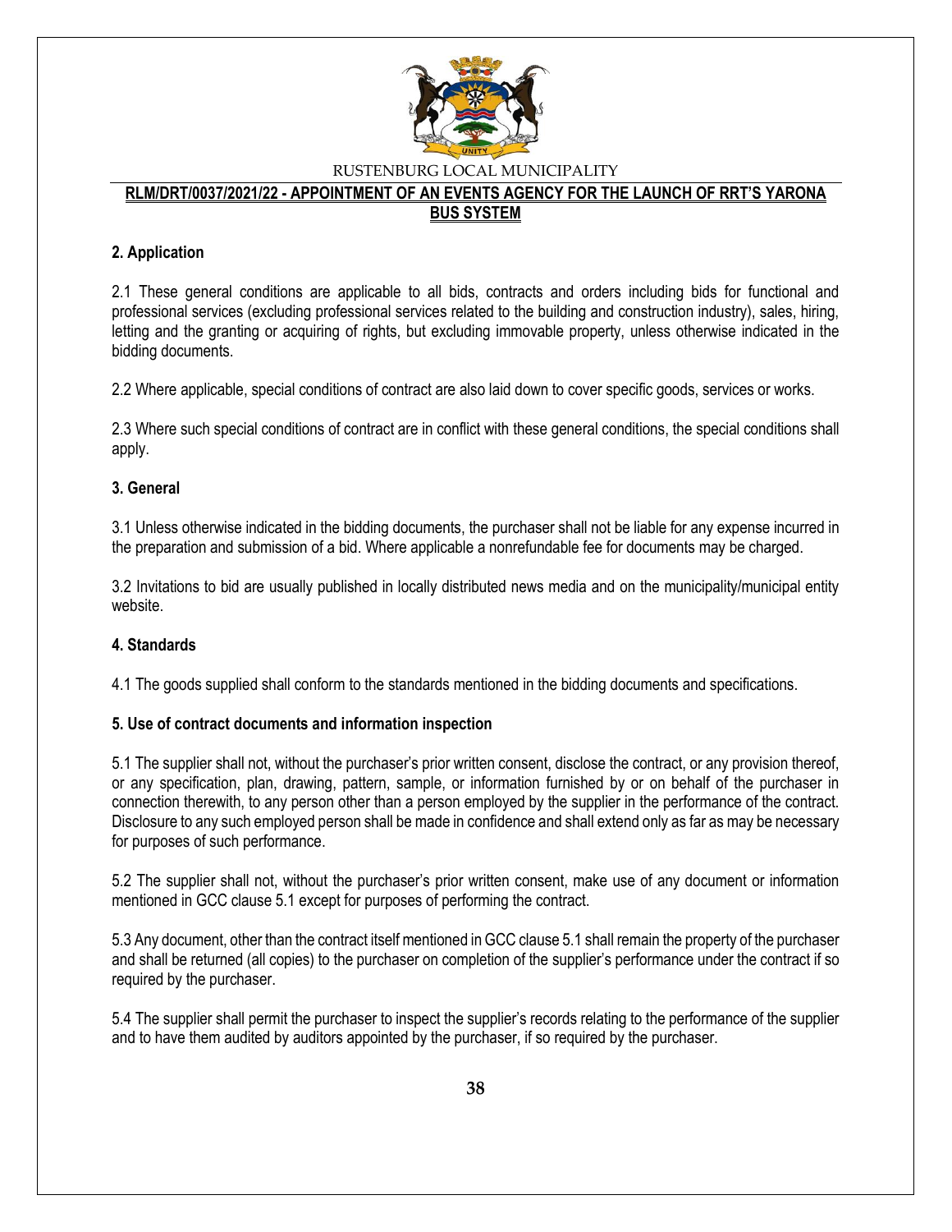## 2. Application

2.1 These general conditions are applicable to all bids, contracts and orders including bids for functional and professional services (excluding professional services related to the building and construction industry), sales, hiring, letting and the granting or acquiring of rights, but excluding immovable property, unless otherwise indicated in the bidding documents.

2.2 Where applicable, special conditions of contract are also laid down to cover specific goods, services or works.

2.3 Where such special conditions of contract are in conflict with these general conditions, the special conditions shall apply.

## 3. General

3.1 Unless otherwise indicated in the bidding documents, the purchaser shall not be liable for any expense incurred in the preparation and submission of a bid. Where applicable a nonrefundable fee for documents may be charged.

3.2 Invitations to bid are usually published in locally distributed news media and on the municipality/municipal entity website.

## 4. Standards

4.1 The goods supplied shall conform to the standards mentioned in the bidding documents and specifications.

## 5. Use of contract documents and information inspection

5.1 The supplier shall not, without the purchaser's prior written consent, disclose the contract, or any provision thereof, or any specification, plan, drawing, pattern, sample, or information furnished by or on behalf of the purchaser in connection therewith, to any person other than a person employed by the supplier in the performance of the contract. Disclosure to any such employed person shall be made in confidence and shall extend only as far as may be necessary for purposes of such performance.

5.2 The supplier shall not, without the purchaser's prior written consent, make use of any document or information mentioned in GCC clause 5.1 except for purposes of performing the contract.

5.3 Any document, other than the contract itself mentioned in GCC clause 5.1 shall remain the property of the purchaser and shall be returned (all copies) to the purchaser on completion of the supplier's performance under the contract if so required by the purchaser.

5.4 The supplier shall permit the purchaser to inspect the supplier's records relating to the performance of the supplier and to have them audited by auditors appointed by the purchaser, if so required by the purchaser.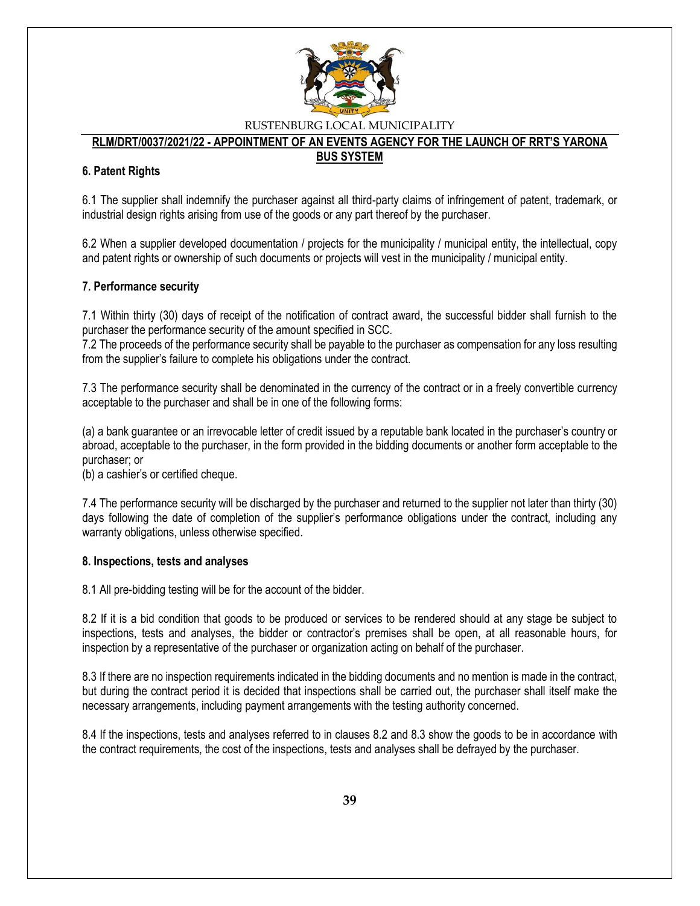## 6. Patent Rights

6.1 The supplier shall indemnify the purchaser against all third-party claims of infringement of patent, trademark, or industrial design rights arising from use of the goods or any part thereof by the purchaser.

6.2 When a supplier developed documentation / projects for the municipality / municipal entity, the intellectual, copy and patent rights or ownership of such documents or projects will vest in the municipality / municipal entity.

## 7. Performance security

7.1 Within thirty (30) days of receipt of the notification of contract award, the successful bidder shall furnish to the purchaser the performance security of the amount specified in SCC.

7.2 The proceeds of the performance security shall be payable to the purchaser as compensation for any loss resulting from the supplier's failure to complete his obligations under the contract.

7.3 The performance security shall be denominated in the currency of the contract or in a freely convertible currency acceptable to the purchaser and shall be in one of the following forms:

(a) a bank guarantee or an irrevocable letter of credit issued by a reputable bank located in the purchaser's country or abroad, acceptable to the purchaser, in the form provided in the bidding documents or another form acceptable to the purchaser; or

(b) a cashier's or certified cheque.

7.4 The performance security will be discharged by the purchaser and returned to the supplier not later than thirty (30) days following the date of completion of the supplier's performance obligations under the contract, including any warranty obligations, unless otherwise specified.

## 8. Inspections, tests and analyses

8.1 All pre-bidding testing will be for the account of the bidder.

8.2 If it is a bid condition that goods to be produced or services to be rendered should at any stage be subject to inspections, tests and analyses, the bidder or contractor's premises shall be open, at all reasonable hours, for inspection by a representative of the purchaser or organization acting on behalf of the purchaser.

8.3 If there are no inspection requirements indicated in the bidding documents and no mention is made in the contract, but during the contract period it is decided that inspections shall be carried out, the purchaser shall itself make the necessary arrangements, including payment arrangements with the testing authority concerned.

8.4 If the inspections, tests and analyses referred to in clauses 8.2 and 8.3 show the goods to be in accordance with the contract requirements, the cost of the inspections, tests and analyses shall be defrayed by the purchaser.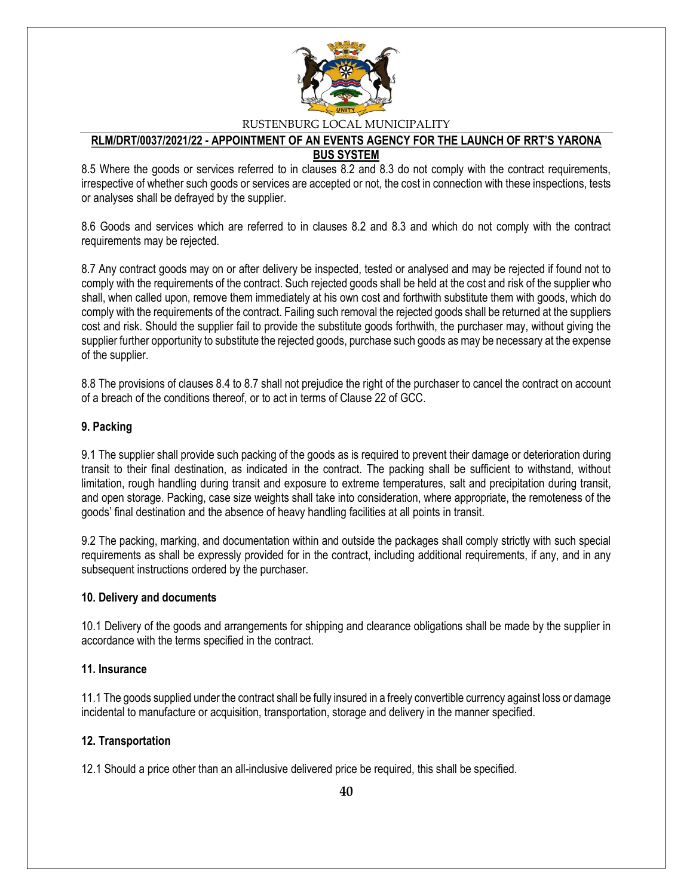8.5 Where the goods or services referred to in clauses 8.2 and 8.3 do not comply with the contract requirements, irrespective of whether such goods or services are accepted or not, the cost in connection with these inspections, tests or analyses shall be defrayed by the supplier.

8.6 Goods and services which are referred to in clauses 8.2 and 8.3 and which do not comply with the contract requirements may be rejected.

8.7 Any contract goods may on or after delivery be inspected, tested or analysed and may be rejected if found not to comply with the requirements of the contract. Such rejected goods shall be held at the cost and risk of the supplier who shall, when called upon, remove them immediately at his own cost and forthwith substitute them with goods, which do comply with the requirements of the contract. Failing such removal the rejected goods shall be returned at the suppliers cost and risk. Should the supplier fail to provide the substitute goods forthwith, the purchaser may, without giving the supplier further opportunity to substitute the rejected goods, purchase such goods as may be necessary at the expense of the supplier.

8.8 The provisions of clauses 8.4 to 8.7 shall not prejudice the right of the purchaser to cancel the contract on account of a breach of the conditions thereof, or to act in terms of Clause 22 of GCC.

**9. Packing**

9.1 The supplier shall provide such packing of the goods as is required to prevent their damage or deterioration during transit to their final destination, as indicated in the contract. The packing shall be sufficient to withstand, without limitation, rough handling during transit and exposure to extreme temperatures, salt and precipitation during transit, and open storage. Packing, case size weights shall take into consideration, where appropriate, the remoteness of the goods' final destination and the absence of heavy handling facilities at all points in transit.

9.2 The packing, marking, and documentation within and outside the packages shall comply strictly with such special requirements as shall be expressly provided for in the contract, including additional requirements, if any, and in any subsequent instructions ordered by the purchaser.

**10. Delivery and documents**

10.1 Delivery of the goods and arrangements for shipping and clearance obligations shall be made by the supplier in accordance with the terms specified in the contract.

**11. Insurance**

11.1 The goods supplied under the contract shall be fully insured in a freely convertible currency against loss or damage incidental to manufacture or acquisition, transportation, storage and delivery in the manner specified.

**12. Transportation**

12.1 Should a price other than an all-inclusive delivered price be required, this shall be specified.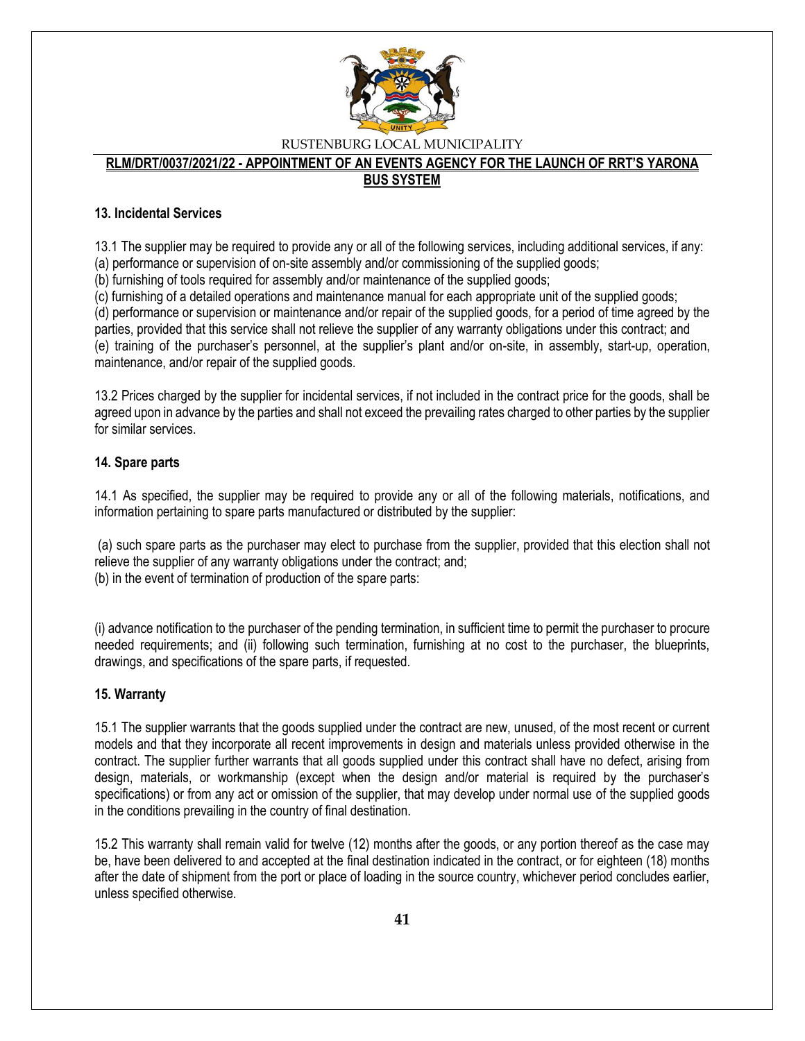### 13. Incidental Services

13.1 The supplier may be required to provide any or all of the following services, including additional services, if any:
(a) performance or supervision of on-site assembly and/or commissioning of the supplied goods;
(b) furnishing of tools required for assembly and/or maintenance of the supplied goods;
(c) furnishing of a detailed operations and maintenance manual for each appropriate unit of the supplied goods;
(d) performance or supervision or maintenance and/or repair of the supplied goods, for a period of time agreed by the parties, provided that this service shall not relieve the supplier of any warranty obligations under this contract; and
(e) training of the purchaser's personnel, at the supplier's plant and/or on-site, in assembly, start-up, operation, maintenance, and/or repair of the supplied goods.

13.2 Prices charged by the supplier for incidental services, if not included in the contract price for the goods, shall be agreed upon in advance by the parties and shall not exceed the prevailing rates charged to other parties by the supplier for similar services.

### 14. Spare parts

14.1 As specified, the supplier may be required to provide any or all of the following materials, notifications, and information pertaining to spare parts manufactured or distributed by the supplier:

(a) such spare parts as the purchaser may elect to purchase from the supplier, provided that this election shall not relieve the supplier of any warranty obligations under the contract; and;
(b) in the event of termination of production of the spare parts:

(i) advance notification to the purchaser of the pending termination, in sufficient time to permit the purchaser to procure needed requirements; and (ii) following such termination, furnishing at no cost to the purchaser, the blueprints, drawings, and specifications of the spare parts, if requested.

### 15. Warranty

15.1 The supplier warrants that the goods supplied under the contract are new, unused, of the most recent or current models and that they incorporate all recent improvements in design and materials unless provided otherwise in the contract. The supplier further warrants that all goods supplied under this contract shall have no defect, arising from design, materials, or workmanship (except when the design and/or material is required by the purchaser's specifications) or from any act or omission of the supplier, that may develop under normal use of the supplied goods in the conditions prevailing in the country of final destination.

15.2 This warranty shall remain valid for twelve (12) months after the goods, or any portion thereof as the case may be, have been delivered to and accepted at the final destination indicated in the contract, or for eighteen (18) months after the date of shipment from the port or place of loading in the source country, whichever period concludes earlier, unless specified otherwise.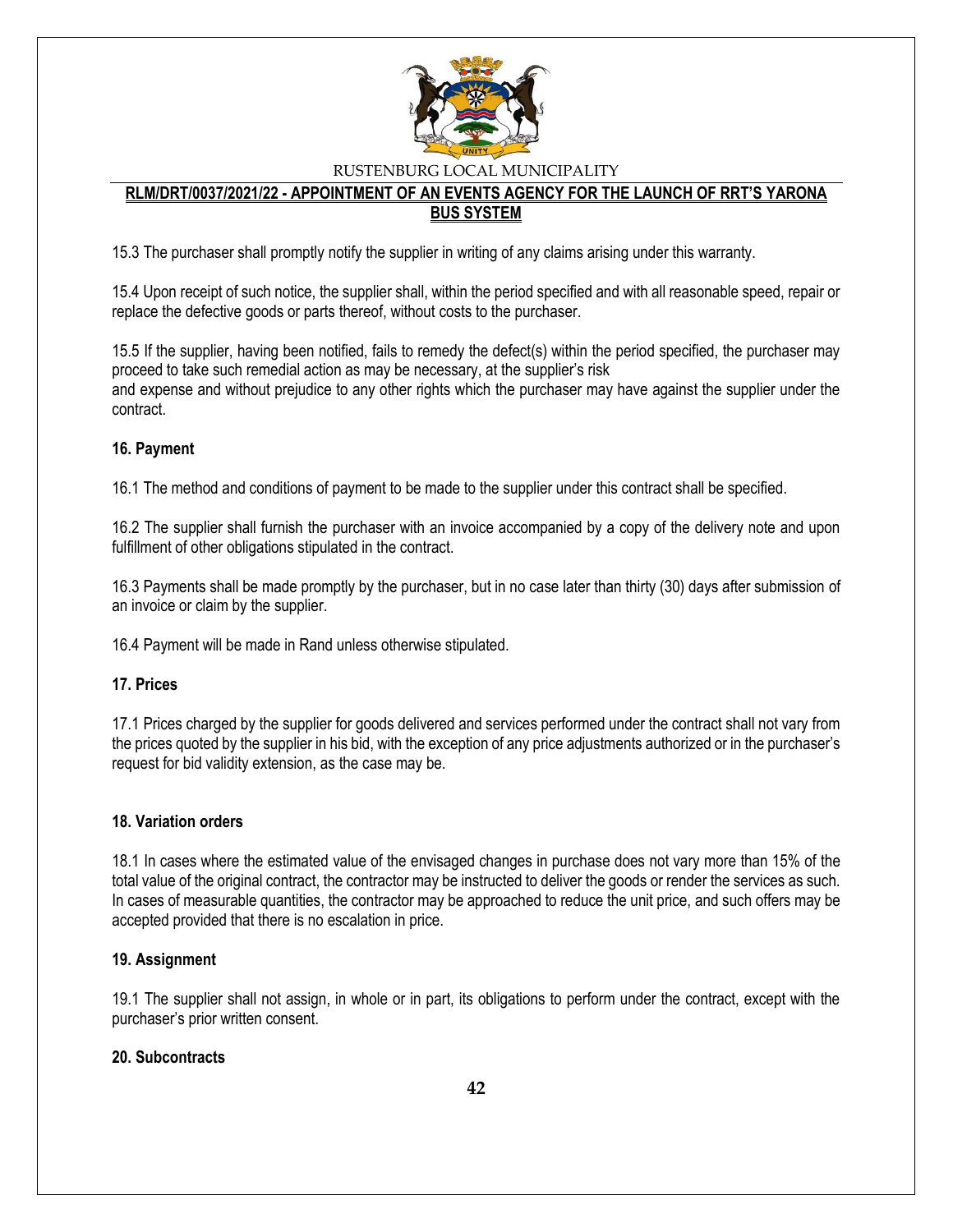15.3 The purchaser shall promptly notify the supplier in writing of any claims arising under this warranty.

15.4 Upon receipt of such notice, the supplier shall, within the period specified and with all reasonable speed, repair or replace the defective goods or parts thereof, without costs to the purchaser.

15.5 If the supplier, having been notified, fails to remedy the defect(s) within the period specified, the purchaser may proceed to take such remedial action as may be necessary, at the supplier's risk
and expense and without prejudice to any other rights which the purchaser may have against the supplier under the contract.

**16. Payment**

16.1 The method and conditions of payment to be made to the supplier under this contract shall be specified.

16.2 The supplier shall furnish the purchaser with an invoice accompanied by a copy of the delivery note and upon fulfillment of other obligations stipulated in the contract.

16.3 Payments shall be made promptly by the purchaser, but in no case later than thirty (30) days after submission of an invoice or claim by the supplier.

16.4 Payment will be made in Rand unless otherwise stipulated.

**17. Prices**

17.1 Prices charged by the supplier for goods delivered and services performed under the contract shall not vary from the prices quoted by the supplier in his bid, with the exception of any price adjustments authorized or in the purchaser's request for bid validity extension, as the case may be.

**18. Variation orders**

18.1 In cases where the estimated value of the envisaged changes in purchase does not vary more than 15% of the total value of the original contract, the contractor may be instructed to deliver the goods or render the services as such. In cases of measurable quantities, the contractor may be approached to reduce the unit price, and such offers may be accepted provided that there is no escalation in price.

**19. Assignment**

19.1 The supplier shall not assign, in whole or in part, its obligations to perform under the contract, except with the purchaser's prior written consent.

**20. Subcontracts**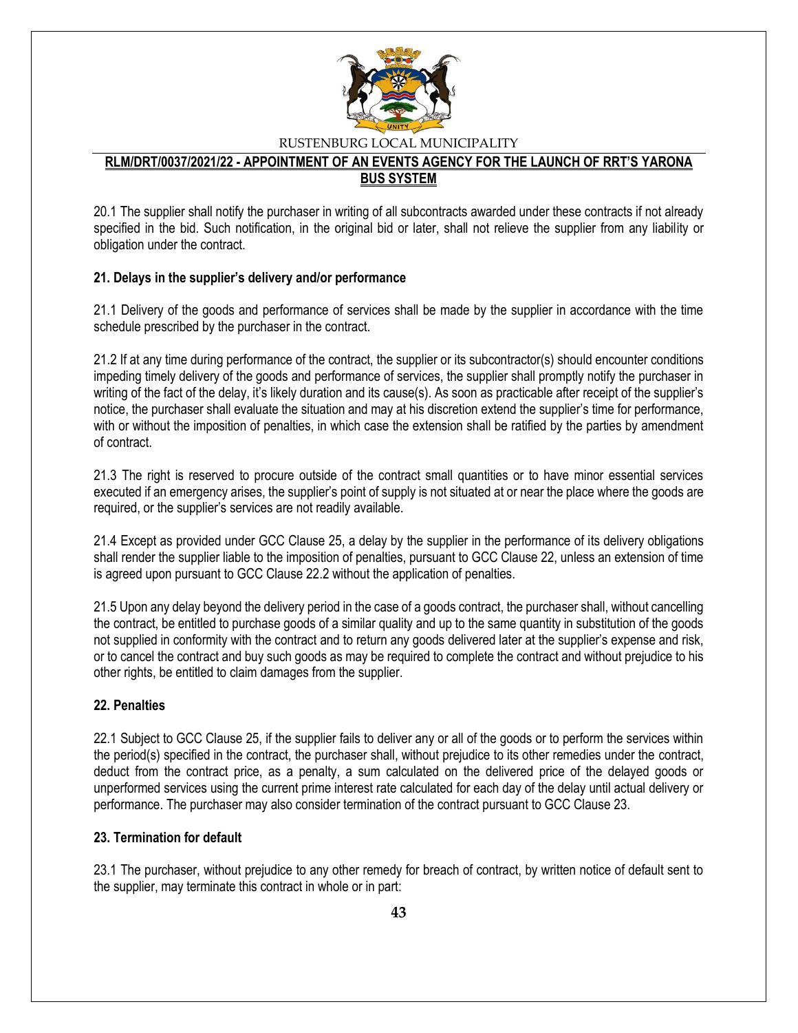20.1 The supplier shall notify the purchaser in writing of all subcontracts awarded under these contracts if not already specified in the bid. Such notification, in the original bid or later, shall not relieve the supplier from any liability or obligation under the contract.

**21. Delays in the supplier's delivery and/or performance**

21.1 Delivery of the goods and performance of services shall be made by the supplier in accordance with the time schedule prescribed by the purchaser in the contract.

21.2 If at any time during performance of the contract, the supplier or its subcontractor(s) should encounter conditions impeding timely delivery of the goods and performance of services, the supplier shall promptly notify the purchaser in writing of the fact of the delay, it's likely duration and its cause(s). As soon as practicable after receipt of the supplier's notice, the purchaser shall evaluate the situation and may at his discretion extend the supplier's time for performance, with or without the imposition of penalties, in which case the extension shall be ratified by the parties by amendment of contract.

21.3 The right is reserved to procure outside of the contract small quantities or to have minor essential services executed if an emergency arises, the supplier's point of supply is not situated at or near the place where the goods are required, or the supplier's services are not readily available.

21.4 Except as provided under GCC Clause 25, a delay by the supplier in the performance of its delivery obligations shall render the supplier liable to the imposition of penalties, pursuant to GCC Clause 22, unless an extension of time is agreed upon pursuant to GCC Clause 22.2 without the application of penalties.

21.5 Upon any delay beyond the delivery period in the case of a goods contract, the purchaser shall, without cancelling the contract, be entitled to purchase goods of a similar quality and up to the same quantity in substitution of the goods not supplied in conformity with the contract and to return any goods delivered later at the supplier's expense and risk, or to cancel the contract and buy such goods as may be required to complete the contract and without prejudice to his other rights, be entitled to claim damages from the supplier.

**22. Penalties**

22.1 Subject to GCC Clause 25, if the supplier fails to deliver any or all of the goods or to perform the services within the period(s) specified in the contract, the purchaser shall, without prejudice to its other remedies under the contract, deduct from the contract price, as a penalty, a sum calculated on the delivered price of the delayed goods or unperformed services using the current prime interest rate calculated for each day of the delay until actual delivery or performance. The purchaser may also consider termination of the contract pursuant to GCC Clause 23.

**23. Termination for default**

23.1 The purchaser, without prejudice to any other remedy for breach of contract, by written notice of default sent to the supplier, may terminate this contract in whole or in part: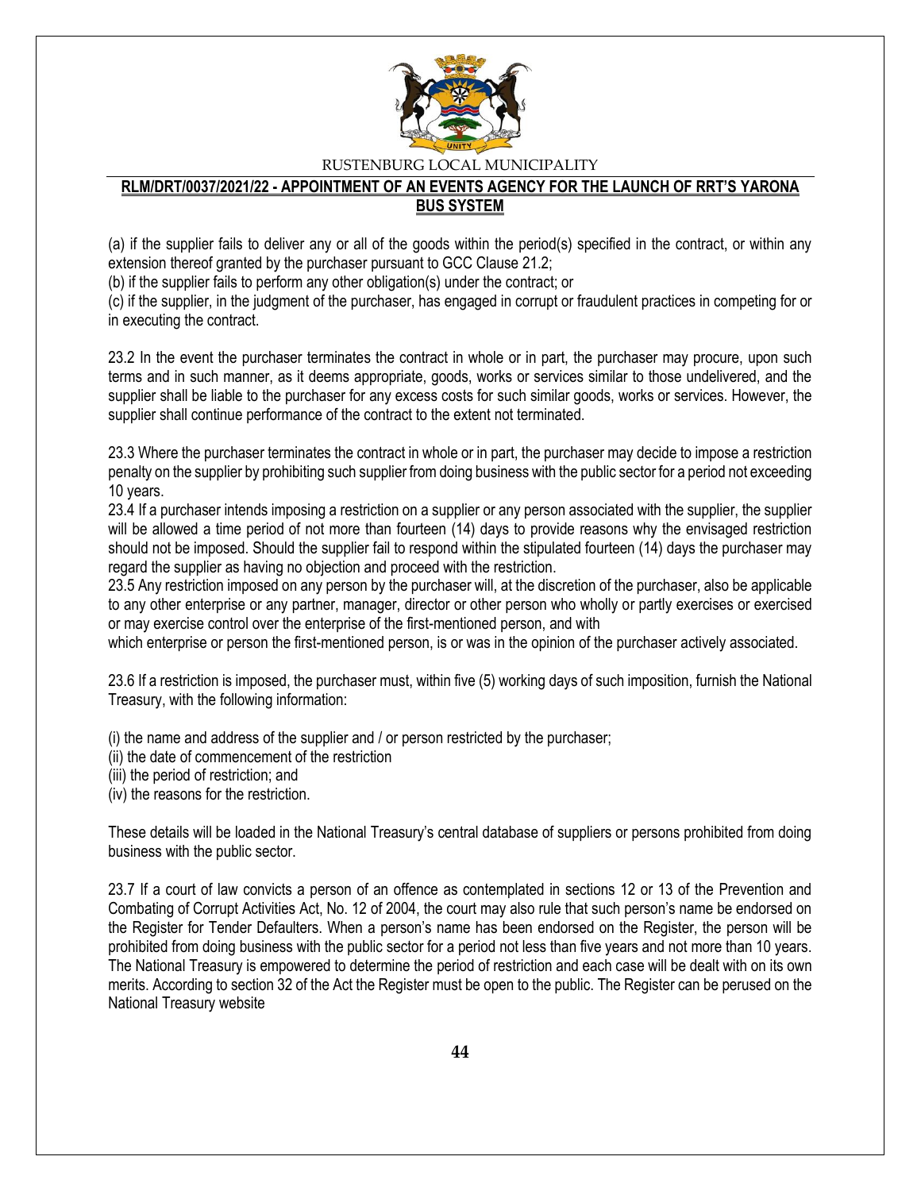(a) if the supplier fails to deliver any or all of the goods within the period(s) specified in the contract, or within any extension thereof granted by the purchaser pursuant to GCC Clause 21.2;

(b) if the supplier fails to perform any other obligation(s) under the contract; or

(c) if the supplier, in the judgment of the purchaser, has engaged in corrupt or fraudulent practices in competing for or in executing the contract.

23.2 In the event the purchaser terminates the contract in whole or in part, the purchaser may procure, upon such terms and in such manner, as it deems appropriate, goods, works or services similar to those undelivered, and the supplier shall be liable to the purchaser for any excess costs for such similar goods, works or services. However, the supplier shall continue performance of the contract to the extent not terminated.

23.3 Where the purchaser terminates the contract in whole or in part, the purchaser may decide to impose a restriction penalty on the supplier by prohibiting such supplier from doing business with the public sector for a period not exceeding 10 years.

23.4 If a purchaser intends imposing a restriction on a supplier or any person associated with the supplier, the supplier will be allowed a time period of not more than fourteen (14) days to provide reasons why the envisaged restriction should not be imposed. Should the supplier fail to respond within the stipulated fourteen (14) days the purchaser may regard the supplier as having no objection and proceed with the restriction.

23.5 Any restriction imposed on any person by the purchaser will, at the discretion of the purchaser, also be applicable to any other enterprise or any partner, manager, director or other person who wholly or partly exercises or exercised or may exercise control over the enterprise of the first-mentioned person, and with which enterprise or person the first-mentioned person, is or was in the opinion of the purchaser actively associated.

23.6 If a restriction is imposed, the purchaser must, within five (5) working days of such imposition, furnish the National Treasury, with the following information:

(i) the name and address of the supplier and / or person restricted by the purchaser;
(ii) the date of commencement of the restriction
(iii) the period of restriction; and
(iv) the reasons for the restriction.

These details will be loaded in the National Treasury's central database of suppliers or persons prohibited from doing business with the public sector.

23.7 If a court of law convicts a person of an offence as contemplated in sections 12 or 13 of the Prevention and Combating of Corrupt Activities Act, No. 12 of 2004, the court may also rule that such person's name be endorsed on the Register for Tender Defaulters. When a person's name has been endorsed on the Register, the person will be prohibited from doing business with the public sector for a period not less than five years and not more than 10 years. The National Treasury is empowered to determine the period of restriction and each case will be dealt with on its own merits. According to section 32 of the Act the Register must be open to the public. The Register can be perused on the National Treasury website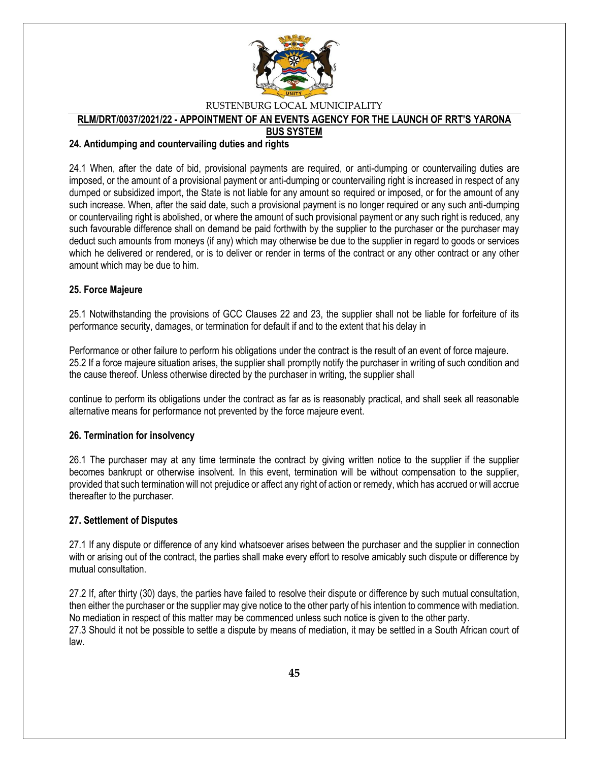### 24. Antidumping and countervailing duties and rights

24.1 When, after the date of bid, provisional payments are required, or anti-dumping or countervailing duties are imposed, or the amount of a provisional payment or anti-dumping or countervailing right is increased in respect of any dumped or subsidized import, the State is not liable for any amount so required or imposed, or for the amount of any such increase. When, after the said date, such a provisional payment is no longer required or any such anti-dumping or countervailing right is abolished, or where the amount of such provisional payment or any such right is reduced, any such favourable difference shall on demand be paid forthwith by the supplier to the purchaser or the purchaser may deduct such amounts from moneys (if any) which may otherwise be due to the supplier in regard to goods or services which he delivered or rendered, or is to deliver or render in terms of the contract or any other contract or any other amount which may be due to him.

### 25. Force Majeure

25.1 Notwithstanding the provisions of GCC Clauses 22 and 23, the supplier shall not be liable for forfeiture of its performance security, damages, or termination for default if and to the extent that his delay in

Performance or other failure to perform his obligations under the contract is the result of an event of force majeure.
25.2 If a force majeure situation arises, the supplier shall promptly notify the purchaser in writing of such condition and the cause thereof. Unless otherwise directed by the purchaser in writing, the supplier shall

continue to perform its obligations under the contract as far as is reasonably practical, and shall seek all reasonable alternative means for performance not prevented by the force majeure event.

### 26. Termination for insolvency

26.1 The purchaser may at any time terminate the contract by giving written notice to the supplier if the supplier becomes bankrupt or otherwise insolvent. In this event, termination will be without compensation to the supplier, provided that such termination will not prejudice or affect any right of action or remedy, which has accrued or will accrue thereafter to the purchaser.

### 27. Settlement of Disputes

27.1 If any dispute or difference of any kind whatsoever arises between the purchaser and the supplier in connection with or arising out of the contract, the parties shall make every effort to resolve amicably such dispute or difference by mutual consultation.

27.2 If, after thirty (30) days, the parties have failed to resolve their dispute or difference by such mutual consultation, then either the purchaser or the supplier may give notice to the other party of his intention to commence with mediation. No mediation in respect of this matter may be commenced unless such notice is given to the other party.
27.3 Should it not be possible to settle a dispute by means of mediation, it may be settled in a South African court of law.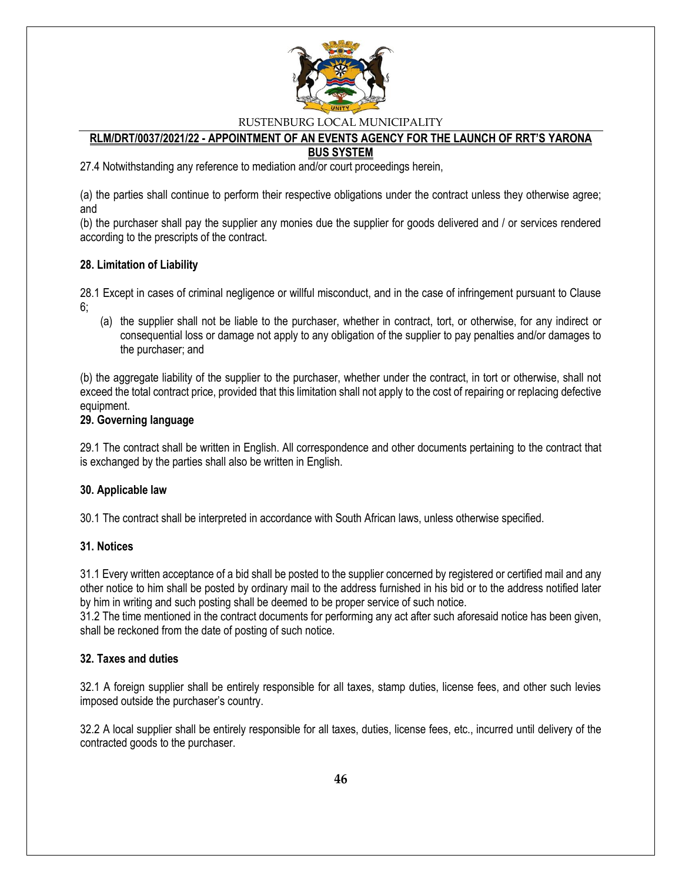27.4 Notwithstanding any reference to mediation and/or court proceedings herein,

(a) the parties shall continue to perform their respective obligations under the contract unless they otherwise agree; and

(b) the purchaser shall pay the supplier any monies due the supplier for goods delivered and / or services rendered according to the prescripts of the contract.

**28. Limitation of Liability**

28.1 Except in cases of criminal negligence or willful misconduct, and in the case of infringement pursuant to Clause 6;

(a) the supplier shall not be liable to the purchaser, whether in contract, tort, or otherwise, for any indirect or consequential loss or damage not apply to any obligation of the supplier to pay penalties and/or damages to the purchaser; and

(b) the aggregate liability of the supplier to the purchaser, whether under the contract, in tort or otherwise, shall not exceed the total contract price, provided that this limitation shall not apply to the cost of repairing or replacing defective equipment.

**29. Governing language**

29.1 The contract shall be written in English. All correspondence and other documents pertaining to the contract that is exchanged by the parties shall also be written in English.

**30. Applicable law**

30.1 The contract shall be interpreted in accordance with South African laws, unless otherwise specified.

**31. Notices**

31.1 Every written acceptance of a bid shall be posted to the supplier concerned by registered or certified mail and any other notice to him shall be posted by ordinary mail to the address furnished in his bid or to the address notified later by him in writing and such posting shall be deemed to be proper service of such notice.

31.2 The time mentioned in the contract documents for performing any act after such aforesaid notice has been given, shall be reckoned from the date of posting of such notice.

**32. Taxes and duties**

32.1 A foreign supplier shall be entirely responsible for all taxes, stamp duties, license fees, and other such levies imposed outside the purchaser's country.

32.2 A local supplier shall be entirely responsible for all taxes, duties, license fees, etc., incurred until delivery of the contracted goods to the purchaser.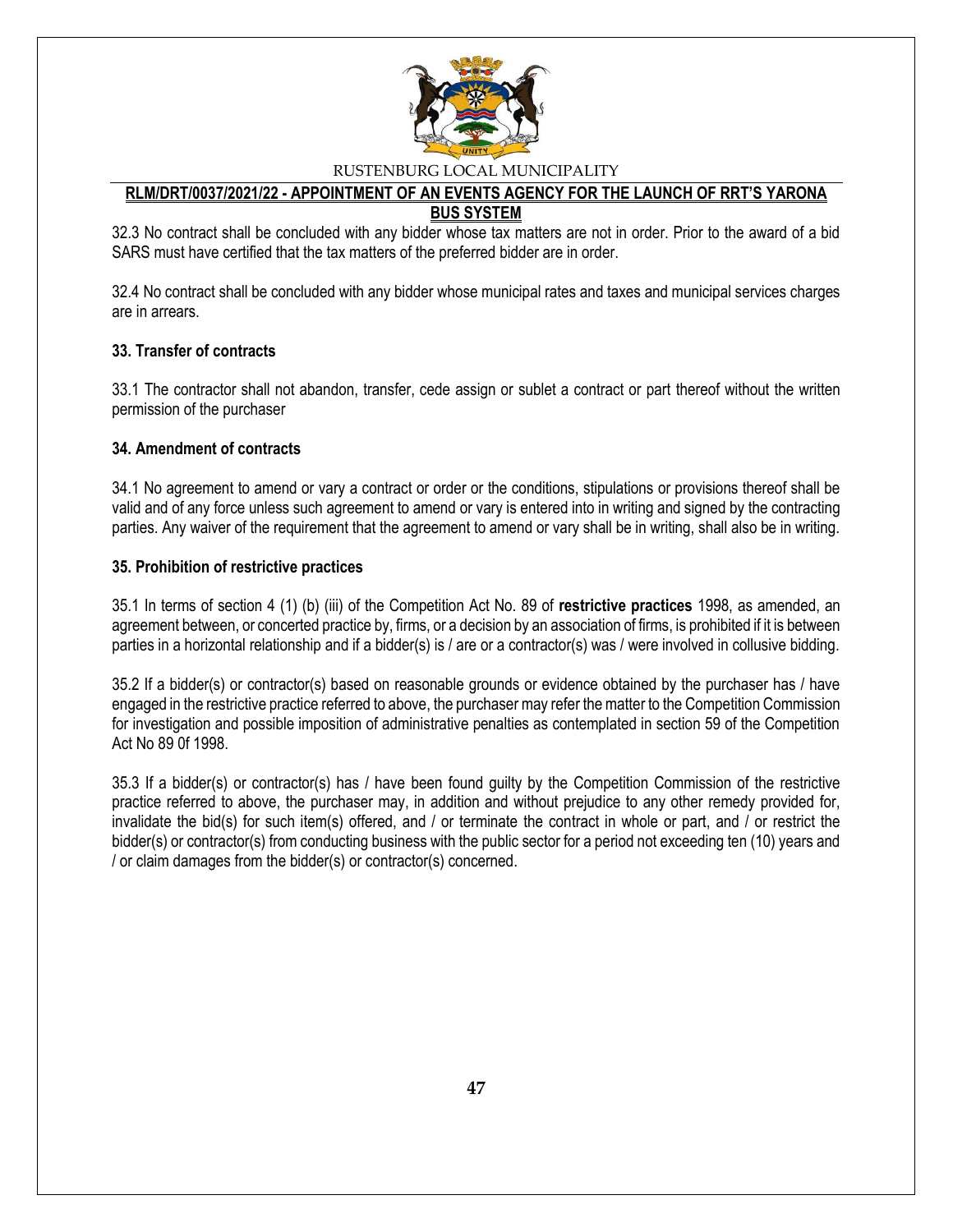32.3 No contract shall be concluded with any bidder whose tax matters are not in order. Prior to the award of a bid SARS must have certified that the tax matters of the preferred bidder are in order.

32.4 No contract shall be concluded with any bidder whose municipal rates and taxes and municipal services charges are in arrears.

**33. Transfer of contracts**

33.1 The contractor shall not abandon, transfer, cede assign or sublet a contract or part thereof without the written permission of the purchaser

**34. Amendment of contracts**

34.1 No agreement to amend or vary a contract or order or the conditions, stipulations or provisions thereof shall be valid and of any force unless such agreement to amend or vary is entered into in writing and signed by the contracting parties. Any waiver of the requirement that the agreement to amend or vary shall be in writing, shall also be in writing.

**35. Prohibition of restrictive practices**

35.1 In terms of section 4 (1) (b) (iii) of the Competition Act No. 89 of **restrictive practices** 1998, as amended, an agreement between, or concerted practice by, firms, or a decision by an association of firms, is prohibited if it is between parties in a horizontal relationship and if a bidder(s) is / are or a contractor(s) was / were involved in collusive bidding.

35.2 If a bidder(s) or contractor(s) based on reasonable grounds or evidence obtained by the purchaser has / have engaged in the restrictive practice referred to above, the purchaser may refer the matter to the Competition Commission for investigation and possible imposition of administrative penalties as contemplated in section 59 of the Competition Act No 89 0f 1998.

35.3 If a bidder(s) or contractor(s) has / have been found guilty by the Competition Commission of the restrictive practice referred to above, the purchaser may, in addition and without prejudice to any other remedy provided for, invalidate the bid(s) for such item(s) offered, and / or terminate the contract in whole or part, and / or restrict the bidder(s) or contractor(s) from conducting business with the public sector for a period not exceeding ten (10) years and / or claim damages from the bidder(s) or contractor(s) concerned.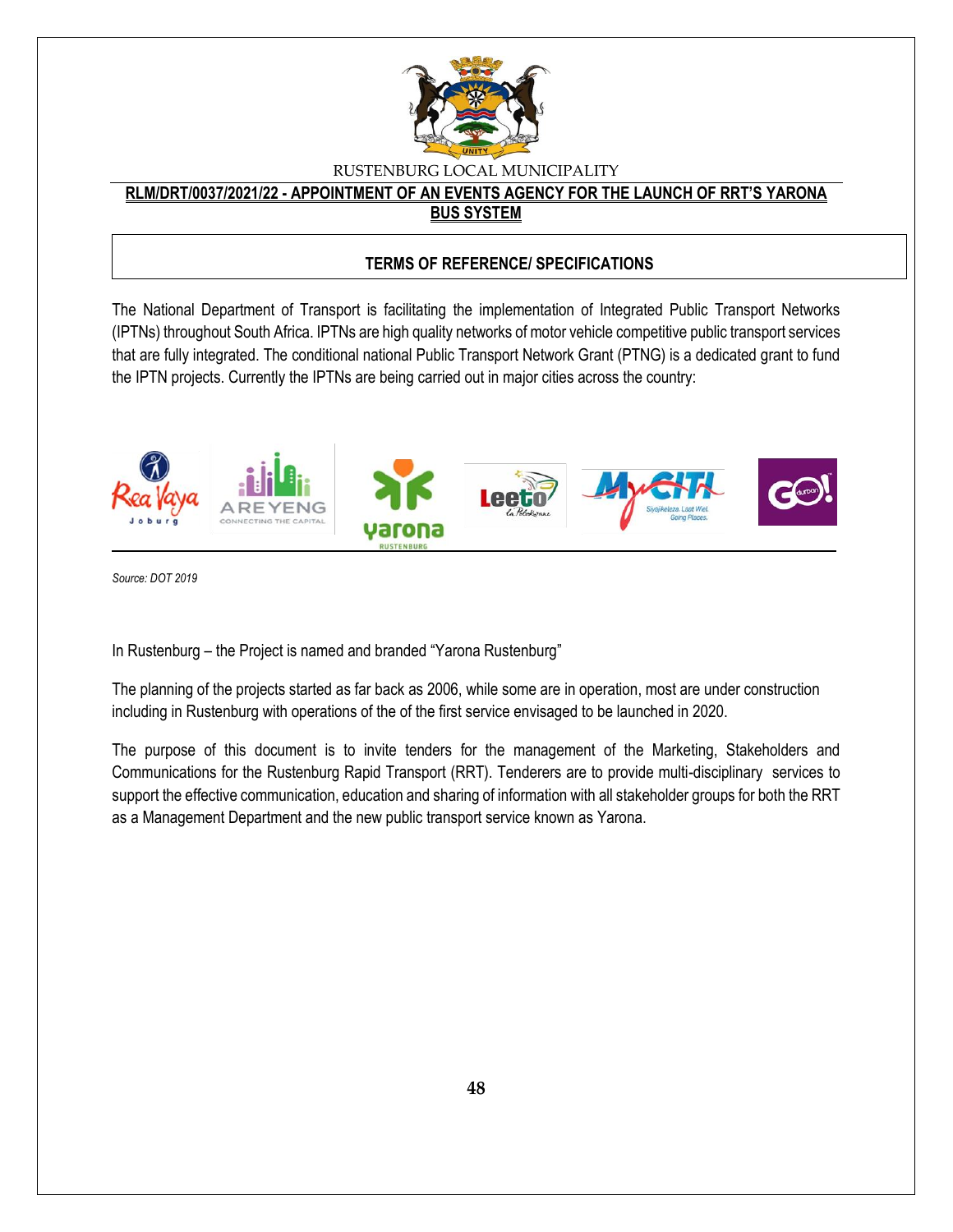RUSTENBURG LOCAL MUNICIPALITY

**RLM/DRT/0037/2021/22 - APPOINTMENT OF AN EVENTS AGENCY FOR THE LAUNCH OF RRT'S YARONA BUS SYSTEM**

## TERMS OF REFERENCE/ SPECIFICATIONS

The National Department of Transport is facilitating the implementation of Integrated Public Transport Networks (IPTNs) throughout South Africa. IPTNs are high quality networks of motor vehicle competitive public transport services that are fully integrated. The conditional national Public Transport Network Grant (PTNG) is a dedicated grant to fund the IPTN projects. Currently the IPTNs are being carried out in major cities across the country:

*Source: DOT 2019*

In Rustenburg – the Project is named and branded "Yarona Rustenburg"

The planning of the projects started as far back as 2006, while some are in operation, most are under construction including in Rustenburg with operations of the of the first service envisaged to be launched in 2020.

The purpose of this document is to invite tenders for the management of the Marketing, Stakeholders and Communications for the Rustenburg Rapid Transport (RRT). Tenderers are to provide multi-disciplinary services to support the effective communication, education and sharing of information with all stakeholder groups for both the RRT as a Management Department and the new public transport service known as Yarona.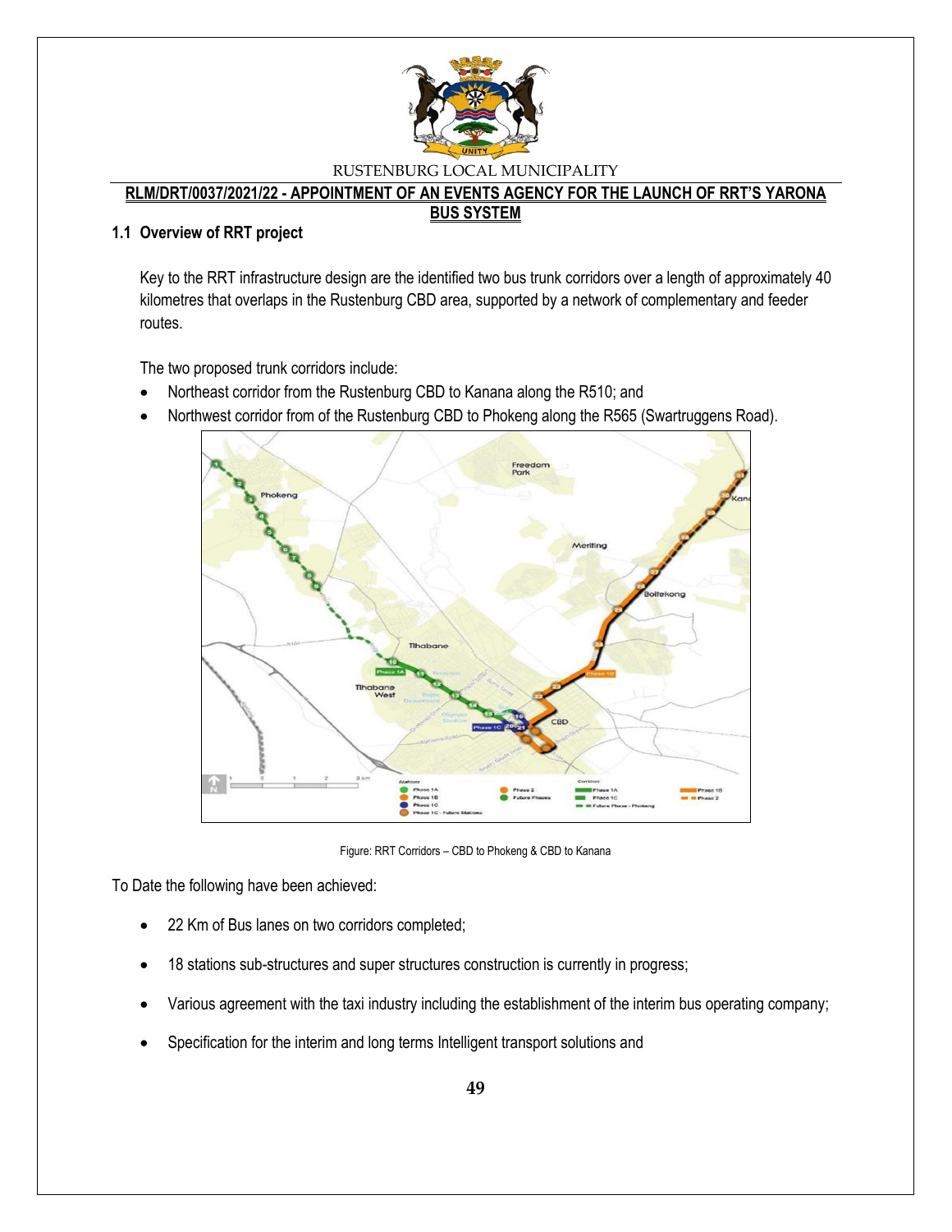RUSTENBURG LOCAL MUNICIPALITY

**RLM/DRT/0037/2021/22 - APPOINTMENT OF AN EVENTS AGENCY FOR THE LAUNCH OF RRT'S YARONA BUS SYSTEM**

### 1.1 Overview of RRT project

Key to the RRT infrastructure design are the identified two bus trunk corridors over a length of approximately 40 kilometres that overlaps in the Rustenburg CBD area, supported by a network of complementary and feeder routes.

The two proposed trunk corridors include:

- Northeast corridor from the Rustenburg CBD to Kanana along the R510; and
- Northwest corridor from of the Rustenburg CBD to Phokeng along the R565 (Swartruggens Road).

Figure: RRT Corridors – CBD to Phokeng & CBD to Kanana

To Date the following have been achieved:

- 22 Km of Bus lanes on two corridors completed;
- 18 stations sub-structures and super structures construction is currently in progress;
- Various agreement with the taxi industry including the establishment of the interim bus operating company;
- Specification for the interim and long terms Intelligent transport solutions and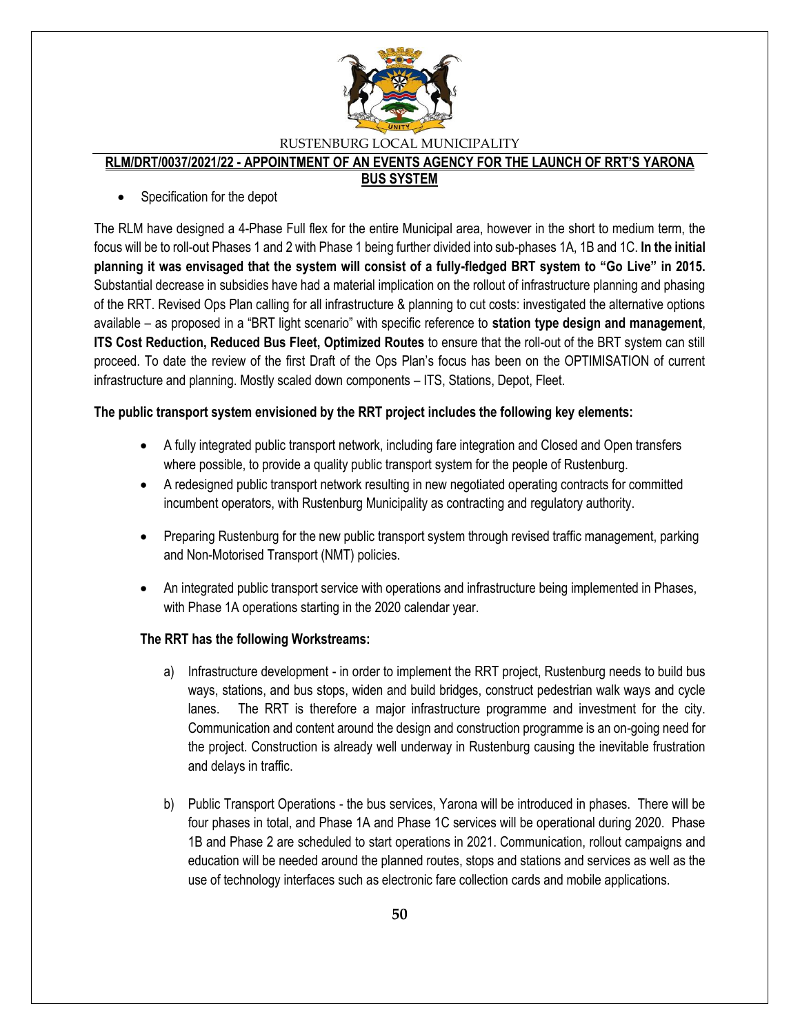- Specification for the depot

The RLM have designed a 4-Phase Full flex for the entire Municipal area, however in the short to medium term, the focus will be to roll-out Phases 1 and 2 with Phase 1 being further divided into sub-phases 1A, 1B and 1C. **In the initial planning it was envisaged that the system will consist of a fully-fledged BRT system to "Go Live" in 2015.** Substantial decrease in subsidies have had a material implication on the rollout of infrastructure planning and phasing of the RRT. Revised Ops Plan calling for all infrastructure & planning to cut costs: investigated the alternative options available – as proposed in a "BRT light scenario" with specific reference to **station type design and management**, **ITS Cost Reduction, Reduced Bus Fleet, Optimized Routes** to ensure that the roll-out of the BRT system can still proceed. To date the review of the first Draft of the Ops Plan's focus has been on the OPTIMISATION of current infrastructure and planning. Mostly scaled down components – ITS, Stations, Depot, Fleet.

**The public transport system envisioned by the RRT project includes the following key elements:**

- A fully integrated public transport network, including fare integration and Closed and Open transfers where possible, to provide a quality public transport system for the people of Rustenburg.
- A redesigned public transport network resulting in new negotiated operating contracts for committed incumbent operators, with Rustenburg Municipality as contracting and regulatory authority.
- Preparing Rustenburg for the new public transport system through revised traffic management, parking and Non-Motorised Transport (NMT) policies.
- An integrated public transport service with operations and infrastructure being implemented in Phases, with Phase 1A operations starting in the 2020 calendar year.

**The RRT has the following Workstreams:**

a) Infrastructure development - in order to implement the RRT project, Rustenburg needs to build bus ways, stations, and bus stops, widen and build bridges, construct pedestrian walk ways and cycle lanes. The RRT is therefore a major infrastructure programme and investment for the city. Communication and content around the design and construction programme is an on-going need for the project. Construction is already well underway in Rustenburg causing the inevitable frustration and delays in traffic.

b) Public Transport Operations - the bus services, Yarona will be introduced in phases. There will be four phases in total, and Phase 1A and Phase 1C services will be operational during 2020. Phase 1B and Phase 2 are scheduled to start operations in 2021. Communication, rollout campaigns and education will be needed around the planned routes, stops and stations and services as well as the use of technology interfaces such as electronic fare collection cards and mobile applications.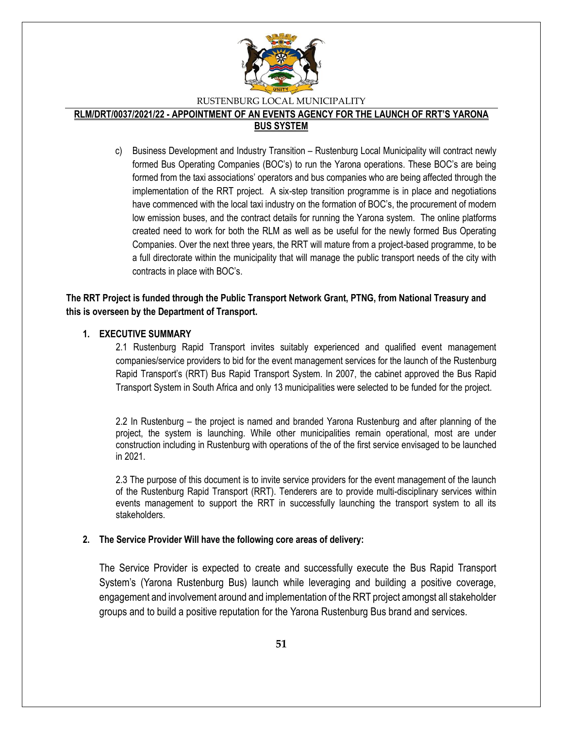c) Business Development and Industry Transition – Rustenburg Local Municipality will contract newly formed Bus Operating Companies (BOC's) to run the Yarona operations. These BOC's are being formed from the taxi associations' operators and bus companies who are being affected through the implementation of the RRT project. A six-step transition programme is in place and negotiations have commenced with the local taxi industry on the formation of BOC's, the procurement of modern low emission buses, and the contract details for running the Yarona system. The online platforms created need to work for both the RLM as well as be useful for the newly formed Bus Operating Companies. Over the next three years, the RRT will mature from a project-based programme, to be a full directorate within the municipality that will manage the public transport needs of the city with contracts in place with BOC's.

**The RRT Project is funded through the Public Transport Network Grant, PTNG, from National Treasury and this is overseen by the Department of Transport.**

## 1. EXECUTIVE SUMMARY

2.1 Rustenburg Rapid Transport invites suitably experienced and qualified event management companies/service providers to bid for the event management services for the launch of the Rustenburg Rapid Transport's (RRT) Bus Rapid Transport System. In 2007, the cabinet approved the Bus Rapid Transport System in South Africa and only 13 municipalities were selected to be funded for the project.

2.2 In Rustenburg – the project is named and branded Yarona Rustenburg and after planning of the project, the system is launching. While other municipalities remain operational, most are under construction including in Rustenburg with operations of the of the first service envisaged to be launched in 2021.

2.3 The purpose of this document is to invite service providers for the event management of the launch of the Rustenburg Rapid Transport (RRT). Tenderers are to provide multi-disciplinary services within events management to support the RRT in successfully launching the transport system to all its stakeholders.

## 2. The Service Provider Will have the following core areas of delivery:

The Service Provider is expected to create and successfully execute the Bus Rapid Transport System's (Yarona Rustenburg Bus) launch while leveraging and building a positive coverage, engagement and involvement around and implementation of the RRT project amongst all stakeholder groups and to build a positive reputation for the Yarona Rustenburg Bus brand and services.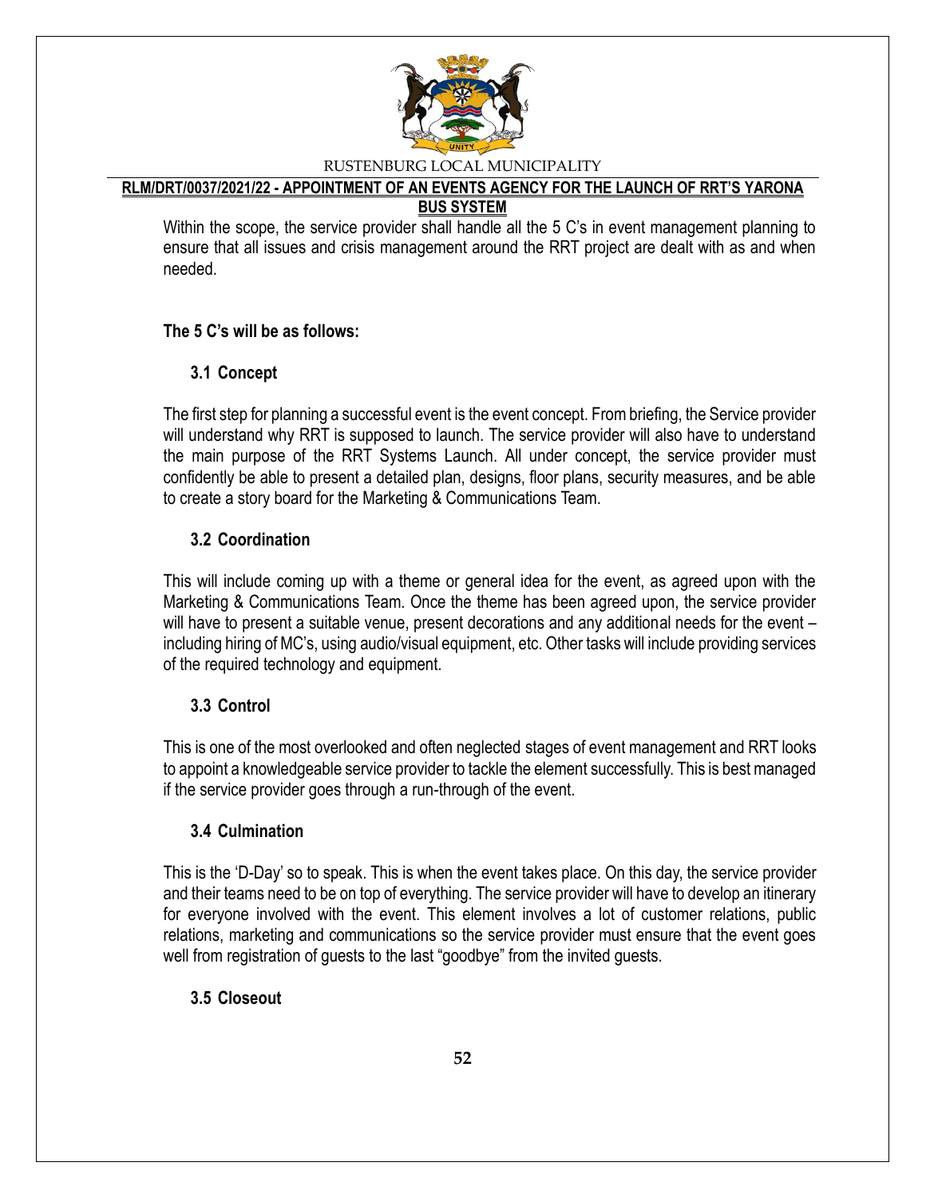Within the scope, the service provider shall handle all the 5 C's in event management planning to ensure that all issues and crisis management around the RRT project are dealt with as and when needed.

**The 5 C's will be as follows:**

### 3.1 Concept

The first step for planning a successful event is the event concept. From briefing, the Service provider will understand why RRT is supposed to launch. The service provider will also have to understand the main purpose of the RRT Systems Launch. All under concept, the service provider must confidently be able to present a detailed plan, designs, floor plans, security measures, and be able to create a story board for the Marketing & Communications Team.

### 3.2 Coordination

This will include coming up with a theme or general idea for the event, as agreed upon with the Marketing & Communications Team. Once the theme has been agreed upon, the service provider will have to present a suitable venue, present decorations and any additional needs for the event – including hiring of MC's, using audio/visual equipment, etc. Other tasks will include providing services of the required technology and equipment.

### 3.3 Control

This is one of the most overlooked and often neglected stages of event management and RRT looks to appoint a knowledgeable service provider to tackle the element successfully. This is best managed if the service provider goes through a run-through of the event.

### 3.4 Culmination

This is the 'D-Day' so to speak. This is when the event takes place. On this day, the service provider and their teams need to be on top of everything. The service provider will have to develop an itinerary for everyone involved with the event. This element involves a lot of customer relations, public relations, marketing and communications so the service provider must ensure that the event goes well from registration of guests to the last "goodbye" from the invited guests.

### 3.5 Closeout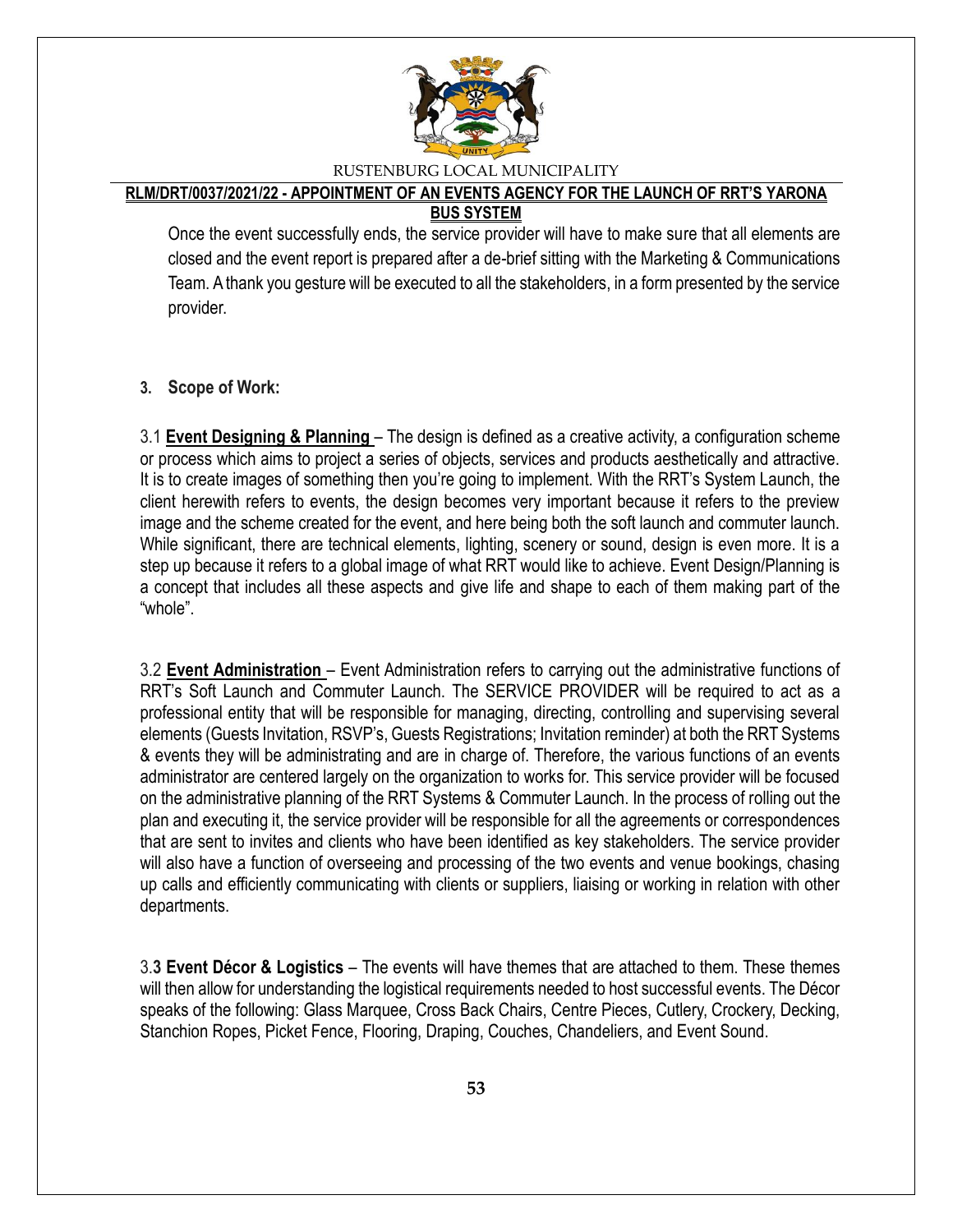Once the event successfully ends, the service provider will have to make sure that all elements are closed and the event report is prepared after a de-brief sitting with the Marketing & Communications Team. A thank you gesture will be executed to all the stakeholders, in a form presented by the service provider.

**3. Scope of Work:**

3.1 **Event Designing & Planning** – The design is defined as a creative activity, a configuration scheme or process which aims to project a series of objects, services and products aesthetically and attractive. It is to create images of something then you're going to implement. With the RRT's System Launch, the client herewith refers to events, the design becomes very important because it refers to the preview image and the scheme created for the event, and here being both the soft launch and commuter launch. While significant, there are technical elements, lighting, scenery or sound, design is even more. It is a step up because it refers to a global image of what RRT would like to achieve. Event Design/Planning is a concept that includes all these aspects and give life and shape to each of them making part of the "whole".

3.2 **Event Administration** – Event Administration refers to carrying out the administrative functions of RRT's Soft Launch and Commuter Launch. The SERVICE PROVIDER will be required to act as a professional entity that will be responsible for managing, directing, controlling and supervising several elements (Guests Invitation, RSVP's, Guests Registrations; Invitation reminder) at both the RRT Systems & events they will be administrating and are in charge of. Therefore, the various functions of an events administrator are centered largely on the organization to works for. This service provider will be focused on the administrative planning of the RRT Systems & Commuter Launch. In the process of rolling out the plan and executing it, the service provider will be responsible for all the agreements or correspondences that are sent to invites and clients who have been identified as key stakeholders. The service provider will also have a function of overseeing and processing of the two events and venue bookings, chasing up calls and efficiently communicating with clients or suppliers, liaising or working in relation with other departments.

3.**3 Event Décor & Logistics** – The events will have themes that are attached to them. These themes will then allow for understanding the logistical requirements needed to host successful events. The Décor speaks of the following: Glass Marquee, Cross Back Chairs, Centre Pieces, Cutlery, Crockery, Decking, Stanchion Ropes, Picket Fence, Flooring, Draping, Couches, Chandeliers, and Event Sound.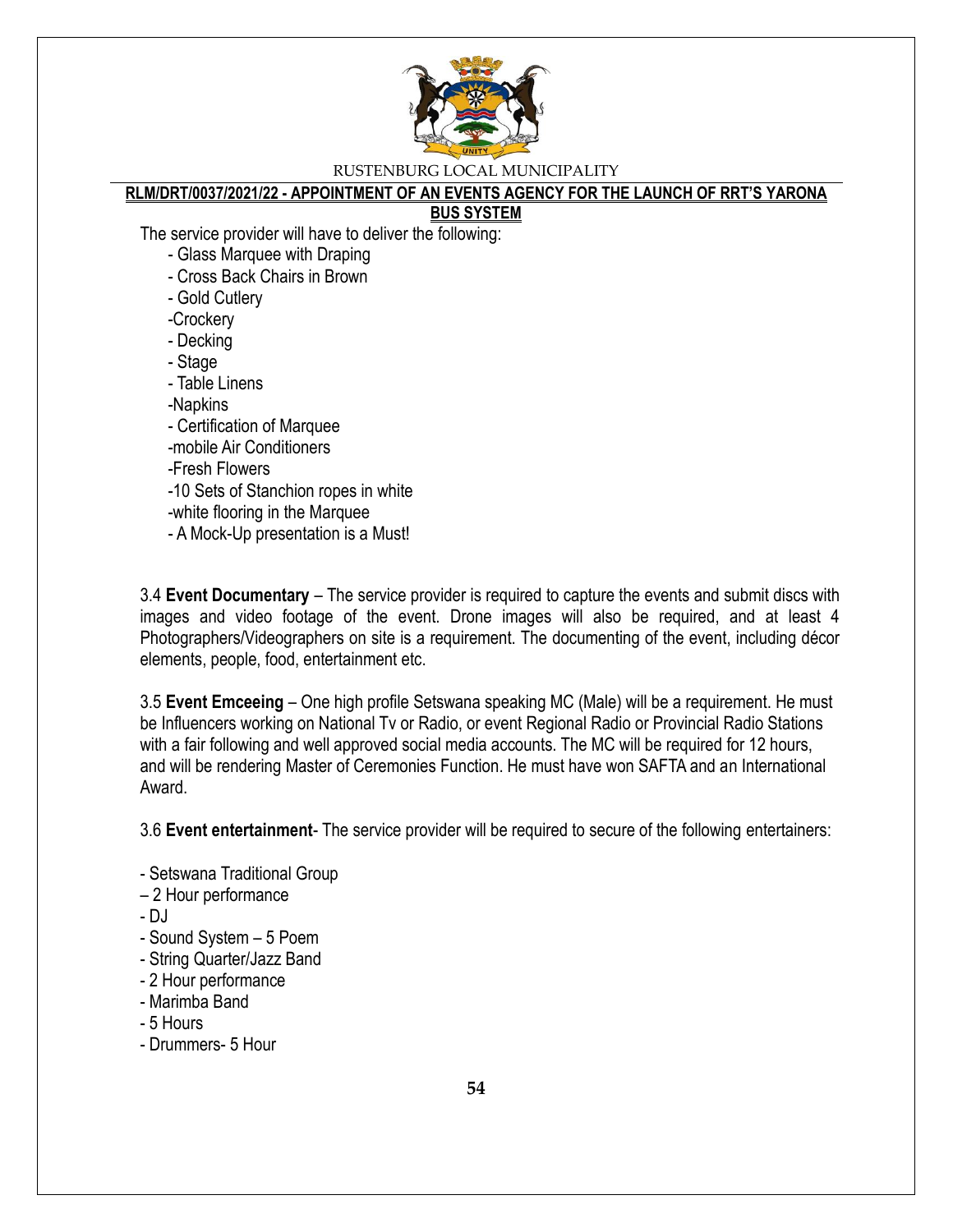The service provider will have to deliver the following:

- Glass Marquee with Draping
- Cross Back Chairs in Brown
- Gold Cutlery
- Crockery
- Decking
- Stage
- Table Linens
- Napkins
- Certification of Marquee
- mobile Air Conditioners
- Fresh Flowers
- 10 Sets of Stanchion ropes in white
- white flooring in the Marquee
- A Mock-Up presentation is a Must!

3.4 **Event Documentary** – The service provider is required to capture the events and submit discs with images and video footage of the event. Drone images will also be required, and at least 4 Photographers/Videographers on site is a requirement. The documenting of the event, including décor elements, people, food, entertainment etc.

3.5 **Event Emceeing** – One high profile Setswana speaking MC (Male) will be a requirement. He must be Influencers working on National Tv or Radio, or event Regional Radio or Provincial Radio Stations with a fair following and well approved social media accounts. The MC will be required for 12 hours, and will be rendering Master of Ceremonies Function. He must have won SAFTA and an International Award.

3.6 **Event entertainment**- The service provider will be required to secure of the following entertainers:

- Setswana Traditional Group
– 2 Hour performance
- DJ
- Sound System – 5 Poem
- String Quarter/Jazz Band
- 2 Hour performance
- Marimba Band
- 5 Hours
- Drummers- 5 Hour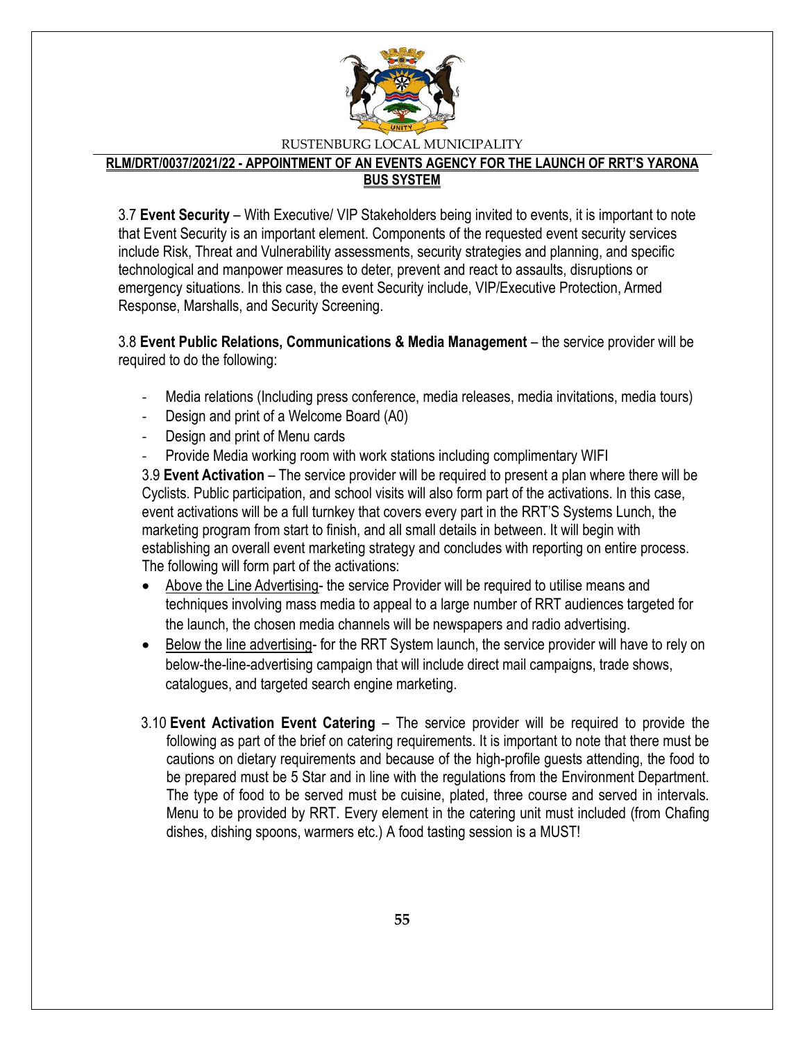3.7 **Event Security** – With Executive/ VIP Stakeholders being invited to events, it is important to note that Event Security is an important element. Components of the requested event security services include Risk, Threat and Vulnerability assessments, security strategies and planning, and specific technological and manpower measures to deter, prevent and react to assaults, disruptions or emergency situations. In this case, the event Security include, VIP/Executive Protection, Armed Response, Marshalls, and Security Screening.

3.8 **Event Public Relations, Communications & Media Management** – the service provider will be required to do the following:

- Media relations (Including press conference, media releases, media invitations, media tours)
- Design and print of a Welcome Board (A0)
- Design and print of Menu cards
- Provide Media working room with work stations including complimentary WIFI

3.9 **Event Activation** – The service provider will be required to present a plan where there will be Cyclists. Public participation, and school visits will also form part of the activations. In this case, event activations will be a full turnkey that covers every part in the RRT'S Systems Lunch, the marketing program from start to finish, and all small details in between. It will begin with establishing an overall event marketing strategy and concludes with reporting on entire process. The following will form part of the activations:

- Above the Line Advertising- the service Provider will be required to utilise means and techniques involving mass media to appeal to a large number of RRT audiences targeted for the launch, the chosen media channels will be newspapers and radio advertising.
- Below the line advertising- for the RRT System launch, the service provider will have to rely on below-the-line-advertising campaign that will include direct mail campaigns, trade shows, catalogues, and targeted search engine marketing.

3.10 **Event Activation Event Catering** – The service provider will be required to provide the following as part of the brief on catering requirements. It is important to note that there must be cautions on dietary requirements and because of the high-profile guests attending, the food to be prepared must be 5 Star and in line with the regulations from the Environment Department. The type of food to be served must be cuisine, plated, three course and served in intervals. Menu to be provided by RRT. Every element in the catering unit must included (from Chafing dishes, dishing spoons, warmers etc.) A food tasting session is a MUST!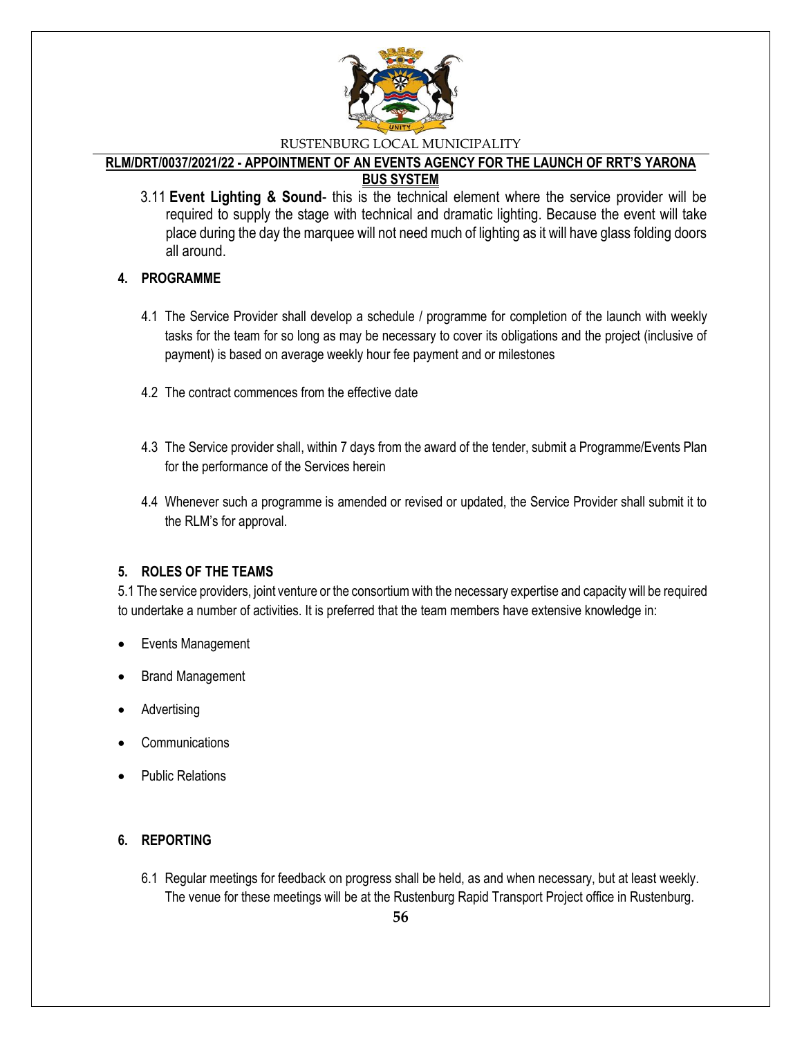3.11 **Event Lighting & Sound**- this is the technical element where the service provider will be required to supply the stage with technical and dramatic lighting. Because the event will take place during the day the marquee will not need much of lighting as it will have glass folding doors all around.

## 4. PROGRAMME

4.1 The Service Provider shall develop a schedule / programme for completion of the launch with weekly tasks for the team for so long as may be necessary to cover its obligations and the project (inclusive of payment) is based on average weekly hour fee payment and or milestones

4.2 The contract commences from the effective date

4.3 The Service provider shall, within 7 days from the award of the tender, submit a Programme/Events Plan for the performance of the Services herein

4.4 Whenever such a programme is amended or revised or updated, the Service Provider shall submit it to the RLM's for approval.

## 5. ROLES OF THE TEAMS

5.1 The service providers, joint venture or the consortium with the necessary expertise and capacity will be required to undertake a number of activities. It is preferred that the team members have extensive knowledge in:

- Events Management
- Brand Management
- Advertising
- Communications
- Public Relations

## 6. REPORTING

6.1 Regular meetings for feedback on progress shall be held, as and when necessary, but at least weekly. The venue for these meetings will be at the Rustenburg Rapid Transport Project office in Rustenburg.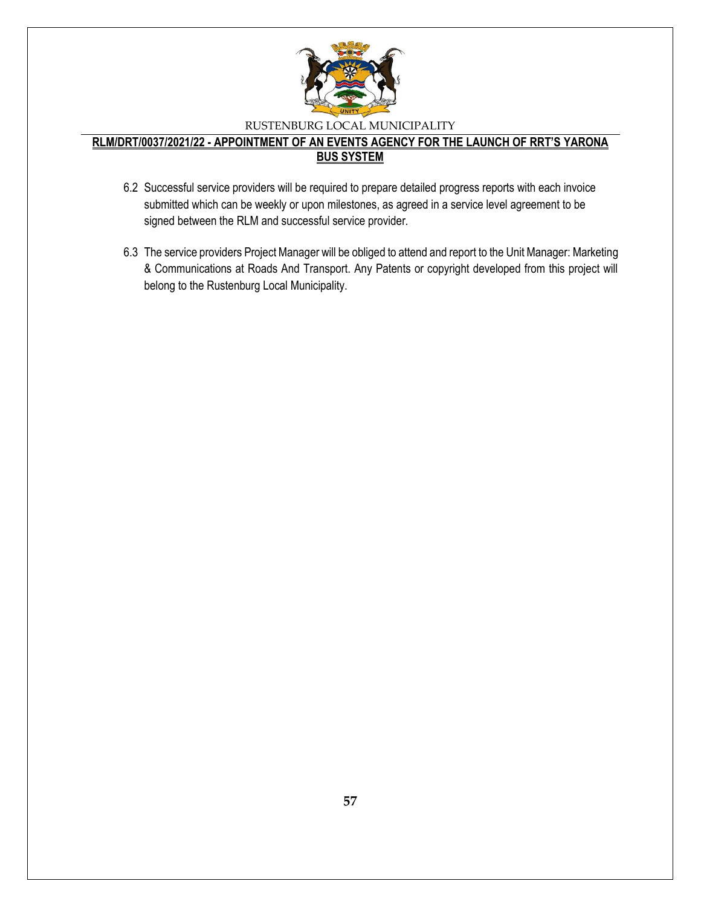6.2 Successful service providers will be required to prepare detailed progress reports with each invoice submitted which can be weekly or upon milestones, as agreed in a service level agreement to be signed between the RLM and successful service provider.

6.3 The service providers Project Manager will be obliged to attend and report to the Unit Manager: Marketing & Communications at Roads And Transport. Any Patents or copyright developed from this project will belong to the Rustenburg Local Municipality.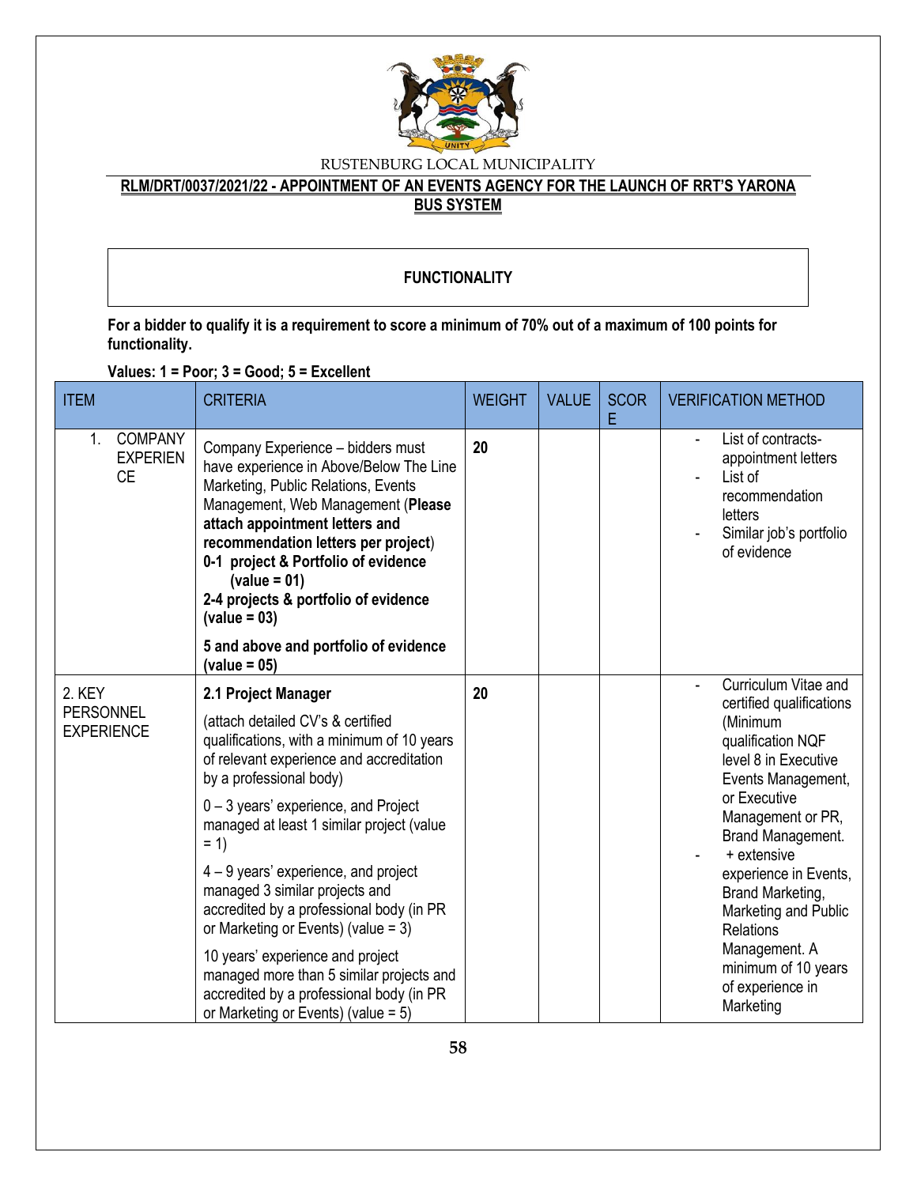RUSTENBURG LOCAL MUNICIPALITY

**RLM/DRT/0037/2021/22 - APPOINTMENT OF AN EVENTS AGENCY FOR THE LAUNCH OF RRT'S YARONA BUS SYSTEM**

## FUNCTIONALITY

**For a bidder to qualify it is a requirement to score a minimum of 70% out of a maximum of 100 points for functionality.**

**Values: 1 = Poor; 3 = Good; 5 = Excellent**

| ITEM | CRITERIA | WEIGHT | VALUE | SCORE | VERIFICATION METHOD |
|---|---|---|---|---|---|
| 1. COMPANY EXPERIENCE | Company Experience – bidders must have experience in Above/Below The Line Marketing, Public Relations, Events Management, Web Management (**Please attach appointment letters and recommendation letters per project**)<br>**0-1 project & Portfolio of evidence (value = 01)**<br>**2-4 projects & portfolio of evidence (value = 03)**<br>**5 and above and portfolio of evidence (value = 05)** | **20** | | | - List of contracts-appointment letters<br>- List of recommendation letters<br>- Similar job's portfolio of evidence |
| 2. KEY PERSONNEL EXPERIENCE | **2.1 Project Manager**<br>(attach detailed CV's & certified qualifications, with a minimum of 10 years of relevant experience and accreditation by a professional body)<br>0 – 3 years' experience, and Project managed at least 1 similar project (value = 1)<br>4 – 9 years' experience, and project managed 3 similar projects and accredited by a professional body (in PR or Marketing or Events) (value = 3)<br>10 years' experience and project managed more than 5 similar projects and accredited by a professional body (in PR or Marketing or Events) (value = 5) | **20** | | | - Curriculum Vitae and certified qualifications (Minimum qualification NQF level 8 in Executive Events Management, or Executive Management or PR, Brand Management.<br>- + extensive experience in Events, Brand Marketing, Marketing and Public Relations Management. A minimum of 10 years of experience in Marketing |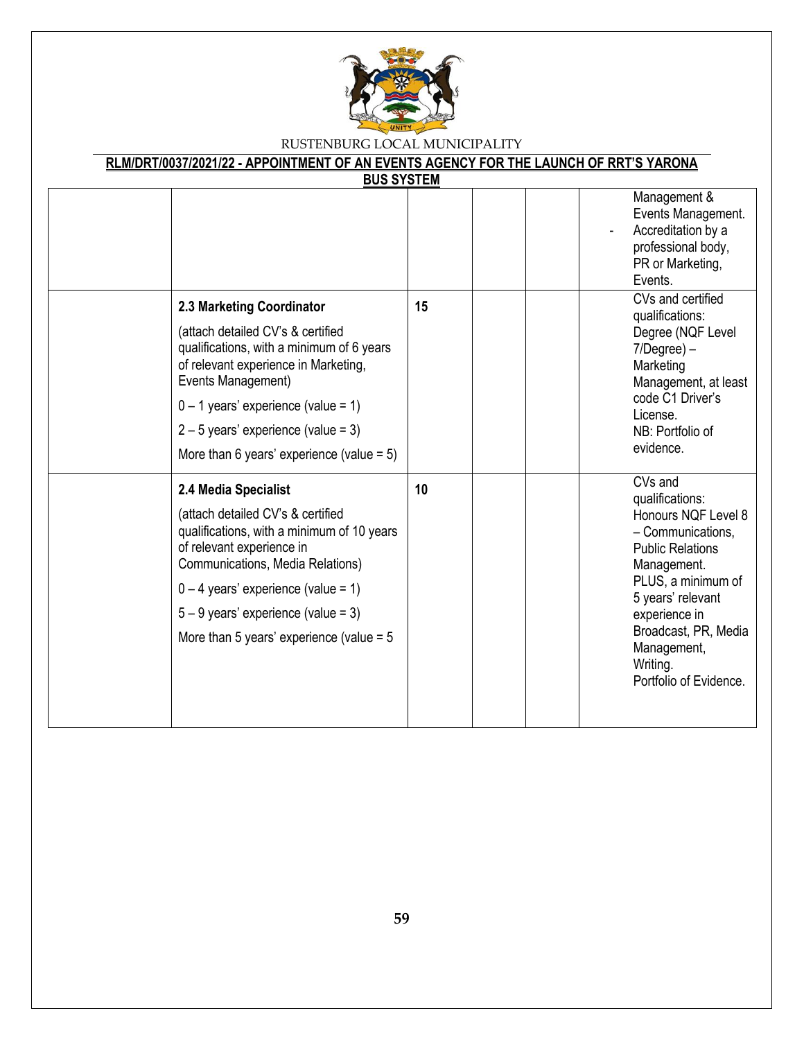RUSTENBURG LOCAL MUNICIPALITY

**RLM/DRT/0037/2021/22 - APPOINTMENT OF AN EVENTS AGENCY FOR THE LAUNCH OF RRT'S YARONA BUS SYSTEM**

| | | | | | |
|---|---|---|---|---|---|
| | | | | | Management & Events Management.<br>- Accreditation by a professional body, PR or Marketing, Events. |
| | **2.3 Marketing Coordinator**<br><br>(attach detailed CV's & certified qualifications, with a minimum of 6 years of relevant experience in Marketing, Events Management)<br><br>0 – 1 years' experience (value = 1)<br><br>2 – 5 years' experience (value = 3)<br><br>More than 6 years' experience (value = 5) | **15** | | | CVs and certified qualifications: Degree (NQF Level 7/Degree) – Marketing Management, at least code C1 Driver's License.<br>NB: Portfolio of evidence. |
| | **2.4 Media Specialist**<br><br>(attach detailed CV's & certified qualifications, with a minimum of 10 years of relevant experience in Communications, Media Relations)<br><br>0 – 4 years' experience (value = 1)<br><br>5 – 9 years' experience (value = 3)<br><br>More than 5 years' experience (value = 5 | **10** | | | CVs and qualifications: Honours NQF Level 8 – Communications, Public Relations Management.<br>PLUS, a minimum of 5 years' relevant experience in Broadcast, PR, Media Management, Writing.<br>Portfolio of Evidence. |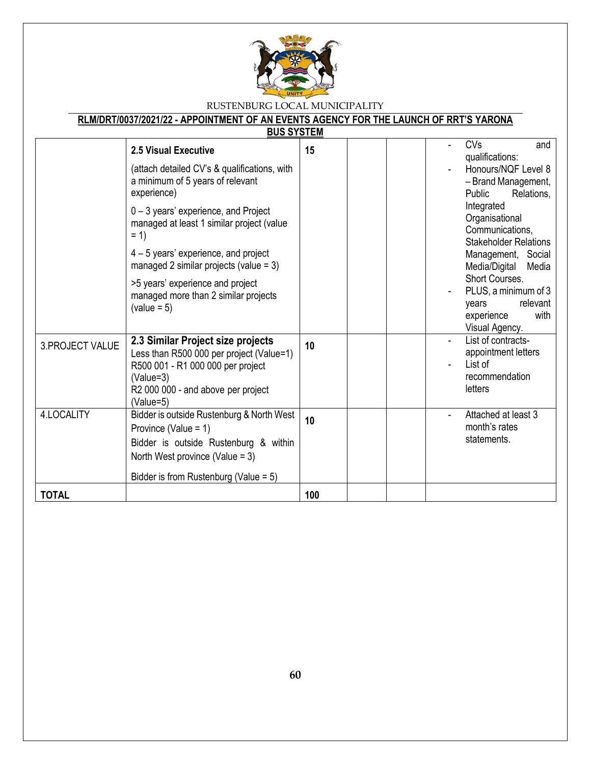RUSTENBURG LOCAL MUNICIPALITY

**RLM/DRT/0037/2021/22 - APPOINTMENT OF AN EVENTS AGENCY FOR THE LAUNCH OF RRT'S YARONA BUS SYSTEM**

| | | | | | |
|---|---|---|---|---|---|
| | **2.5 Visual Executive**<br><br>(attach detailed CV's & qualifications, with a minimum of 5 years of relevant experience)<br><br>0 – 3 years' experience, and Project managed at least 1 similar project (value = 1)<br><br>4 – 5 years' experience, and project managed 2 similar projects (value = 3)<br><br>>5 years' experience and project managed more than 2 similar projects (value = 5) | **15** | | | - CVs and qualifications:<br>- Honours/NQF Level 8 – Brand Management, Public Relations, Integrated Organisational Communications, Stakeholder Relations Management, Social Media/Digital Media Short Courses.<br>- PLUS, a minimum of 3 years relevant experience with Visual Agency. |
| 3.PROJECT VALUE | **2.3 Similar Project size projects**<br>Less than R500 000 per project (Value=1)<br>R500 001 - R1 000 000 per project (Value=3)<br>R2 000 000 - and above per project (Value=5) | **10** | | | - List of contracts-appointment letters<br>- List of recommendation letters |
| 4.LOCALITY | Bidder is outside Rustenburg & North West Province (Value = 1)<br><br>Bidder is outside Rustenburg & within North West province (Value = 3)<br><br>Bidder is from Rustenburg (Value = 5) | **10** | | | - Attached at least 3 month's rates statements. |
| **TOTAL** | | **100** | | | |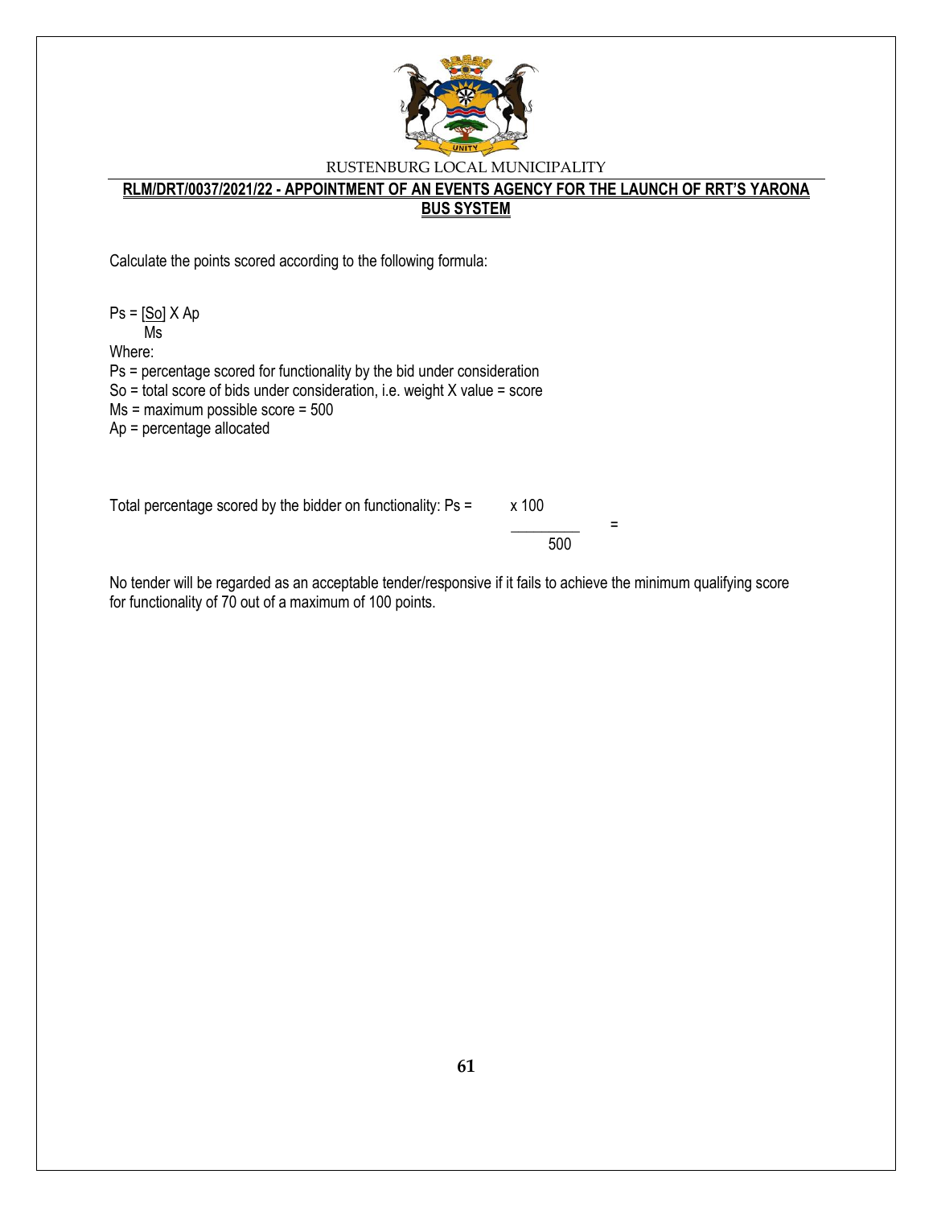Calculate the points scored according to the following formula:

$$Ps = \frac{So}{Ms} \times Ap$$

Where:

Ps = percentage scored for functionality by the bid under consideration

So = total score of bids under consideration, i.e. weight X value = score

Ms = maximum possible score = 500

Ap = percentage allocated

Total percentage scored by the bidder on functionality: $Ps = \frac{\quad \times 100}{500} =$

No tender will be regarded as an acceptable tender/responsive if it fails to achieve the minimum qualifying score for functionality of 70 out of a maximum of 100 points.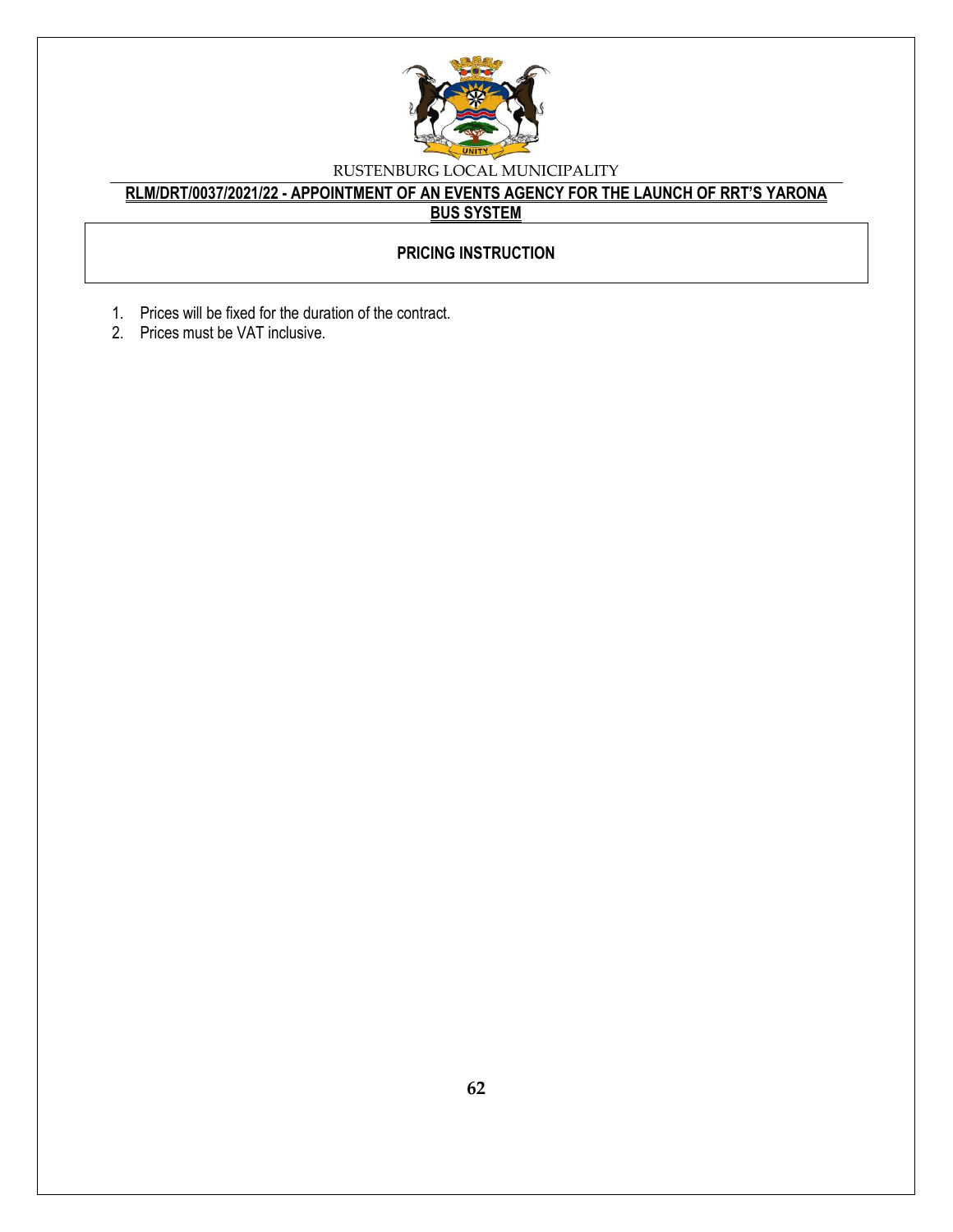RUSTENBURG LOCAL MUNICIPALITY

**RLM/DRT/0037/2021/22 - APPOINTMENT OF AN EVENTS AGENCY FOR THE LAUNCH OF RRT'S YARONA BUS SYSTEM**

## PRICING INSTRUCTION

1. Prices will be fixed for the duration of the contract.
2. Prices must be VAT inclusive.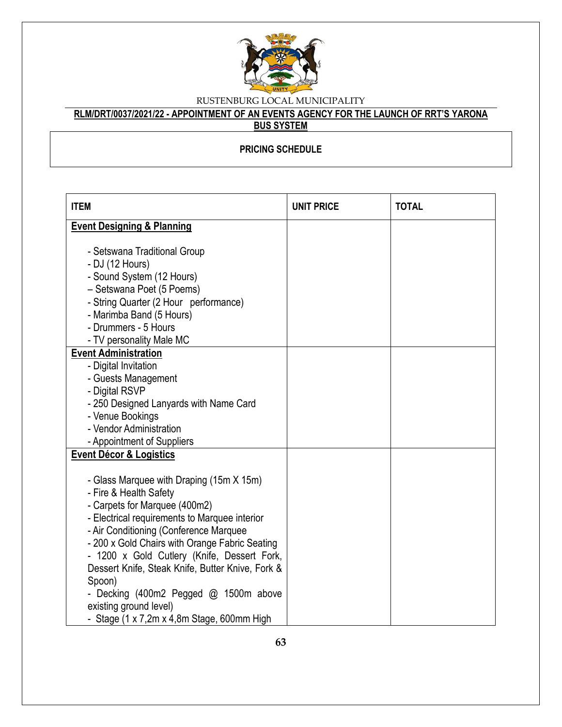RUSTENBURG LOCAL MUNICIPALITY

**RLM/DRT/0037/2021/22 - APPOINTMENT OF AN EVENTS AGENCY FOR THE LAUNCH OF RRT'S YARONA BUS SYSTEM**

**PRICING SCHEDULE**

| ITEM | UNIT PRICE | TOTAL |
|---|---|---|
| **Event Designing & Planning**<br><br>- Setswana Traditional Group<br>- DJ (12 Hours)<br>- Sound System (12 Hours)<br>– Setswana Poet (5 Poems)<br>- String Quarter (2 Hour performance)<br>- Marimba Band (5 Hours)<br>- Drummers - 5 Hours<br>- TV personality Male MC | | |
| **Event Administration**<br>- Digital Invitation<br>- Guests Management<br>- Digital RSVP<br>- 250 Designed Lanyards with Name Card<br>- Venue Bookings<br>- Vendor Administration<br>- Appointment of Suppliers | | |
| **Event Décor & Logistics**<br><br>- Glass Marquee with Draping (15m X 15m)<br>- Fire & Health Safety<br>- Carpets for Marquee (400m2)<br>- Electrical requirements to Marquee interior<br>- Air Conditioning (Conference Marquee<br>- 200 x Gold Chairs with Orange Fabric Seating<br>- 1200 x Gold Cutlery (Knife, Dessert Fork, Dessert Knife, Steak Knife, Butter Knive, Fork & Spoon)<br>- Decking (400m2 Pegged @ 1500m above existing ground level)<br>- Stage (1 x 7,2m x 4,8m Stage, 600mm High | | |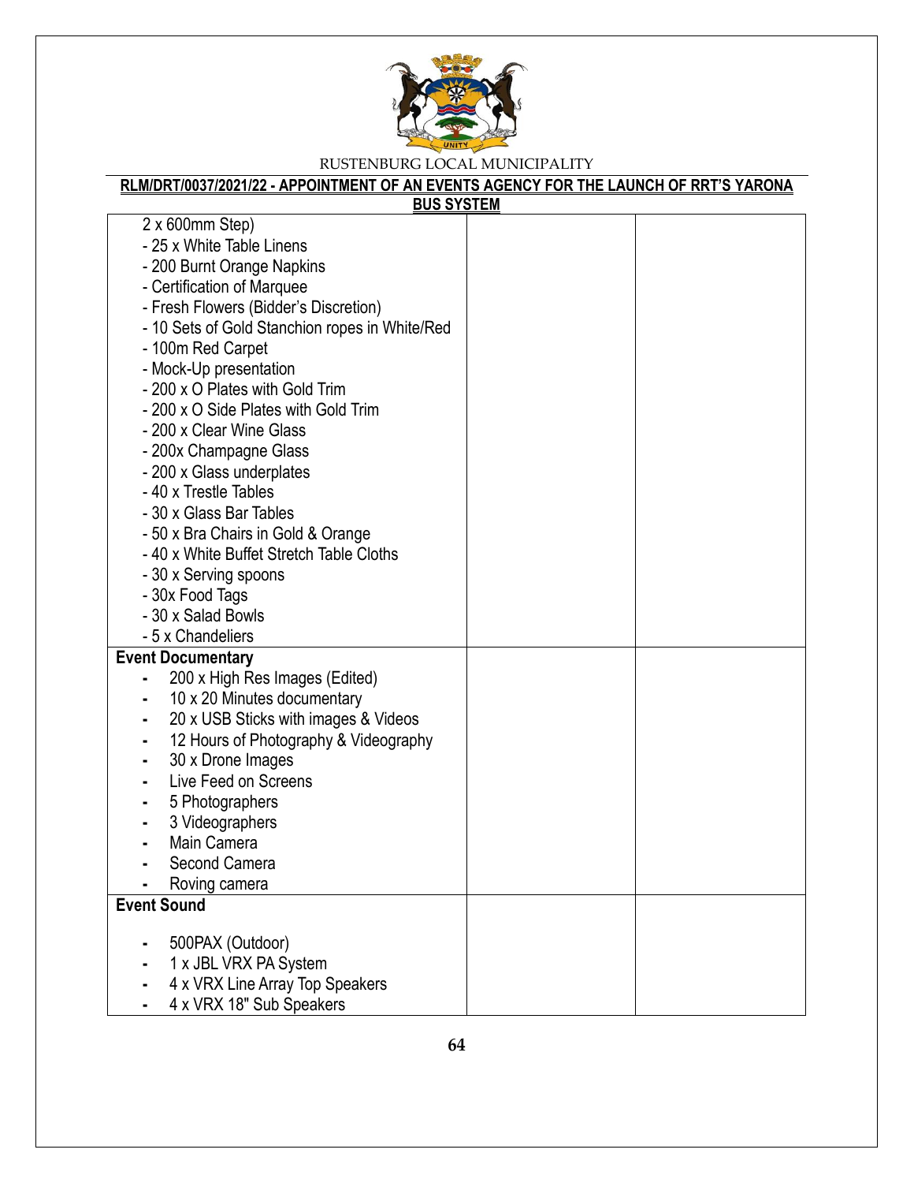| | | |
|---|---|---|
| 2 x 600mm Step)<br>- 25 x White Table Linens<br>- 200 Burnt Orange Napkins<br>- Certification of Marquee<br>- Fresh Flowers (Bidder's Discretion)<br>- 10 Sets of Gold Stanchion ropes in White/Red<br>- 100m Red Carpet<br>- Mock-Up presentation<br>- 200 x O Plates with Gold Trim<br>- 200 x O Side Plates with Gold Trim<br>- 200 x Clear Wine Glass<br>- 200x Champagne Glass<br>- 200 x Glass underplates<br>- 40 x Trestle Tables<br>- 30 x Glass Bar Tables<br>- 50 x Bra Chairs in Gold & Orange<br>- 40 x White Buffet Stretch Table Cloths<br>- 30 x Serving spoons<br>- 30x Food Tags<br>- 30 x Salad Bowls<br>- 5 x Chandeliers | | |
| **Event Documentary**<br>- 200 x High Res Images (Edited)<br>- 10 x 20 Minutes documentary<br>- 20 x USB Sticks with images & Videos<br>- 12 Hours of Photography & Videography<br>- 30 x Drone Images<br>- Live Feed on Screens<br>- 5 Photographers<br>- 3 Videographers<br>- Main Camera<br>- Second Camera<br>- Roving camera | | |
| **Event Sound**<br>- 500PAX (Outdoor)<br>- 1 x JBL VRX PA System<br>- 4 x VRX Line Array Top Speakers<br>- 4 x VRX 18" Sub Speakers | | |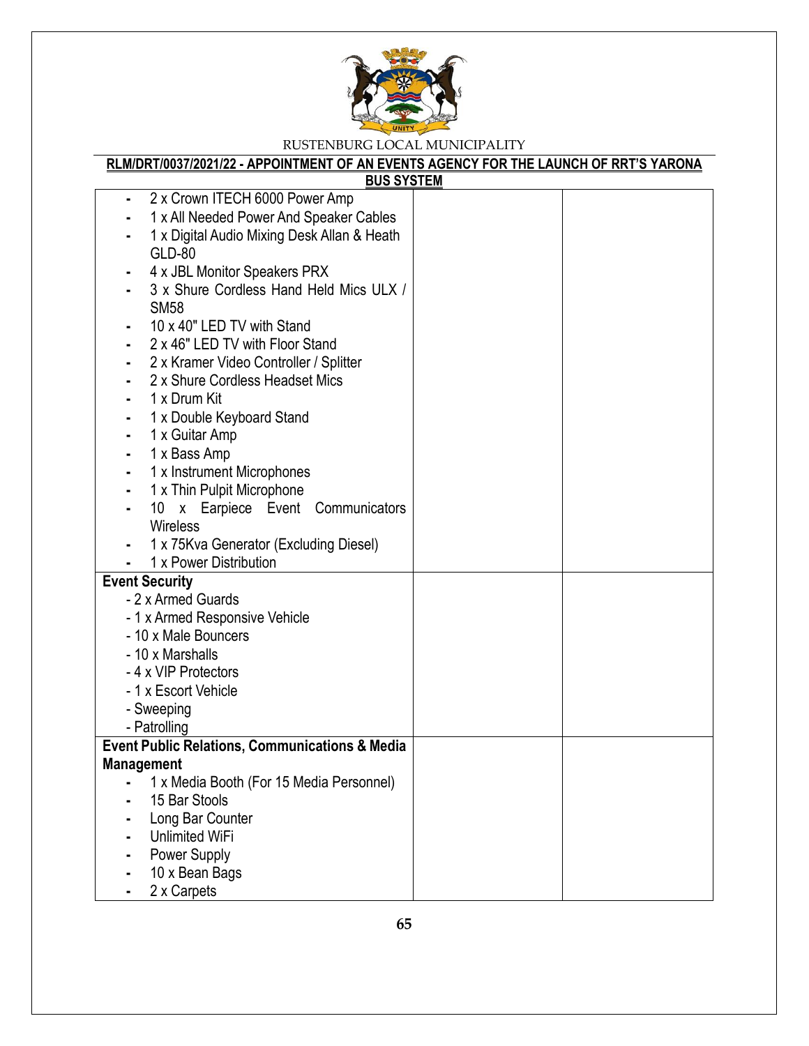RUSTENBURG LOCAL MUNICIPALITY

**RLM/DRT/0037/2021/22 - APPOINTMENT OF AN EVENTS AGENCY FOR THE LAUNCH OF RRT'S YARONA BUS SYSTEM**

| | | |
|---|---|---|
| - 2 x Crown ITECH 6000 Power Amp<br>- 1 x All Needed Power And Speaker Cables<br>- 1 x Digital Audio Mixing Desk Allan & Heath GLD-80<br>- 4 x JBL Monitor Speakers PRX<br>- 3 x Shure Cordless Hand Held Mics ULX / SM58<br>- 10 x 40" LED TV with Stand<br>- 2 x 46" LED TV with Floor Stand<br>- 2 x Kramer Video Controller / Splitter<br>- 2 x Shure Cordless Headset Mics<br>- 1 x Drum Kit<br>- 1 x Double Keyboard Stand<br>- 1 x Guitar Amp<br>- 1 x Bass Amp<br>- 1 x Instrument Microphones<br>- 1 x Thin Pulpit Microphone<br>- 10 x Earpiece Event Communicators Wireless<br>- 1 x 75Kva Generator (Excluding Diesel)<br>- 1 x Power Distribution | | |
| **Event Security**<br>- 2 x Armed Guards<br>- 1 x Armed Responsive Vehicle<br>- 10 x Male Bouncers<br>- 10 x Marshalls<br>- 4 x VIP Protectors<br>- 1 x Escort Vehicle<br>- Sweeping<br>- Patrolling | | |
| **Event Public Relations, Communications & Media Management**<br>- 1 x Media Booth (For 15 Media Personnel)<br>- 15 Bar Stools<br>- Long Bar Counter<br>- Unlimited WiFi<br>- Power Supply<br>- 10 x Bean Bags<br>- 2 x Carpets | | |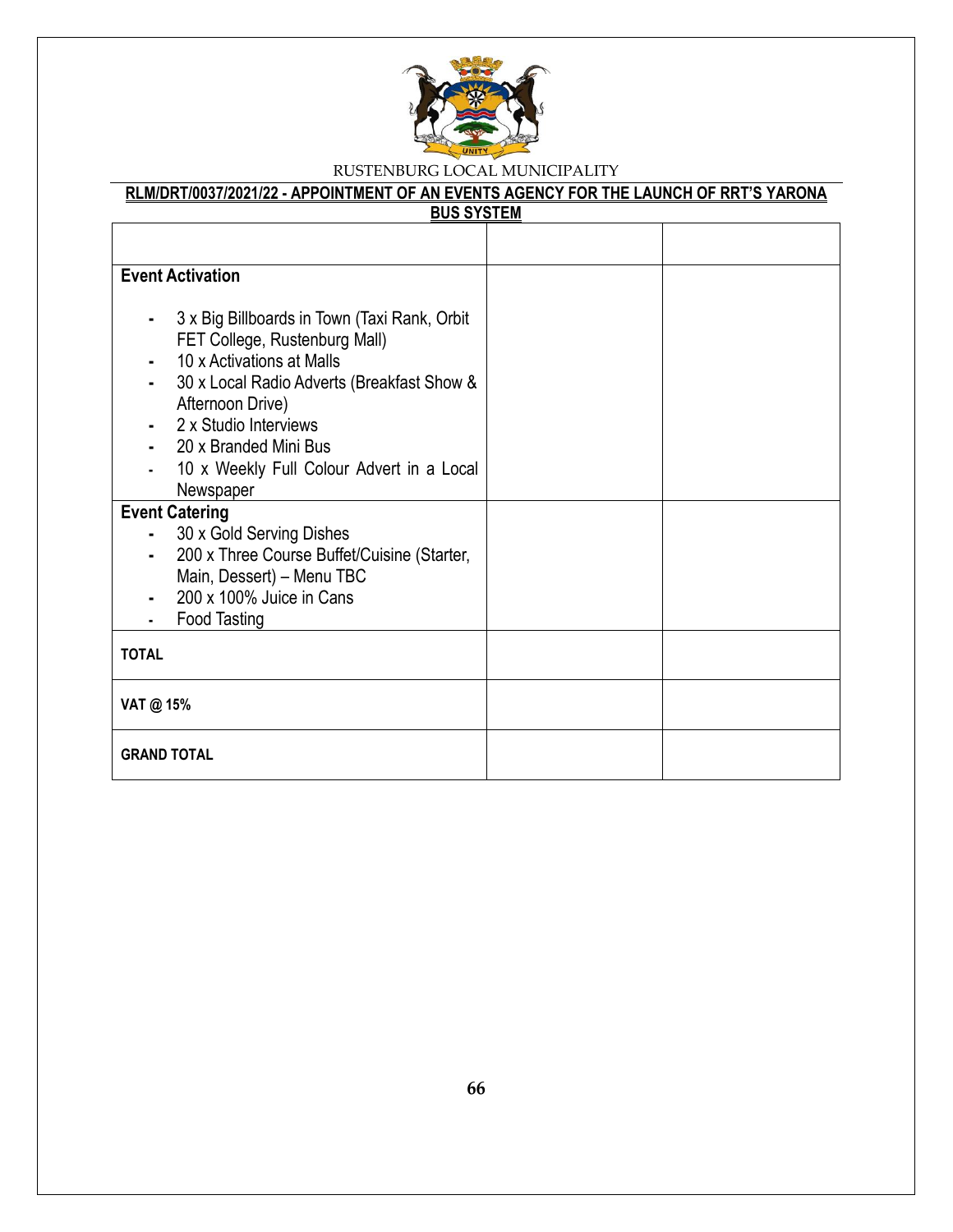RUSTENBURG LOCAL MUNICIPALITY

**RLM/DRT/0037/2021/22 - APPOINTMENT OF AN EVENTS AGENCY FOR THE LAUNCH OF RRT'S YARONA BUS SYSTEM**

| | | |
|---|---|---|
| | | |
| **Event Activation**<br><br>- 3 x Big Billboards in Town (Taxi Rank, Orbit FET College, Rustenburg Mall)<br>- 10 x Activations at Malls<br>- 30 x Local Radio Adverts (Breakfast Show & Afternoon Drive)<br>- 2 x Studio Interviews<br>- 20 x Branded Mini Bus<br>- 10 x Weekly Full Colour Advert in a Local Newspaper | | |
| **Event Catering**<br>- 30 x Gold Serving Dishes<br>- 200 x Three Course Buffet/Cuisine (Starter, Main, Dessert) – Menu TBC<br>- 200 x 100% Juice in Cans<br>- Food Tasting | | |
| **TOTAL** | | |
| **VAT @ 15%** | | |
| **GRAND TOTAL** | | |